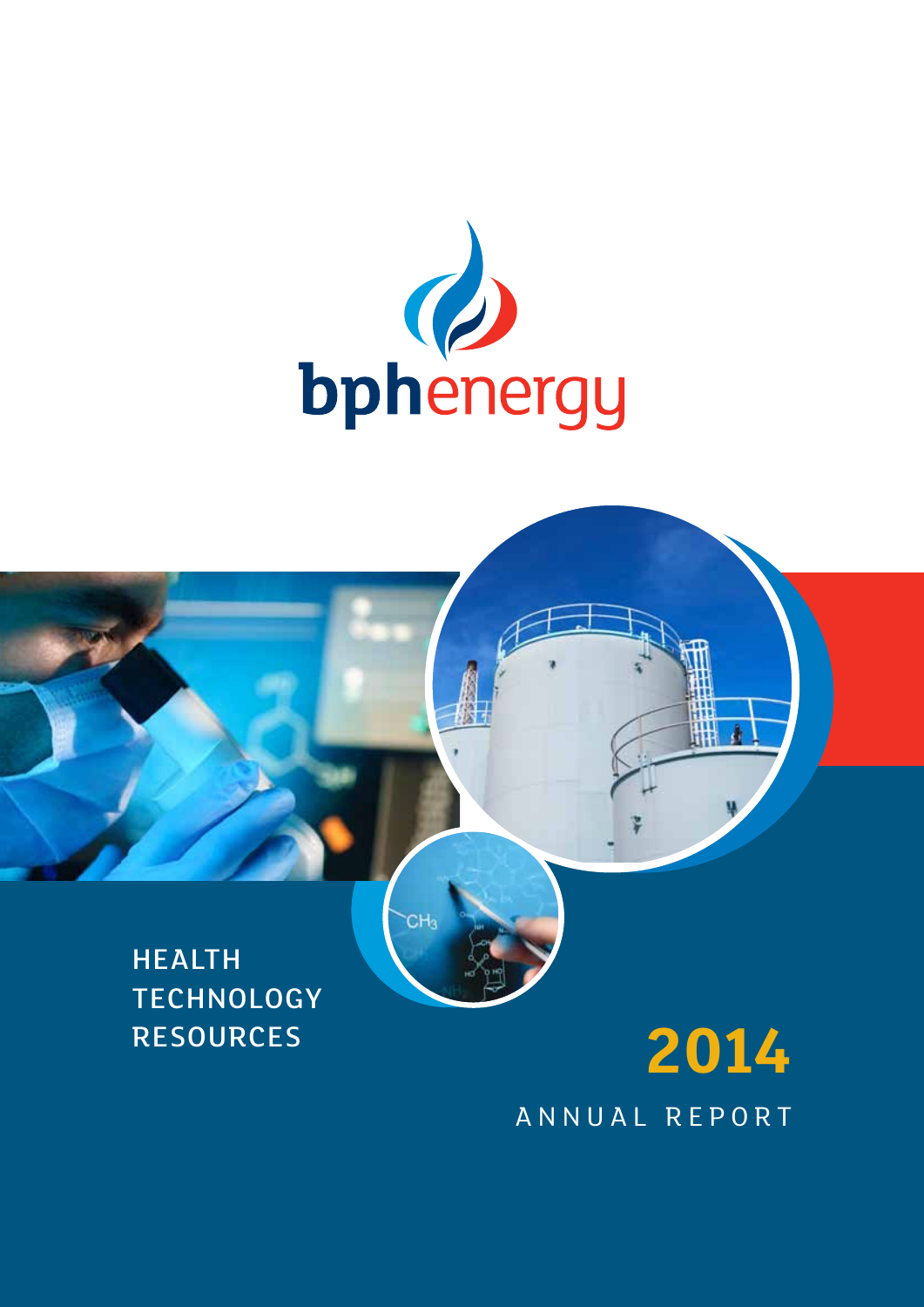# bphenergy

HEALTH
TECHNOLOGY
RESOURCES

**2014**

ANNUAL REPORT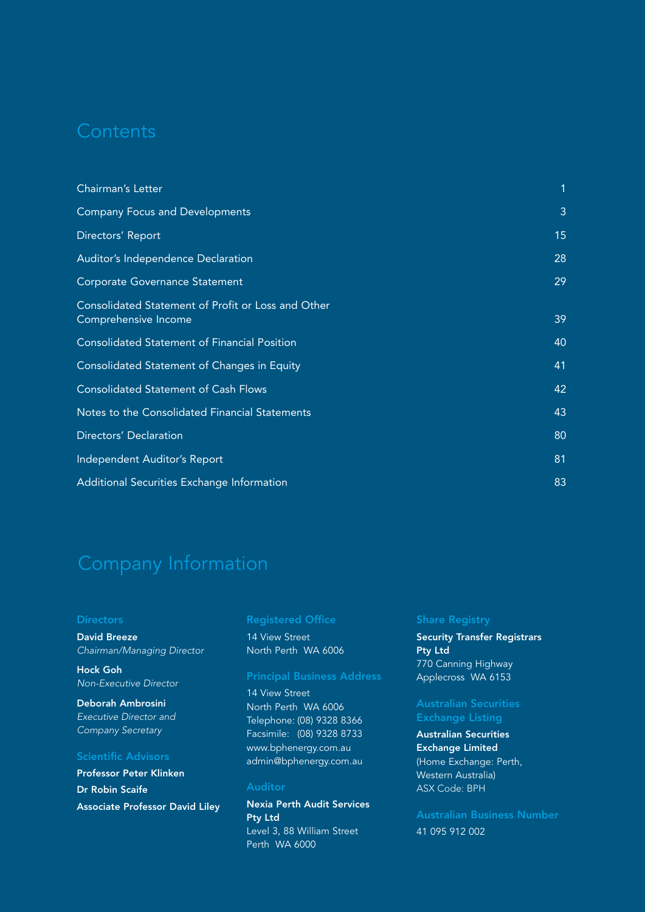# Contents

| | |
|---|---|
| Chairman's Letter | 1 |
| Company Focus and Developments | 3 |
| Directors' Report | 15 |
| Auditor's Independence Declaration | 28 |
| Corporate Governance Statement | 29 |
| Consolidated Statement of Profit or Loss and Other Comprehensive Income | 39 |
| Consolidated Statement of Financial Position | 40 |
| Consolidated Statement of Changes in Equity | 41 |
| Consolidated Statement of Cash Flows | 42 |
| Notes to the Consolidated Financial Statements | 43 |
| Directors' Declaration | 80 |
| Independent Auditor's Report | 81 |
| Additional Securities Exchange Information | 83 |

# Company Information

### Directors

**David Breeze**
*Chairman/Managing Director*

**Hock Goh**
*Non-Executive Director*

**Deborah Ambrosini**
*Executive Director and Company Secretary*

### Scientific Advisors

**Professor Peter Klinken**

**Dr Robin Scaife**

**Associate Professor David Liley**

### Registered Office

14 View Street
North Perth WA 6006

### Principal Business Address

14 View Street
North Perth WA 6006
Telephone: (08) 9328 8366
Facsimile: (08) 9328 8733
www.bphenergy.com.au
admin@bphenergy.com.au

### Auditor

**Nexia Perth Audit Services Pty Ltd**
Level 3, 88 William Street
Perth WA 6000

### Share Registry

**Security Transfer Registrars Pty Ltd**
770 Canning Highway
Applecross WA 6153

### Australian Securities Exchange Listing

**Australian Securities Exchange Limited**
(Home Exchange: Perth, Western Australia)
ASX Code: BPH

### Australian Business Number

41 095 912 002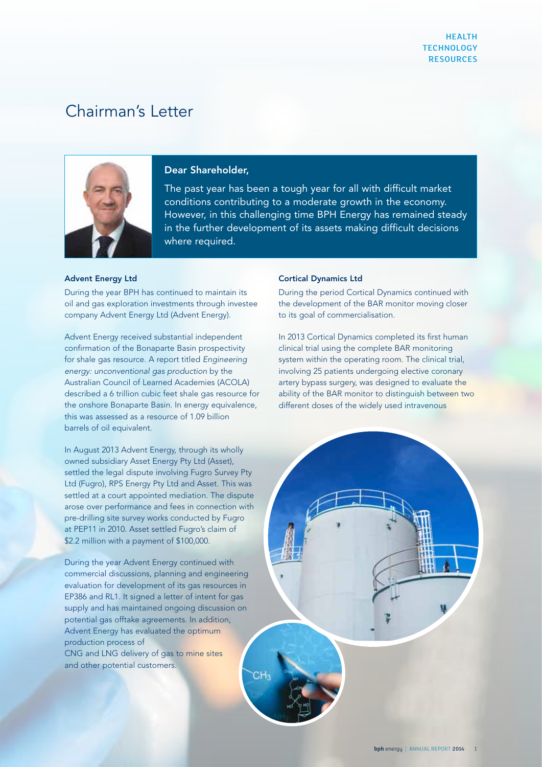# Chairman's Letter

**Dear Shareholder,**

The past year has been a tough year for all with difficult market conditions contributing to a moderate growth in the economy. However, in this challenging time BPH Energy has remained steady in the further development of its assets making difficult decisions where required.

### Advent Energy Ltd

During the year BPH has continued to maintain its oil and gas exploration investments through investee company Advent Energy Ltd (Advent Energy).

Advent Energy received substantial independent confirmation of the Bonaparte Basin prospectivity for shale gas resource. A report titled *Engineering energy: unconventional gas production* by the Australian Council of Learned Academies (ACOLA) described a 6 trillion cubic feet shale gas resource for the onshore Bonaparte Basin. In energy equivalence, this was assessed as a resource of 1.09 billion barrels of oil equivalent.

In August 2013 Advent Energy, through its wholly owned subsidiary Asset Energy Pty Ltd (Asset), settled the legal dispute involving Fugro Survey Pty Ltd (Fugro), RPS Energy Pty Ltd and Asset. This was settled at a court appointed mediation. The dispute arose over performance and fees in connection with pre-drilling site survey works conducted by Fugro at PEP11 in 2010. Asset settled Fugro's claim of $2.2 million with a payment of $100,000.

During the year Advent Energy continued with commercial discussions, planning and engineering evaluation for development of its gas resources in EP386 and RL1. It signed a letter of intent for gas supply and has maintained ongoing discussion on potential gas offtake agreements. In addition, Advent Energy has evaluated the optimum production process of CNG and LNG delivery of gas to mine sites and other potential customers.

### Cortical Dynamics Ltd

During the period Cortical Dynamics continued with the development of the BAR monitor moving closer to its goal of commercialisation.

In 2013 Cortical Dynamics completed its first human clinical trial using the complete BAR monitoring system within the operating room. The clinical trial, involving 25 patients undergoing elective coronary artery bypass surgery, was designed to evaluate the ability of the BAR monitor to distinguish between two different doses of the widely used intravenous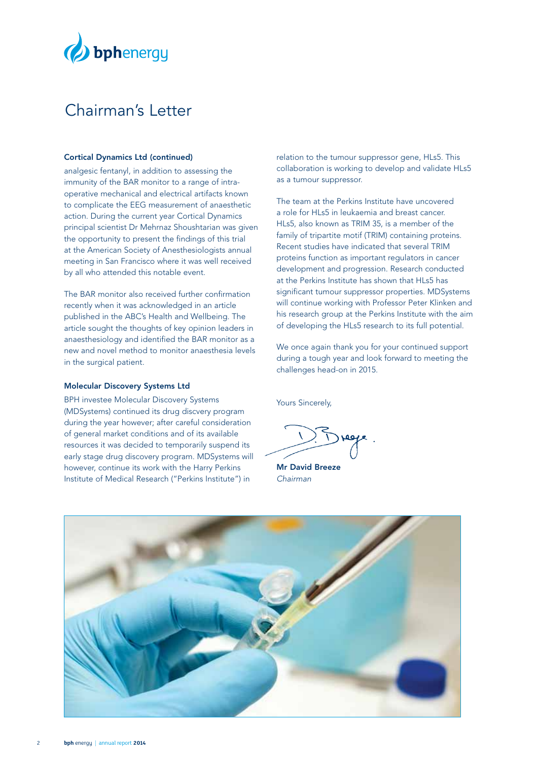# Chairman's Letter

### Cortical Dynamics Ltd (continued)

analgesic fentanyl, in addition to assessing the immunity of the BAR monitor to a range of intra-operative mechanical and electrical artifacts known to complicate the EEG measurement of anaesthetic action. During the current year Cortical Dynamics principal scientist Dr Mehrnaz Shoushtarian was given the opportunity to present the findings of this trial at the American Society of Anesthesiologists annual meeting in San Francisco where it was well received by all who attended this notable event.

The BAR monitor also received further confirmation recently when it was acknowledged in an article published in the ABC's Health and Wellbeing. The article sought the thoughts of key opinion leaders in anaesthesiology and identified the BAR monitor as a new and novel method to monitor anaesthesia levels in the surgical patient.

### Molecular Discovery Systems Ltd

BPH investee Molecular Discovery Systems (MDSystems) continued its drug discvery program during the year however; after careful consideration of general market conditions and of its available resources it was decided to temporarily suspend its early stage drug discovery program. MDSystems will however, continue its work with the Harry Perkins Institute of Medical Research ("Perkins Institute") in relation to the tumour suppressor gene, HLs5. This collaboration is working to develop and validate HLs5 as a tumour suppressor.

The team at the Perkins Institute have uncovered a role for HLs5 in leukaemia and breast cancer. HLs5, also known as TRIM 35, is a member of the family of tripartite motif (TRIM) containing proteins. Recent studies have indicated that several TRIM proteins function as important regulators in cancer development and progression. Research conducted at the Perkins Institute has shown that HLs5 has significant tumour suppressor properties. MDSystems will continue working with Professor Peter Klinken and his research group at the Perkins Institute with the aim of developing the HLs5 research to its full potential.

We once again thank you for your continued support during a tough year and look forward to meeting the challenges head-on in 2015.

Yours Sincerely,

**Mr David Breeze**
*Chairman*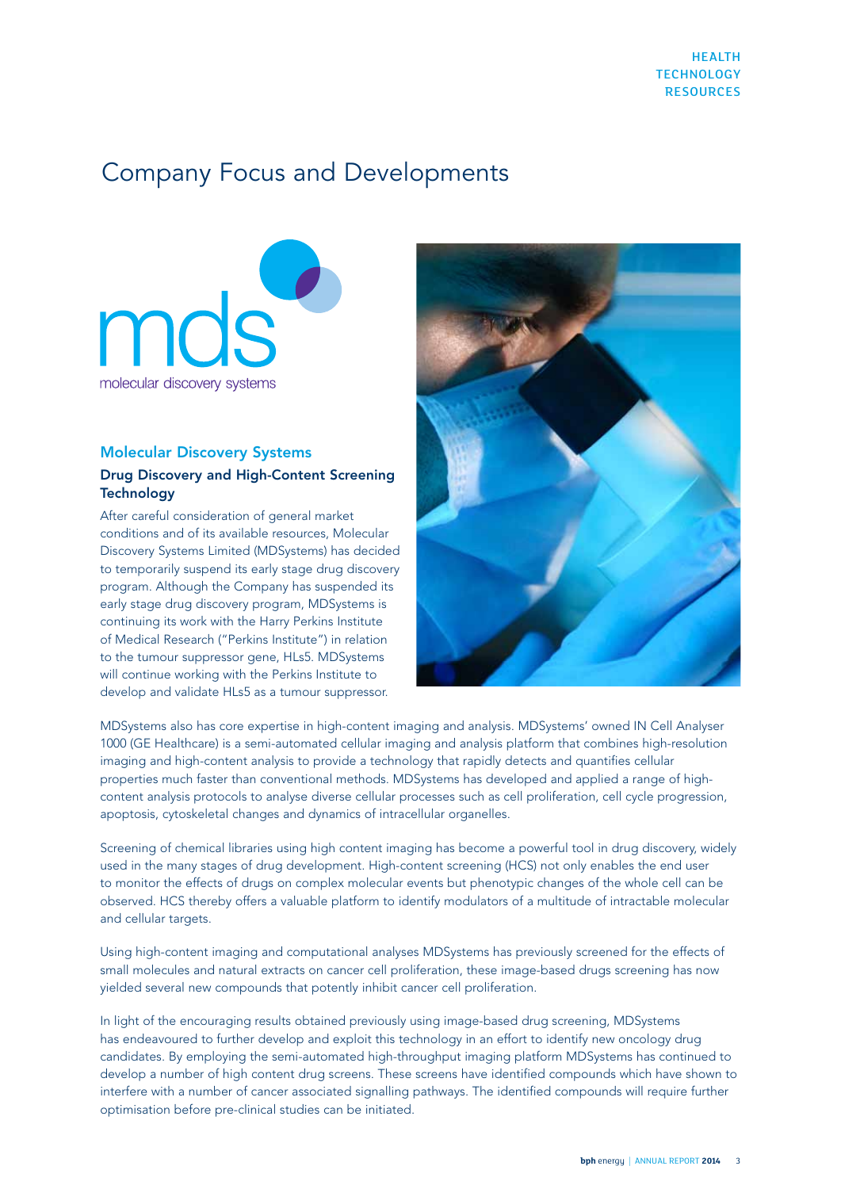# Company Focus and Developments

## Molecular Discovery Systems

### Drug Discovery and High-Content Screening Technology

After careful consideration of general market conditions and of its available resources, Molecular Discovery Systems Limited (MDSystems) has decided to temporarily suspend its early stage drug discovery program. Although the Company has suspended its early stage drug discovery program, MDSystems is continuing its work with the Harry Perkins Institute of Medical Research ("Perkins Institute") in relation to the tumour suppressor gene, HLs5. MDSystems will continue working with the Perkins Institute to develop and validate HLs5 as a tumour suppressor.

MDSystems also has core expertise in high-content imaging and analysis. MDSystems' owned IN Cell Analyser 1000 (GE Healthcare) is a semi-automated cellular imaging and analysis platform that combines high-resolution imaging and high-content analysis to provide a technology that rapidly detects and quantifies cellular properties much faster than conventional methods. MDSystems has developed and applied a range of high-content analysis protocols to analyse diverse cellular processes such as cell proliferation, cell cycle progression, apoptosis, cytoskeletal changes and dynamics of intracellular organelles.

Screening of chemical libraries using high content imaging has become a powerful tool in drug discovery, widely used in the many stages of drug development. High-content screening (HCS) not only enables the end user to monitor the effects of drugs on complex molecular events but phenotypic changes of the whole cell can be observed. HCS thereby offers a valuable platform to identify modulators of a multitude of intractable molecular and cellular targets.

Using high-content imaging and computational analyses MDSystems has previously screened for the effects of small molecules and natural extracts on cancer cell proliferation, these image-based drugs screening has now yielded several new compounds that potently inhibit cancer cell proliferation.

In light of the encouraging results obtained previously using image-based drug screening, MDSystems has endeavoured to further develop and exploit this technology in an effort to identify new oncology drug candidates. By employing the semi-automated high-throughput imaging platform MDSystems has continued to develop a number of high content drug screens. These screens have identified compounds which have shown to interfere with a number of cancer associated signalling pathways. The identified compounds will require further optimisation before pre-clinical studies can be initiated.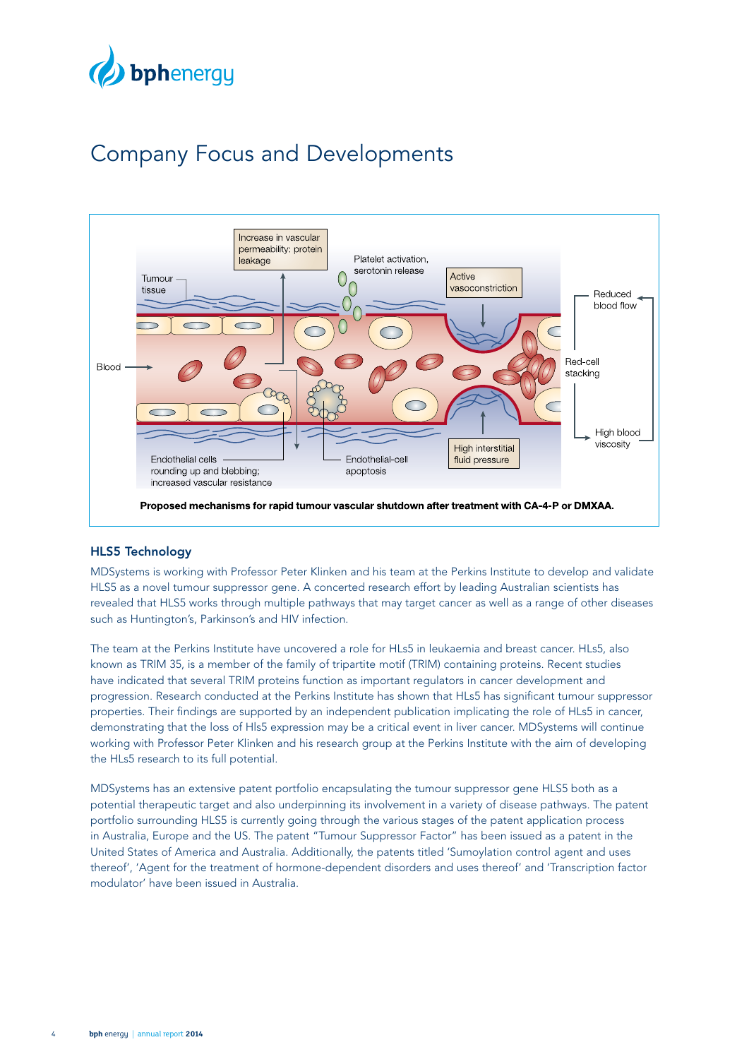# Company Focus and Developments

Proposed mechanisms for rapid tumour vascular shutdown after treatment with CA-4-P or DMXAA.

## HLS5 Technology

MDSystems is working with Professor Peter Klinken and his team at the Perkins Institute to develop and validate HLS5 as a novel tumour suppressor gene. A concerted research effort by leading Australian scientists has revealed that HLS5 works through multiple pathways that may target cancer as well as a range of other diseases such as Huntington's, Parkinson's and HIV infection.

The team at the Perkins Institute have uncovered a role for HLs5 in leukaemia and breast cancer. HLs5, also known as TRIM 35, is a member of the family of tripartite motif (TRIM) containing proteins. Recent studies have indicated that several TRIM proteins function as important regulators in cancer development and progression. Research conducted at the Perkins Institute has shown that HLs5 has significant tumour suppressor properties. Their findings are supported by an independent publication implicating the role of HLs5 in cancer, demonstrating that the loss of Hls5 expression may be a critical event in liver cancer. MDSystems will continue working with Professor Peter Klinken and his research group at the Perkins Institute with the aim of developing the HLs5 research to its full potential.

MDSystems has an extensive patent portfolio encapsulating the tumour suppressor gene HLS5 both as a potential therapeutic target and also underpinning its involvement in a variety of disease pathways. The patent portfolio surrounding HLS5 is currently going through the various stages of the patent application process in Australia, Europe and the US. The patent "Tumour Suppressor Factor" has been issued as a patent in the United States of America and Australia. Additionally, the patents titled 'Sumoylation control agent and uses thereof', 'Agent for the treatment of hormone-dependent disorders and uses thereof' and 'Transcription factor modulator' have been issued in Australia.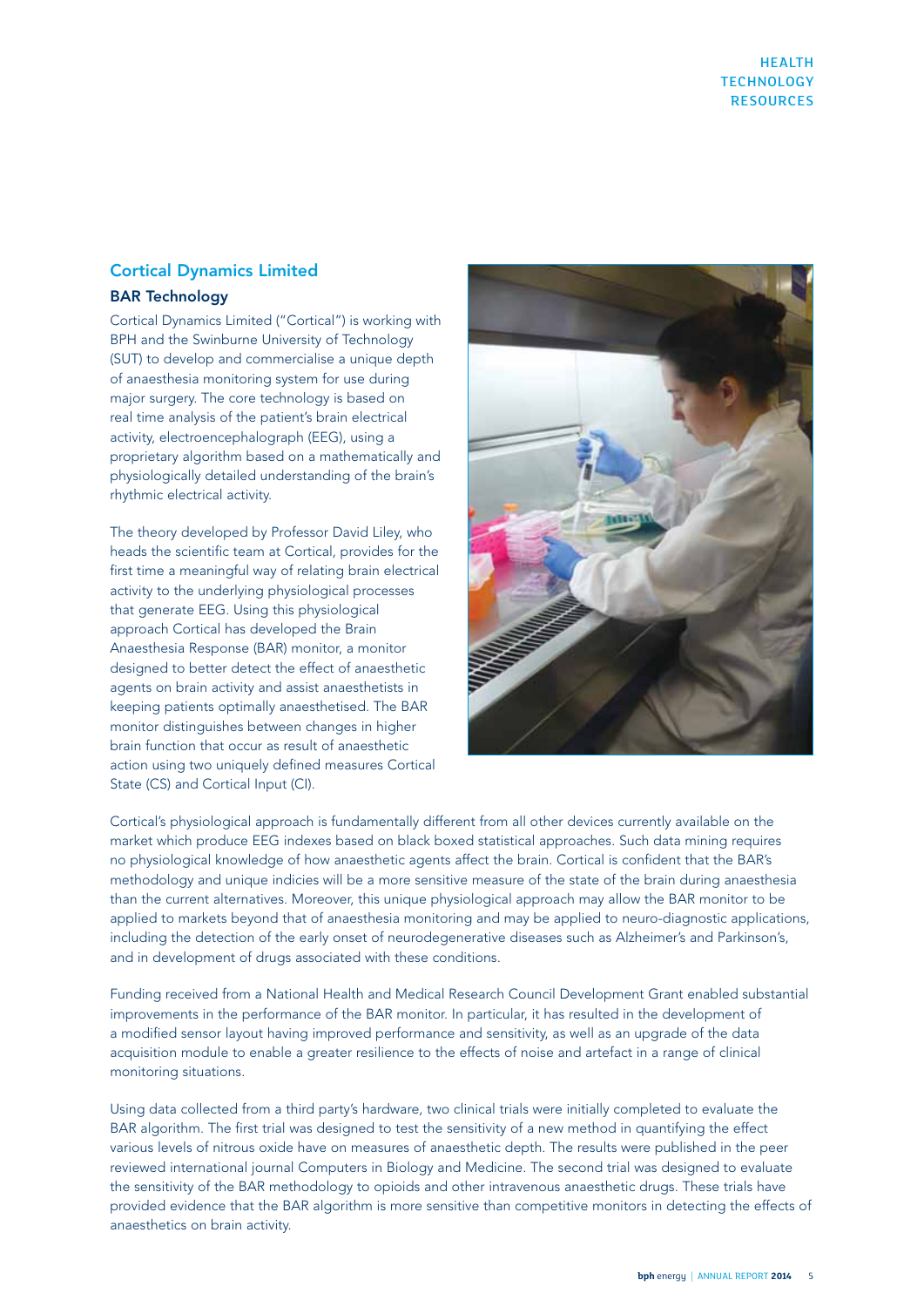## Cortical Dynamics Limited

### BAR Technology

Cortical Dynamics Limited ("Cortical") is working with BPH and the Swinburne University of Technology (SUT) to develop and commercialise a unique depth of anaesthesia monitoring system for use during major surgery. The core technology is based on real time analysis of the patient's brain electrical activity, electroencephalograph (EEG), using a proprietary algorithm based on a mathematically and physiologically detailed understanding of the brain's rhythmic electrical activity.

The theory developed by Professor David Liley, who heads the scientific team at Cortical, provides for the first time a meaningful way of relating brain electrical activity to the underlying physiological processes that generate EEG. Using this physiological approach Cortical has developed the Brain Anaesthesia Response (BAR) monitor, a monitor designed to better detect the effect of anaesthetic agents on brain activity and assist anaesthetists in keeping patients optimally anaesthetised. The BAR monitor distinguishes between changes in higher brain function that occur as result of anaesthetic action using two uniquely defined measures Cortical State (CS) and Cortical Input (CI).

Cortical's physiological approach is fundamentally different from all other devices currently available on the market which produce EEG indexes based on black boxed statistical approaches. Such data mining requires no physiological knowledge of how anaesthetic agents affect the brain. Cortical is confident that the BAR's methodology and unique indicies will be a more sensitive measure of the state of the brain during anaesthesia than the current alternatives. Moreover, this unique physiological approach may allow the BAR monitor to be applied to markets beyond that of anaesthesia monitoring and may be applied to neuro-diagnostic applications, including the detection of the early onset of neurodegenerative diseases such as Alzheimer's and Parkinson's, and in development of drugs associated with these conditions.

Funding received from a National Health and Medical Research Council Development Grant enabled substantial improvements in the performance of the BAR monitor. In particular, it has resulted in the development of a modified sensor layout having improved performance and sensitivity, as well as an upgrade of the data acquisition module to enable a greater resilience to the effects of noise and artefact in a range of clinical monitoring situations.

Using data collected from a third party's hardware, two clinical trials were initially completed to evaluate the BAR algorithm. The first trial was designed to test the sensitivity of a new method in quantifying the effect various levels of nitrous oxide have on measures of anaesthetic depth. The results were published in the peer reviewed international journal Computers in Biology and Medicine. The second trial was designed to evaluate the sensitivity of the BAR methodology to opioids and other intravenous anaesthetic drugs. These trials have provided evidence that the BAR algorithm is more sensitive than competitive monitors in detecting the effects of anaesthetics on brain activity.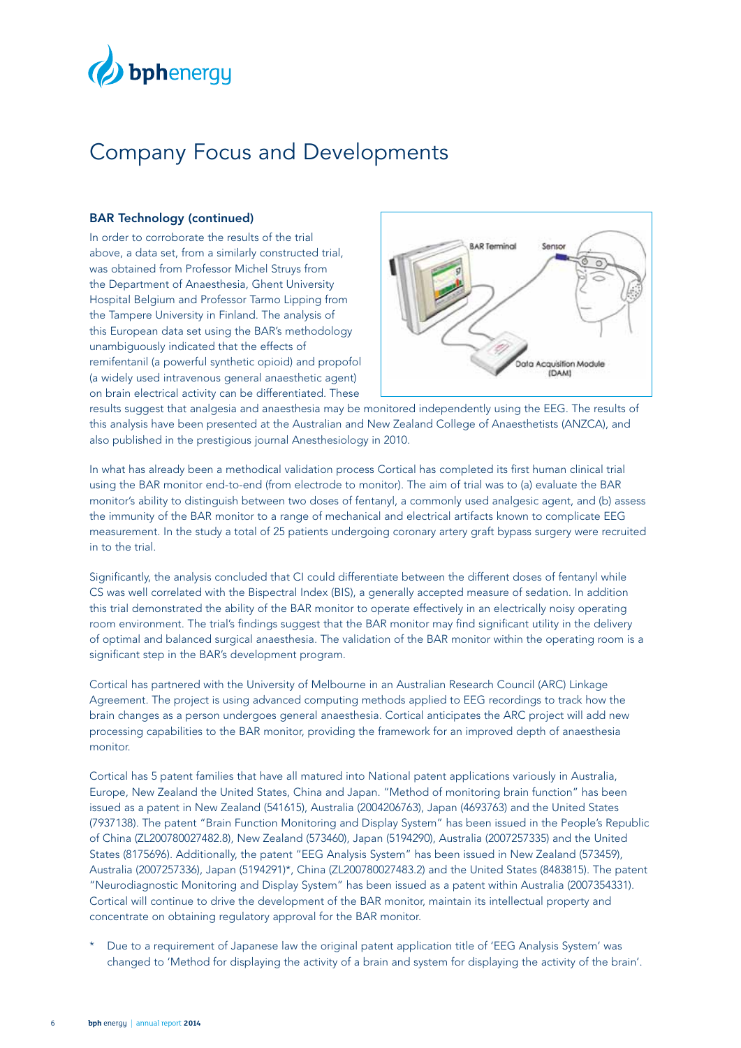# Company Focus and Developments

### BAR Technology (continued)

In order to corroborate the results of the trial above, a data set, from a similarly constructed trial, was obtained from Professor Michel Struys from the Department of Anaesthesia, Ghent University Hospital Belgium and Professor Tarmo Lipping from the Tampere University in Finland. The analysis of this European data set using the BAR's methodology unambiguously indicated that the effects of remifentanil (a powerful synthetic opioid) and propofol (a widely used intravenous general anaesthetic agent) on brain electrical activity can be differentiated. These results suggest that analgesia and anaesthesia may be monitored independently using the EEG. The results of this analysis have been presented at the Australian and New Zealand College of Anaesthetists (ANZCA), and also published in the prestigious journal Anesthesiology in 2010.

In what has already been a methodical validation process Cortical has completed its first human clinical trial using the BAR monitor end-to-end (from electrode to monitor). The aim of trial was to (a) evaluate the BAR monitor's ability to distinguish between two doses of fentanyl, a commonly used analgesic agent, and (b) assess the immunity of the BAR monitor to a range of mechanical and electrical artifacts known to complicate EEG measurement. In the study a total of 25 patients undergoing coronary artery graft bypass surgery were recruited in to the trial.

Significantly, the analysis concluded that CI could differentiate between the different doses of fentanyl while CS was well correlated with the Bispectral Index (BIS), a generally accepted measure of sedation. In addition this trial demonstrated the ability of the BAR monitor to operate effectively in an electrically noisy operating room environment. The trial's findings suggest that the BAR monitor may find significant utility in the delivery of optimal and balanced surgical anaesthesia. The validation of the BAR monitor within the operating room is a significant step in the BAR's development program.

Cortical has partnered with the University of Melbourne in an Australian Research Council (ARC) Linkage Agreement. The project is using advanced computing methods applied to EEG recordings to track how the brain changes as a person undergoes general anaesthesia. Cortical anticipates the ARC project will add new processing capabilities to the BAR monitor, providing the framework for an improved depth of anaesthesia monitor.

Cortical has 5 patent families that have all matured into National patent applications variously in Australia, Europe, New Zealand the United States, China and Japan. "Method of monitoring brain function" has been issued as a patent in New Zealand (541615), Australia (2004206763), Japan (4693763) and the United States (7937138). The patent "Brain Function Monitoring and Display System" has been issued in the People's Republic of China (ZL200780027482.8), New Zealand (573460), Japan (5194290), Australia (2007257335) and the United States (8175696). Additionally, the patent "EEG Analysis System" has been issued in New Zealand (573459), Australia (2007257336), Japan (5194291)*, China (ZL200780027483.2) and the United States (8483815). The patent "Neurodiagnostic Monitoring and Display System" has been issued as a patent within Australia (2007354331). Cortical will continue to drive the development of the BAR monitor, maintain its intellectual property and concentrate on obtaining regulatory approval for the BAR monitor.

\* Due to a requirement of Japanese law the original patent application title of 'EEG Analysis System' was changed to 'Method for displaying the activity of a brain and system for displaying the activity of the brain'.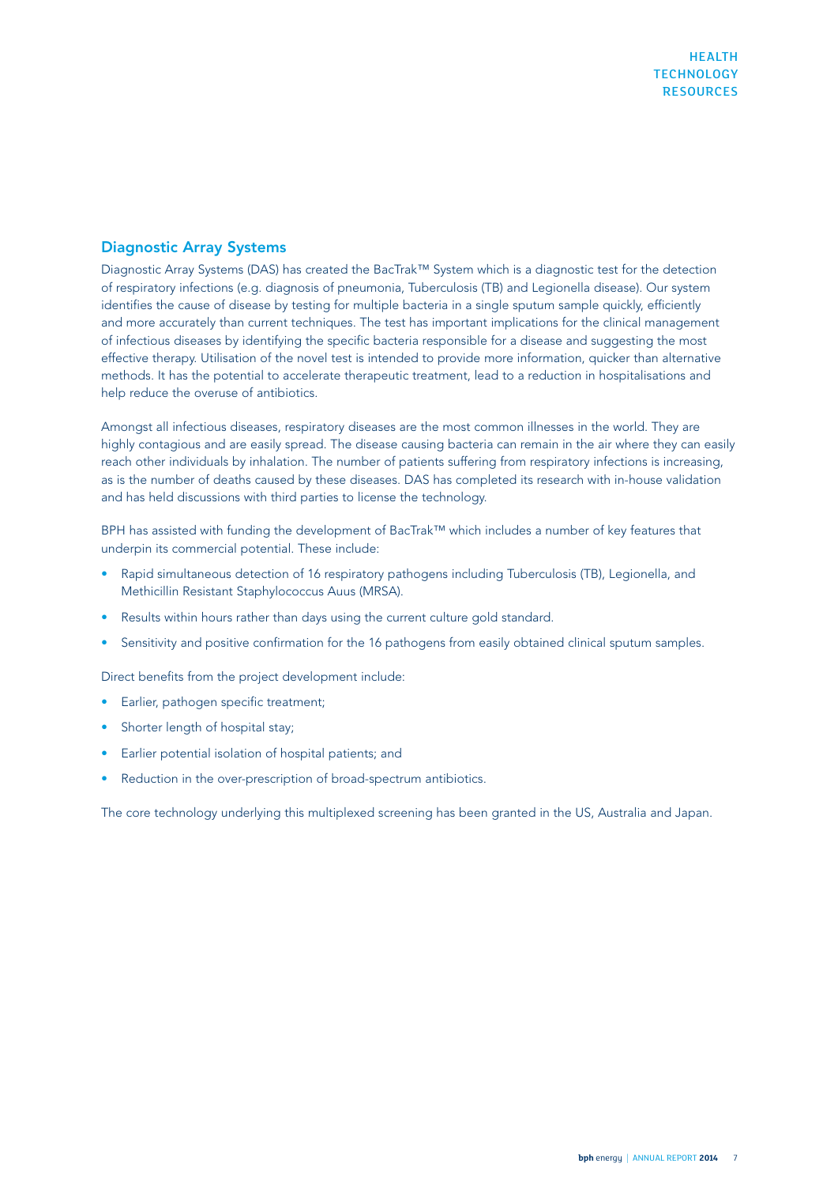## Diagnostic Array Systems

Diagnostic Array Systems (DAS) has created the BacTrak™ System which is a diagnostic test for the detection of respiratory infections (e.g. diagnosis of pneumonia, Tuberculosis (TB) and Legionella disease). Our system identifies the cause of disease by testing for multiple bacteria in a single sputum sample quickly, efficiently and more accurately than current techniques. The test has important implications for the clinical management of infectious diseases by identifying the specific bacteria responsible for a disease and suggesting the most effective therapy. Utilisation of the novel test is intended to provide more information, quicker than alternative methods. It has the potential to accelerate therapeutic treatment, lead to a reduction in hospitalisations and help reduce the overuse of antibiotics.

Amongst all infectious diseases, respiratory diseases are the most common illnesses in the world. They are highly contagious and are easily spread. The disease causing bacteria can remain in the air where they can easily reach other individuals by inhalation. The number of patients suffering from respiratory infections is increasing, as is the number of deaths caused by these diseases. DAS has completed its research with in-house validation and has held discussions with third parties to license the technology.

BPH has assisted with funding the development of BacTrak™ which includes a number of key features that underpin its commercial potential. These include:

- Rapid simultaneous detection of 16 respiratory pathogens including Tuberculosis (TB), Legionella, and Methicillin Resistant Staphylococcus Auus (MRSA).
- Results within hours rather than days using the current culture gold standard.
- Sensitivity and positive confirmation for the 16 pathogens from easily obtained clinical sputum samples.

Direct benefits from the project development include:

- Earlier, pathogen specific treatment;
- Shorter length of hospital stay;
- Earlier potential isolation of hospital patients; and
- Reduction in the over-prescription of broad-spectrum antibiotics.

The core technology underlying this multiplexed screening has been granted in the US, Australia and Japan.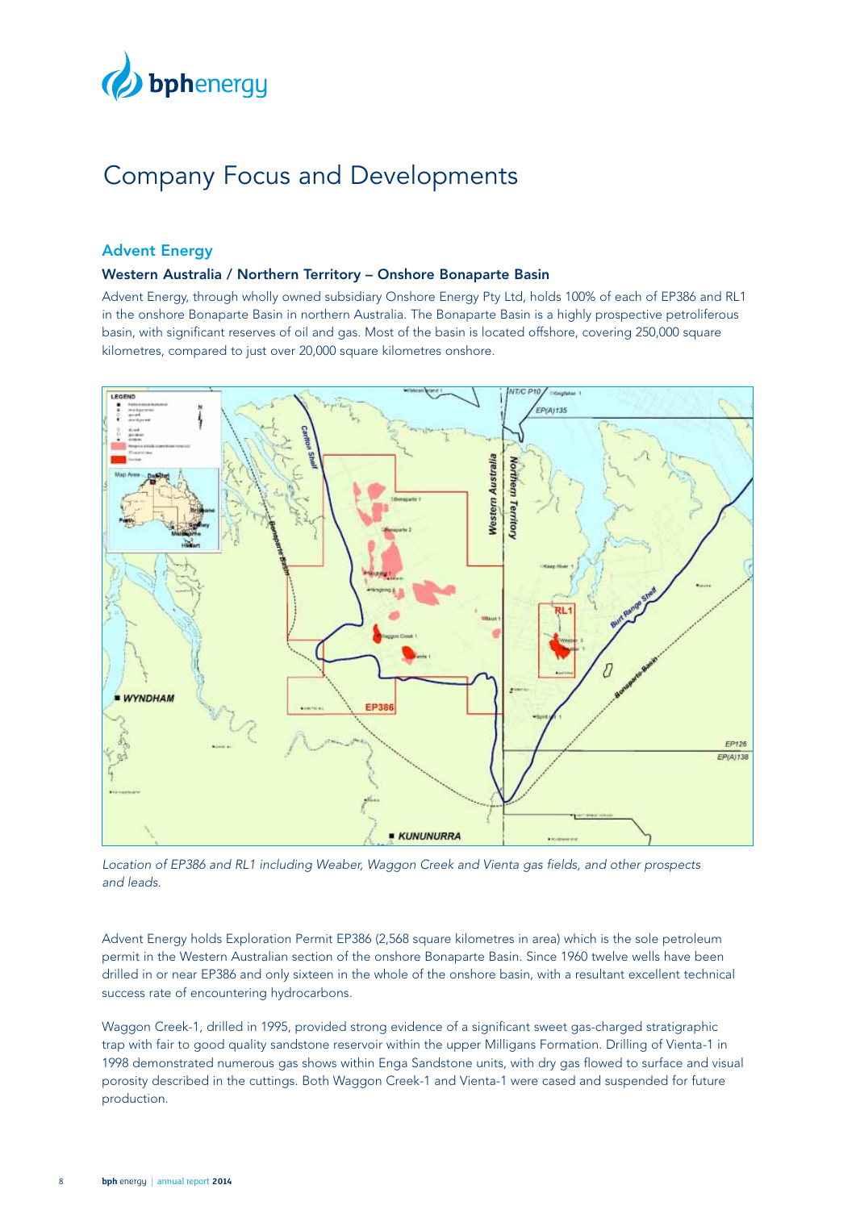# Company Focus and Developments

## Advent Energy

### Western Australia / Northern Territory – Onshore Bonaparte Basin

Advent Energy, through wholly owned subsidiary Onshore Energy Pty Ltd, holds 100% of each of EP386 and RL1 in the onshore Bonaparte Basin in northern Australia. The Bonaparte Basin is a highly prospective petroliferous basin, with significant reserves of oil and gas. Most of the basin is located offshore, covering 250,000 square kilometres, compared to just over 20,000 square kilometres onshore.

*Location of EP386 and RL1 including Weaber, Waggon Creek and Vienta gas fields, and other prospects and leads.*

Advent Energy holds Exploration Permit EP386 (2,568 square kilometres in area) which is the sole petroleum permit in the Western Australian section of the onshore Bonaparte Basin. Since 1960 twelve wells have been drilled in or near EP386 and only sixteen in the whole of the onshore basin, with a resultant excellent technical success rate of encountering hydrocarbons.

Waggon Creek-1, drilled in 1995, provided strong evidence of a significant sweet gas-charged stratigraphic trap with fair to good quality sandstone reservoir within the upper Milligans Formation. Drilling of Vienta-1 in 1998 demonstrated numerous gas shows within Enga Sandstone units, with dry gas flowed to surface and visual porosity described in the cuttings. Both Waggon Creek-1 and Vienta-1 were cased and suspended for future production.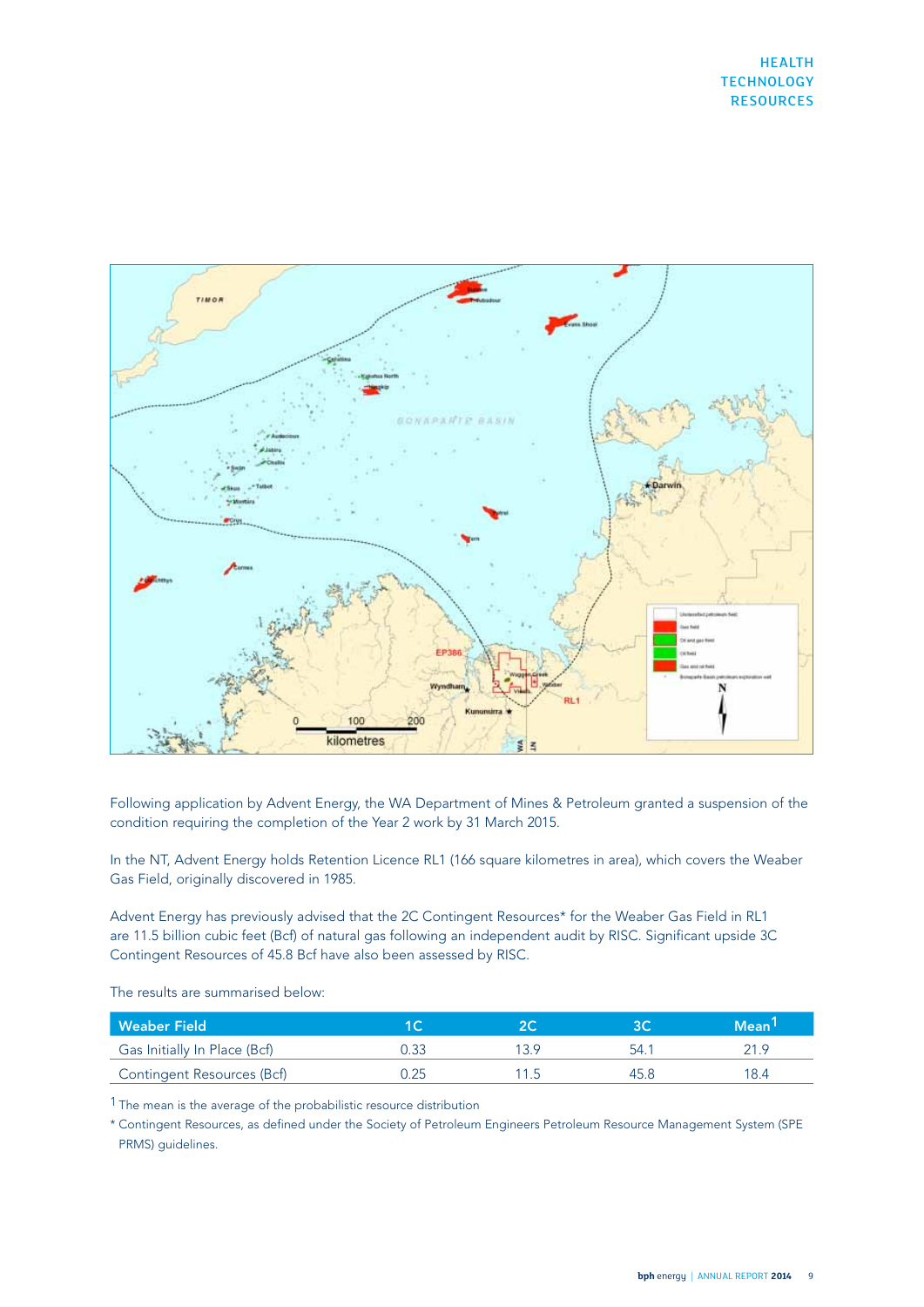Following application by Advent Energy, the WA Department of Mines & Petroleum granted a suspension of the condition requiring the completion of the Year 2 work by 31 March 2015.

In the NT, Advent Energy holds Retention Licence RL1 (166 square kilometres in area), which covers the Weaber Gas Field, originally discovered in 1985.

Advent Energy has previously advised that the 2C Contingent Resources* for the Weaber Gas Field in RL1 are 11.5 billion cubic feet (Bcf) of natural gas following an independent audit by RISC. Significant upside 3C Contingent Resources of 45.8 Bcf have also been assessed by RISC.

The results are summarised below:

| Weaber Field | 1C | 2C | 3C | Mean[1] |
|---|---|---|---|---|
| Gas Initially In Place (Bcf) | 0.33 | 13.9 | 54.1 | 21.9 |
| Contingent Resources (Bcf) | 0.25 | 11.5 | 45.8 | 18.4 |

[1] The mean is the average of the probabilistic resource distribution

* Contingent Resources, as defined under the Society of Petroleum Engineers Petroleum Resource Management System (SPE PRMS) guidelines.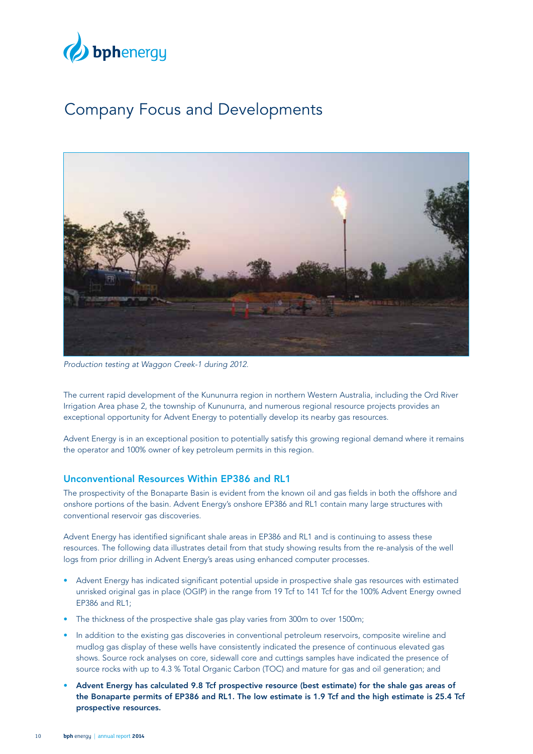# Company Focus and Developments

*Production testing at Waggon Creek-1 during 2012.*

The current rapid development of the Kununurra region in northern Western Australia, including the Ord River Irrigation Area phase 2, the township of Kununurra, and numerous regional resource projects provides an exceptional opportunity for Advent Energy to potentially develop its nearby gas resources.

Advent Energy is in an exceptional position to potentially satisfy this growing regional demand where it remains the operator and 100% owner of key petroleum permits in this region.

## Unconventional Resources Within EP386 and RL1

The prospectivity of the Bonaparte Basin is evident from the known oil and gas fields in both the offshore and onshore portions of the basin. Advent Energy's onshore EP386 and RL1 contain many large structures with conventional reservoir gas discoveries.

Advent Energy has identified significant shale areas in EP386 and RL1 and is continuing to assess these resources. The following data illustrates detail from that study showing results from the re-analysis of the well logs from prior drilling in Advent Energy's areas using enhanced computer processes.

- Advent Energy has indicated significant potential upside in prospective shale gas resources with estimated unrisked original gas in place (OGIP) in the range from 19 Tcf to 141 Tcf for the 100% Advent Energy owned EP386 and RL1;
- The thickness of the prospective shale gas play varies from 300m to over 1500m;
- In addition to the existing gas discoveries in conventional petroleum reservoirs, composite wireline and mudlog gas display of these wells have consistently indicated the presence of continuous elevated gas shows. Source rock analyses on core, sidewall core and cuttings samples have indicated the presence of source rocks with up to 4.3 % Total Organic Carbon (TOC) and mature for gas and oil generation; and
- **Advent Energy has calculated 9.8 Tcf prospective resource (best estimate) for the shale gas areas of the Bonaparte permits of EP386 and RL1. The low estimate is 1.9 Tcf and the high estimate is 25.4 Tcf prospective resources.**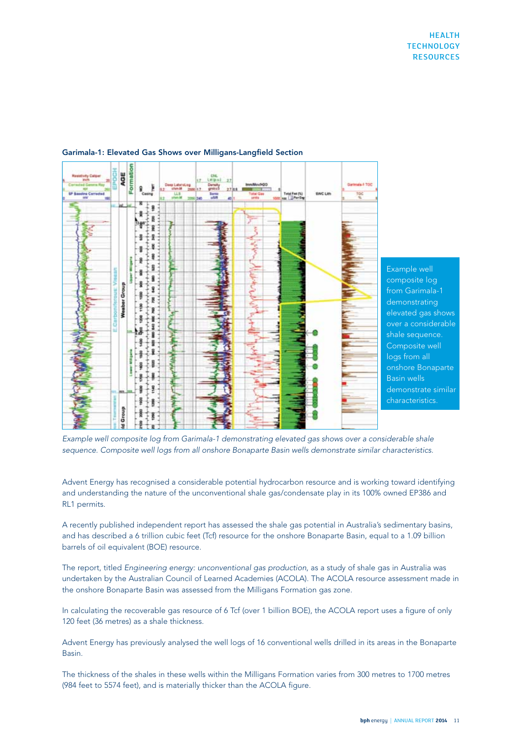**Garimala-1: Elevated Gas Shows over Milligans-Langfield Section**

Example well composite log from Garimala-1 demonstrating elevated gas shows over a considerable shale sequence. Composite well logs from all onshore Bonaparte Basin wells demonstrate similar characteristics.

*Example well composite log from Garimala-1 demonstrating elevated gas shows over a considerable shale sequence. Composite well logs from all onshore Bonaparte Basin wells demonstrate similar characteristics.*

Advent Energy has recognised a considerable potential hydrocarbon resource and is working toward identifying and understanding the nature of the unconventional shale gas/condensate play in its 100% owned EP386 and RL1 permits.

A recently published independent report has assessed the shale gas potential in Australia's sedimentary basins, and has described a 6 trillion cubic feet (Tcf) resource for the onshore Bonaparte Basin, equal to a 1.09 billion barrels of oil equivalent (BOE) resource.

The report, titled *Engineering energy: unconventional gas production*, as a study of shale gas in Australia was undertaken by the Australian Council of Learned Academies (ACOLA). The ACOLA resource assessment made in the onshore Bonaparte Basin was assessed from the Milligans Formation gas zone.

In calculating the recoverable gas resource of 6 Tcf (over 1 billion BOE), the ACOLA report uses a figure of only 120 feet (36 metres) as a shale thickness.

Advent Energy has previously analysed the well logs of 16 conventional wells drilled in its areas in the Bonaparte Basin.

The thickness of the shales in these wells within the Milligans Formation varies from 300 metres to 1700 metres (984 feet to 5574 feet), and is materially thicker than the ACOLA figure.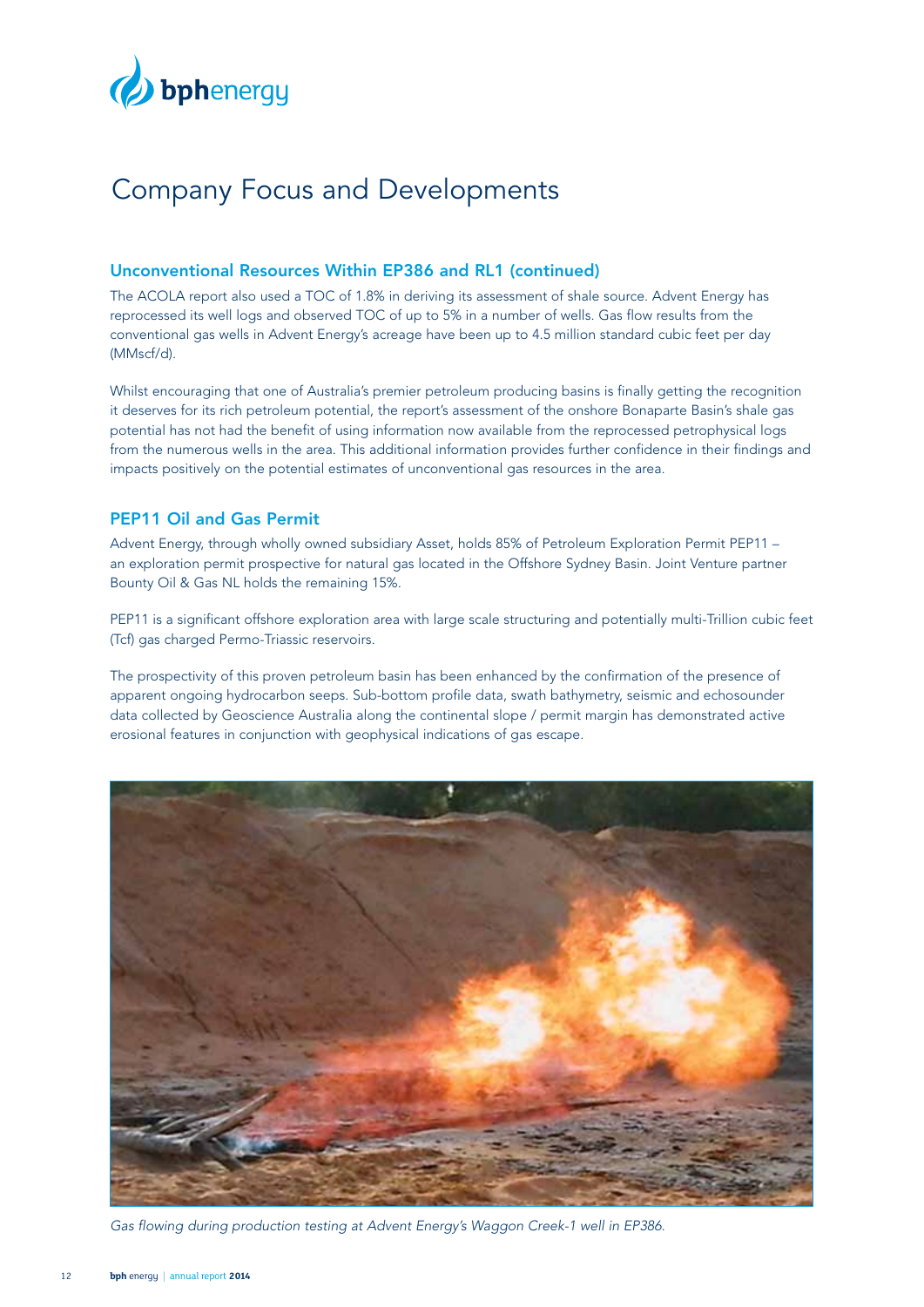# Company Focus and Developments

## Unconventional Resources Within EP386 and RL1 (continued)

The ACOLA report also used a TOC of 1.8% in deriving its assessment of shale source. Advent Energy has reprocessed its well logs and observed TOC of up to 5% in a number of wells. Gas flow results from the conventional gas wells in Advent Energy's acreage have been up to 4.5 million standard cubic feet per day (MMscf/d).

Whilst encouraging that one of Australia's premier petroleum producing basins is finally getting the recognition it deserves for its rich petroleum potential, the report's assessment of the onshore Bonaparte Basin's shale gas potential has not had the benefit of using information now available from the reprocessed petrophysical logs from the numerous wells in the area. This additional information provides further confidence in their findings and impacts positively on the potential estimates of unconventional gas resources in the area.

## PEP11 Oil and Gas Permit

Advent Energy, through wholly owned subsidiary Asset, holds 85% of Petroleum Exploration Permit PEP11 – an exploration permit prospective for natural gas located in the Offshore Sydney Basin. Joint Venture partner Bounty Oil & Gas NL holds the remaining 15%.

PEP11 is a significant offshore exploration area with large scale structuring and potentially multi-Trillion cubic feet (Tcf) gas charged Permo-Triassic reservoirs.

The prospectivity of this proven petroleum basin has been enhanced by the confirmation of the presence of apparent ongoing hydrocarbon seeps. Sub-bottom profile data, swath bathymetry, seismic and echosounder data collected by Geoscience Australia along the continental slope / permit margin has demonstrated active erosional features in conjunction with geophysical indications of gas escape.

*Gas flowing during production testing at Advent Energy's Waggon Creek-1 well in EP386.*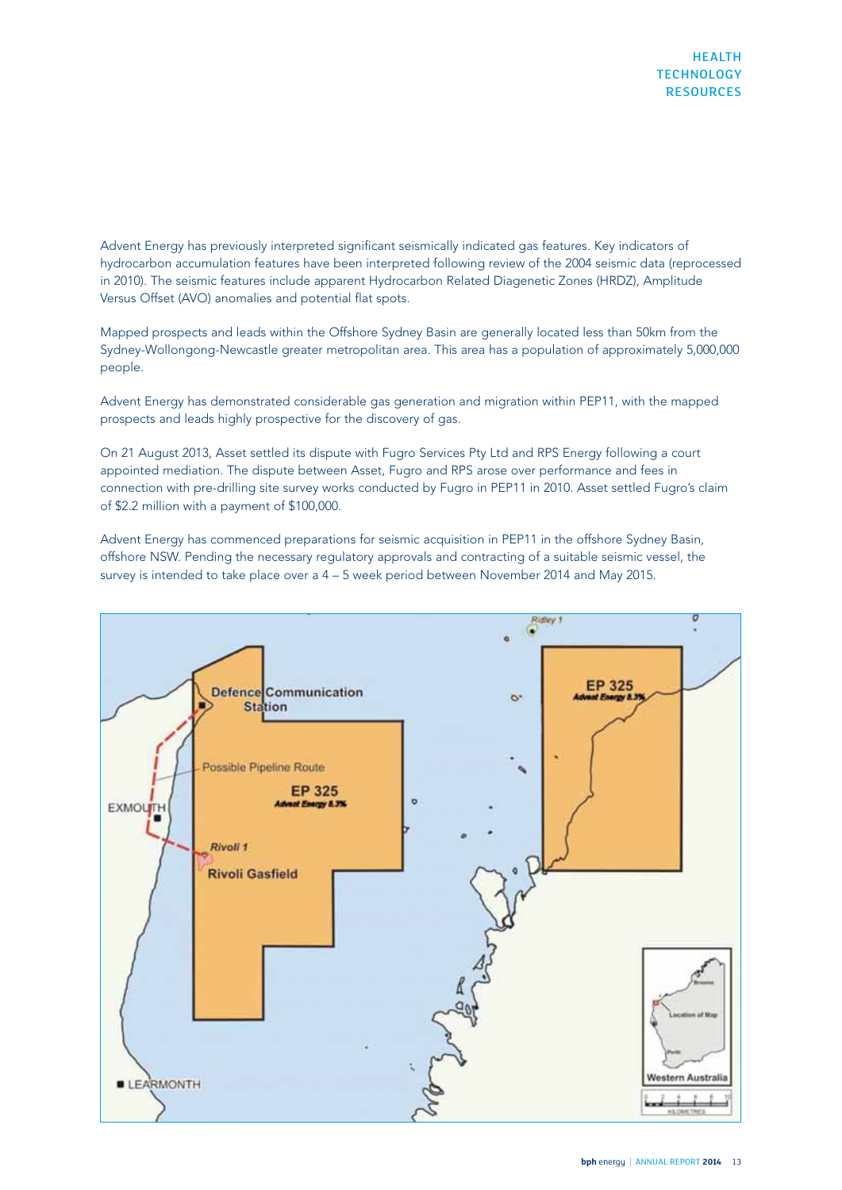Advent Energy has previously interpreted significant seismically indicated gas features. Key indicators of hydrocarbon accumulation features have been interpreted following review of the 2004 seismic data (reprocessed in 2010). The seismic features include apparent Hydrocarbon Related Diagenetic Zones (HRDZ), Amplitude Versus Offset (AVO) anomalies and potential flat spots.

Mapped prospects and leads within the Offshore Sydney Basin are generally located less than 50km from the Sydney-Wollongong-Newcastle greater metropolitan area. This area has a population of approximately 5,000,000 people.

Advent Energy has demonstrated considerable gas generation and migration within PEP11, with the mapped prospects and leads highly prospective for the discovery of gas.

On 21 August 2013, Asset settled its dispute with Fugro Services Pty Ltd and RPS Energy following a court appointed mediation. The dispute between Asset, Fugro and RPS arose over performance and fees in connection with pre-drilling site survey works conducted by Fugro in PEP11 in 2010. Asset settled Fugro's claim of $2.2 million with a payment of $100,000.

Advent Energy has commenced preparations for seismic acquisition in PEP11 in the offshore Sydney Basin, offshore NSW. Pending the necessary regulatory approvals and contracting of a suitable seismic vessel, the survey is intended to take place over a 4 – 5 week period between November 2014 and May 2015.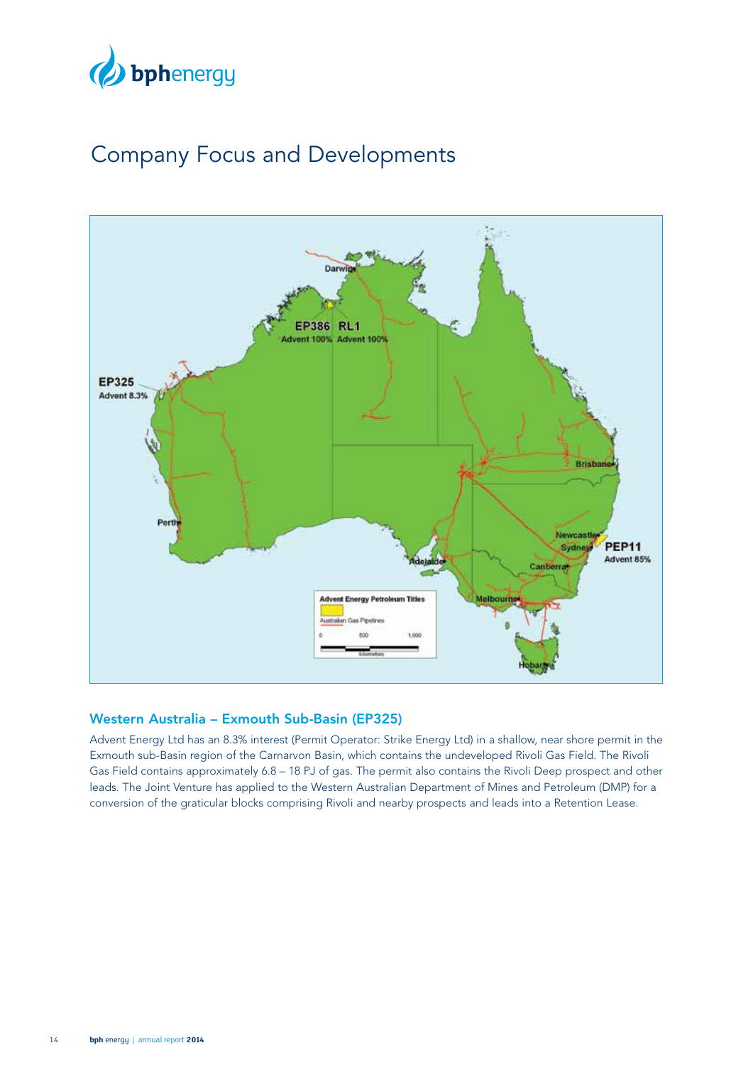# Company Focus and Developments

## Western Australia – Exmouth Sub-Basin (EP325)

Advent Energy Ltd has an 8.3% interest (Permit Operator: Strike Energy Ltd) in a shallow, near shore permit in the Exmouth sub-Basin region of the Carnarvon Basin, which contains the undeveloped Rivoli Gas Field. The Rivoli Gas Field contains approximately 6.8 – 18 PJ of gas. The permit also contains the Rivoli Deep prospect and other leads. The Joint Venture has applied to the Western Australian Department of Mines and Petroleum (DMP) for a conversion of the graticular blocks comprising Rivoli and nearby prospects and leads into a Retention Lease.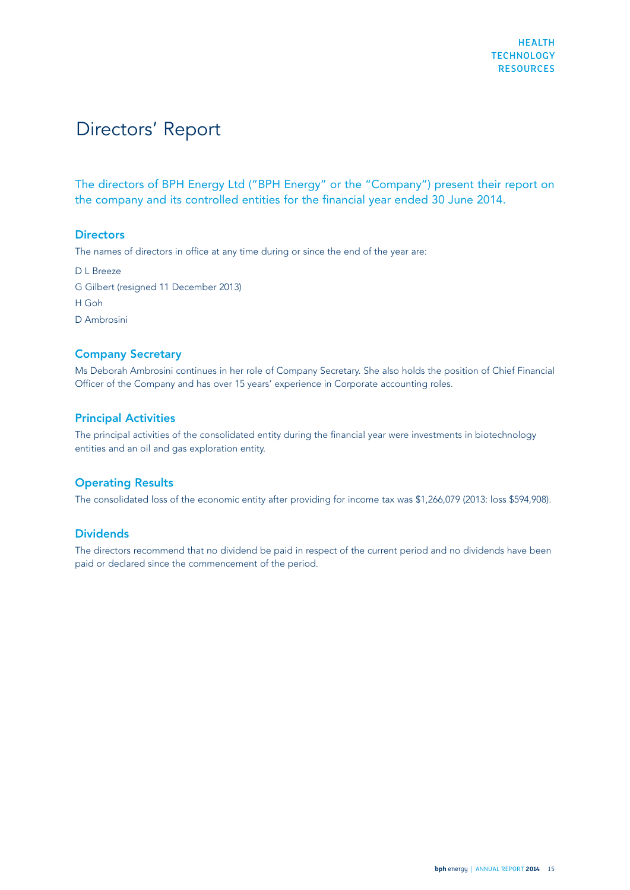# Directors' Report

The directors of BPH Energy Ltd ("BPH Energy" or the "Company") present their report on the company and its controlled entities for the financial year ended 30 June 2014.

## Directors

The names of directors in office at any time during or since the end of the year are:

D L Breeze

G Gilbert (resigned 11 December 2013)

H Goh

D Ambrosini

## Company Secretary

Ms Deborah Ambrosini continues in her role of Company Secretary. She also holds the position of Chief Financial Officer of the Company and has over 15 years' experience in Corporate accounting roles.

## Principal Activities

The principal activities of the consolidated entity during the financial year were investments in biotechnology entities and an oil and gas exploration entity.

## Operating Results

The consolidated loss of the economic entity after providing for income tax was $1,266,079 (2013: loss $594,908).

## Dividends

The directors recommend that no dividend be paid in respect of the current period and no dividends have been paid or declared since the commencement of the period.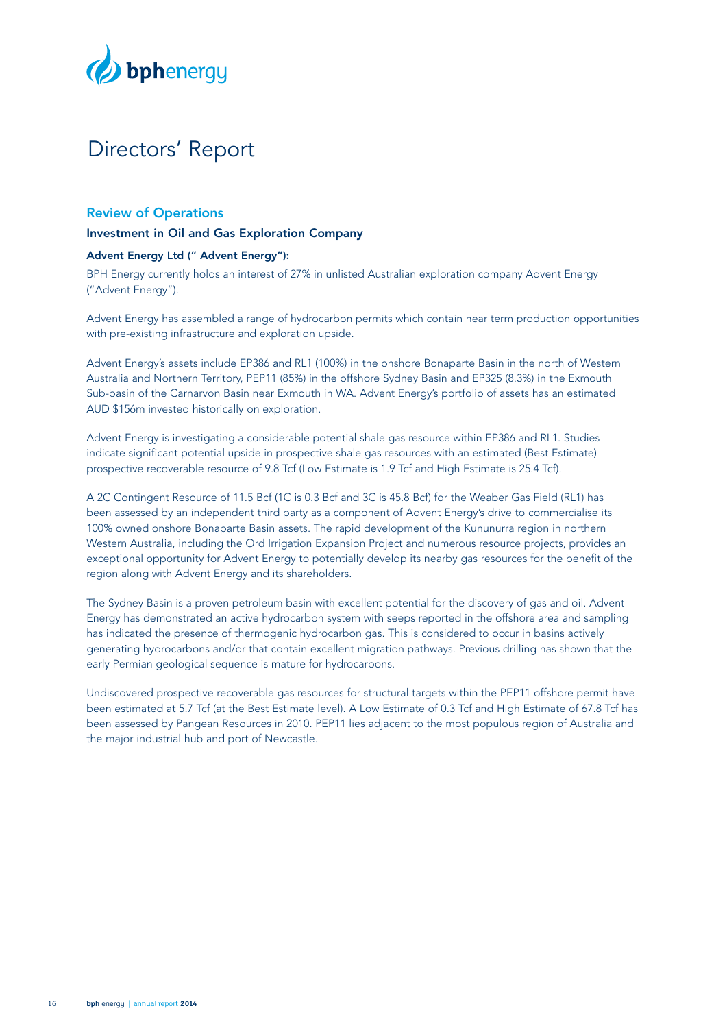# Directors' Report

## Review of Operations

### Investment in Oil and Gas Exploration Company

#### Advent Energy Ltd (" Advent Energy"):

BPH Energy currently holds an interest of 27% in unlisted Australian exploration company Advent Energy ("Advent Energy").

Advent Energy has assembled a range of hydrocarbon permits which contain near term production opportunities with pre-existing infrastructure and exploration upside.

Advent Energy's assets include EP386 and RL1 (100%) in the onshore Bonaparte Basin in the north of Western Australia and Northern Territory, PEP11 (85%) in the offshore Sydney Basin and EP325 (8.3%) in the Exmouth Sub-basin of the Carnarvon Basin near Exmouth in WA. Advent Energy's portfolio of assets has an estimated AUD $156m invested historically on exploration.

Advent Energy is investigating a considerable potential shale gas resource within EP386 and RL1. Studies indicate significant potential upside in prospective shale gas resources with an estimated (Best Estimate) prospective recoverable resource of 9.8 Tcf (Low Estimate is 1.9 Tcf and High Estimate is 25.4 Tcf).

A 2C Contingent Resource of 11.5 Bcf (1C is 0.3 Bcf and 3C is 45.8 Bcf) for the Weaber Gas Field (RL1) has been assessed by an independent third party as a component of Advent Energy's drive to commercialise its 100% owned onshore Bonaparte Basin assets. The rapid development of the Kununurra region in northern Western Australia, including the Ord Irrigation Expansion Project and numerous resource projects, provides an exceptional opportunity for Advent Energy to potentially develop its nearby gas resources for the benefit of the region along with Advent Energy and its shareholders.

The Sydney Basin is a proven petroleum basin with excellent potential for the discovery of gas and oil. Advent Energy has demonstrated an active hydrocarbon system with seeps reported in the offshore area and sampling has indicated the presence of thermogenic hydrocarbon gas. This is considered to occur in basins actively generating hydrocarbons and/or that contain excellent migration pathways. Previous drilling has shown that the early Permian geological sequence is mature for hydrocarbons.

Undiscovered prospective recoverable gas resources for structural targets within the PEP11 offshore permit have been estimated at 5.7 Tcf (at the Best Estimate level). A Low Estimate of 0.3 Tcf and High Estimate of 67.8 Tcf has been assessed by Pangean Resources in 2010. PEP11 lies adjacent to the most populous region of Australia and the major industrial hub and port of Newcastle.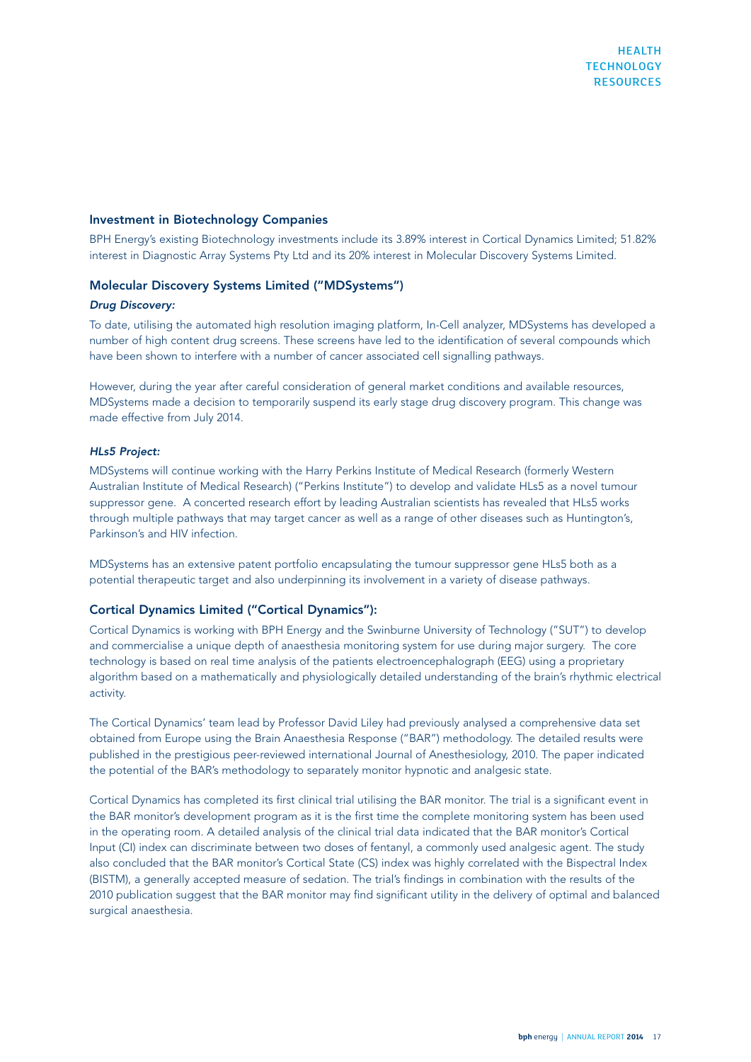HEALTH
TECHNOLOGY
RESOURCES

## Investment in Biotechnology Companies

BPH Energy's existing Biotechnology investments include its 3.89% interest in Cortical Dynamics Limited; 51.82% interest in Diagnostic Array Systems Pty Ltd and its 20% interest in Molecular Discovery Systems Limited.

## Molecular Discovery Systems Limited ("MDSystems")

***Drug Discovery:***

To date, utilising the automated high resolution imaging platform, In-Cell analyzer, MDSystems has developed a number of high content drug screens. These screens have led to the identification of several compounds which have been shown to interfere with a number of cancer associated cell signalling pathways.

However, during the year after careful consideration of general market conditions and available resources, MDSystems made a decision to temporarily suspend its early stage drug discovery program. This change was made effective from July 2014.

***HLs5 Project:***

MDSystems will continue working with the Harry Perkins Institute of Medical Research (formerly Western Australian Institute of Medical Research) ("Perkins Institute") to develop and validate HLs5 as a novel tumour suppressor gene. A concerted research effort by leading Australian scientists has revealed that HLs5 works through multiple pathways that may target cancer as well as a range of other diseases such as Huntington's, Parkinson's and HIV infection.

MDSystems has an extensive patent portfolio encapsulating the tumour suppressor gene HLs5 both as a potential therapeutic target and also underpinning its involvement in a variety of disease pathways.

## Cortical Dynamics Limited ("Cortical Dynamics"):

Cortical Dynamics is working with BPH Energy and the Swinburne University of Technology ("SUT") to develop and commercialise a unique depth of anaesthesia monitoring system for use during major surgery. The core technology is based on real time analysis of the patients electroencephalograph (EEG) using a proprietary algorithm based on a mathematically and physiologically detailed understanding of the brain's rhythmic electrical activity.

The Cortical Dynamics' team lead by Professor David Liley had previously analysed a comprehensive data set obtained from Europe using the Brain Anaesthesia Response ("BAR") methodology. The detailed results were published in the prestigious peer-reviewed international Journal of Anesthesiology, 2010. The paper indicated the potential of the BAR's methodology to separately monitor hypnotic and analgesic state.

Cortical Dynamics has completed its first clinical trial utilising the BAR monitor. The trial is a significant event in the BAR monitor's development program as it is the first time the complete monitoring system has been used in the operating room. A detailed analysis of the clinical trial data indicated that the BAR monitor's Cortical Input (CI) index can discriminate between two doses of fentanyl, a commonly used analgesic agent. The study also concluded that the BAR monitor's Cortical State (CS) index was highly correlated with the Bispectral Index (BISTM), a generally accepted measure of sedation. The trial's findings in combination with the results of the 2010 publication suggest that the BAR monitor may find significant utility in the delivery of optimal and balanced surgical anaesthesia.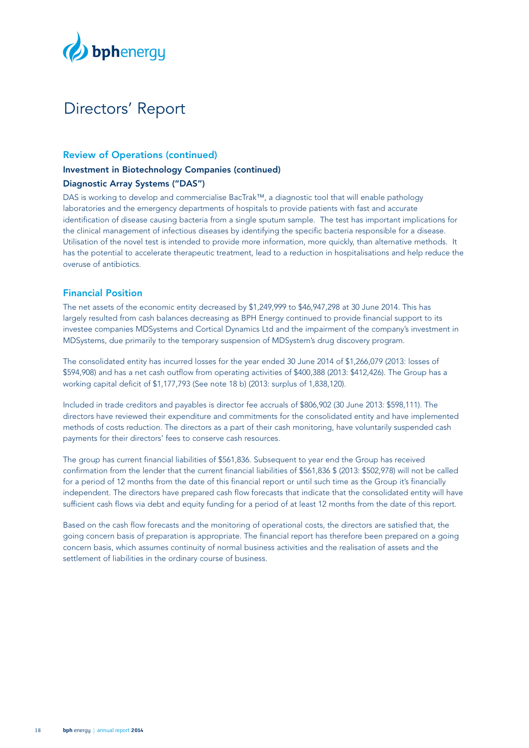# Directors' Report

## Review of Operations (continued)

### Investment in Biotechnology Companies (continued)

### Diagnostic Array Systems ("DAS")

DAS is working to develop and commercialise BacTrak™, a diagnostic tool that will enable pathology laboratories and the emergency departments of hospitals to provide patients with fast and accurate identification of disease causing bacteria from a single sputum sample. The test has important implications for the clinical management of infectious diseases by identifying the specific bacteria responsible for a disease. Utilisation of the novel test is intended to provide more information, more quickly, than alternative methods. It has the potential to accelerate therapeutic treatment, lead to a reduction in hospitalisations and help reduce the overuse of antibiotics.

## Financial Position

The net assets of the economic entity decreased by $1,249,999 to $46,947,298 at 30 June 2014. This has largely resulted from cash balances decreasing as BPH Energy continued to provide financial support to its investee companies MDSystems and Cortical Dynamics Ltd and the impairment of the company's investment in MDSystems, due primarily to the temporary suspension of MDSystem's drug discovery program.

The consolidated entity has incurred losses for the year ended 30 June 2014 of $1,266,079 (2013: losses of $594,908) and has a net cash outflow from operating activities of $400,388 (2013: $412,426). The Group has a working capital deficit of $1,177,793 (See note 18 b) (2013: surplus of 1,838,120).

Included in trade creditors and payables is director fee accruals of $806,902 (30 June 2013: $598,111). The directors have reviewed their expenditure and commitments for the consolidated entity and have implemented methods of costs reduction. The directors as a part of their cash monitoring, have voluntarily suspended cash payments for their directors' fees to conserve cash resources.

The group has current financial liabilities of $561,836. Subsequent to year end the Group has received confirmation from the lender that the current financial liabilities of $561,836 $ (2013: $502,978) will not be called for a period of 12 months from the date of this financial report or until such time as the Group it's financially independent. The directors have prepared cash flow forecasts that indicate that the consolidated entity will have sufficient cash flows via debt and equity funding for a period of at least 12 months from the date of this report.

Based on the cash flow forecasts and the monitoring of operational costs, the directors are satisfied that, the going concern basis of preparation is appropriate. The financial report has therefore been prepared on a going concern basis, which assumes continuity of normal business activities and the realisation of assets and the settlement of liabilities in the ordinary course of business.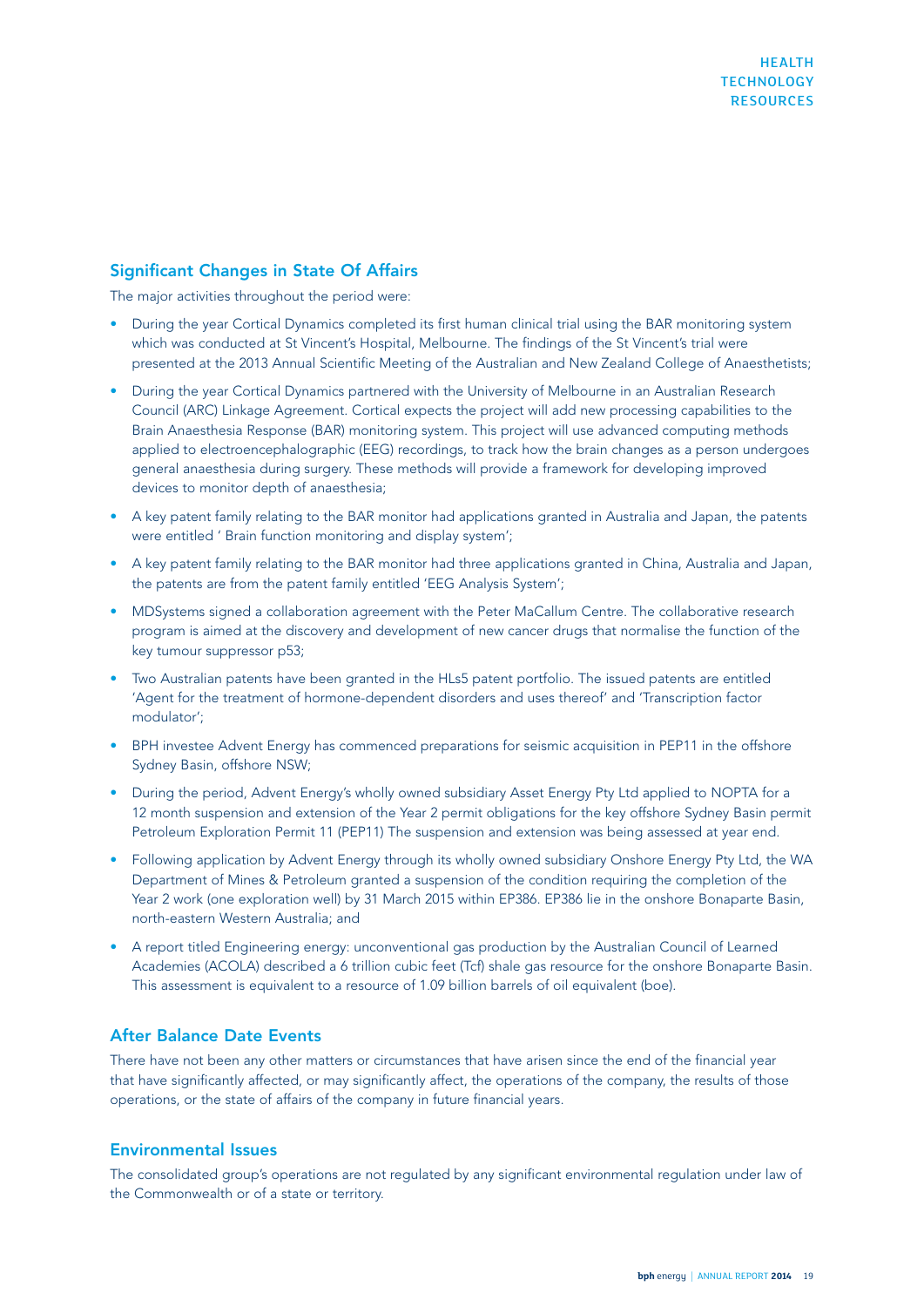## Significant Changes in State Of Affairs

The major activities throughout the period were:

- During the year Cortical Dynamics completed its first human clinical trial using the BAR monitoring system which was conducted at St Vincent's Hospital, Melbourne. The findings of the St Vincent's trial were presented at the 2013 Annual Scientific Meeting of the Australian and New Zealand College of Anaesthetists;
- During the year Cortical Dynamics partnered with the University of Melbourne in an Australian Research Council (ARC) Linkage Agreement. Cortical expects the project will add new processing capabilities to the Brain Anaesthesia Response (BAR) monitoring system. This project will use advanced computing methods applied to electroencephalographic (EEG) recordings, to track how the brain changes as a person undergoes general anaesthesia during surgery. These methods will provide a framework for developing improved devices to monitor depth of anaesthesia;
- A key patent family relating to the BAR monitor had applications granted in Australia and Japan, the patents were entitled ' Brain function monitoring and display system';
- A key patent family relating to the BAR monitor had three applications granted in China, Australia and Japan, the patents are from the patent family entitled 'EEG Analysis System';
- MDSystems signed a collaboration agreement with the Peter MaCallum Centre. The collaborative research program is aimed at the discovery and development of new cancer drugs that normalise the function of the key tumour suppressor p53;
- Two Australian patents have been granted in the HLs5 patent portfolio. The issued patents are entitled 'Agent for the treatment of hormone-dependent disorders and uses thereof' and 'Transcription factor modulator';
- BPH investee Advent Energy has commenced preparations for seismic acquisition in PEP11 in the offshore Sydney Basin, offshore NSW;
- During the period, Advent Energy's wholly owned subsidiary Asset Energy Pty Ltd applied to NOPTA for a 12 month suspension and extension of the Year 2 permit obligations for the key offshore Sydney Basin permit Petroleum Exploration Permit 11 (PEP11) The suspension and extension was being assessed at year end.
- Following application by Advent Energy through its wholly owned subsidiary Onshore Energy Pty Ltd, the WA Department of Mines & Petroleum granted a suspension of the condition requiring the completion of the Year 2 work (one exploration well) by 31 March 2015 within EP386. EP386 lie in the onshore Bonaparte Basin, north-eastern Western Australia; and
- A report titled Engineering energy: unconventional gas production by the Australian Council of Learned Academies (ACOLA) described a 6 trillion cubic feet (Tcf) shale gas resource for the onshore Bonaparte Basin. This assessment is equivalent to a resource of 1.09 billion barrels of oil equivalent (boe).

## After Balance Date Events

There have not been any other matters or circumstances that have arisen since the end of the financial year that have significantly affected, or may significantly affect, the operations of the company, the results of those operations, or the state of affairs of the company in future financial years.

## Environmental Issues

The consolidated group's operations are not regulated by any significant environmental regulation under law of the Commonwealth or of a state or territory.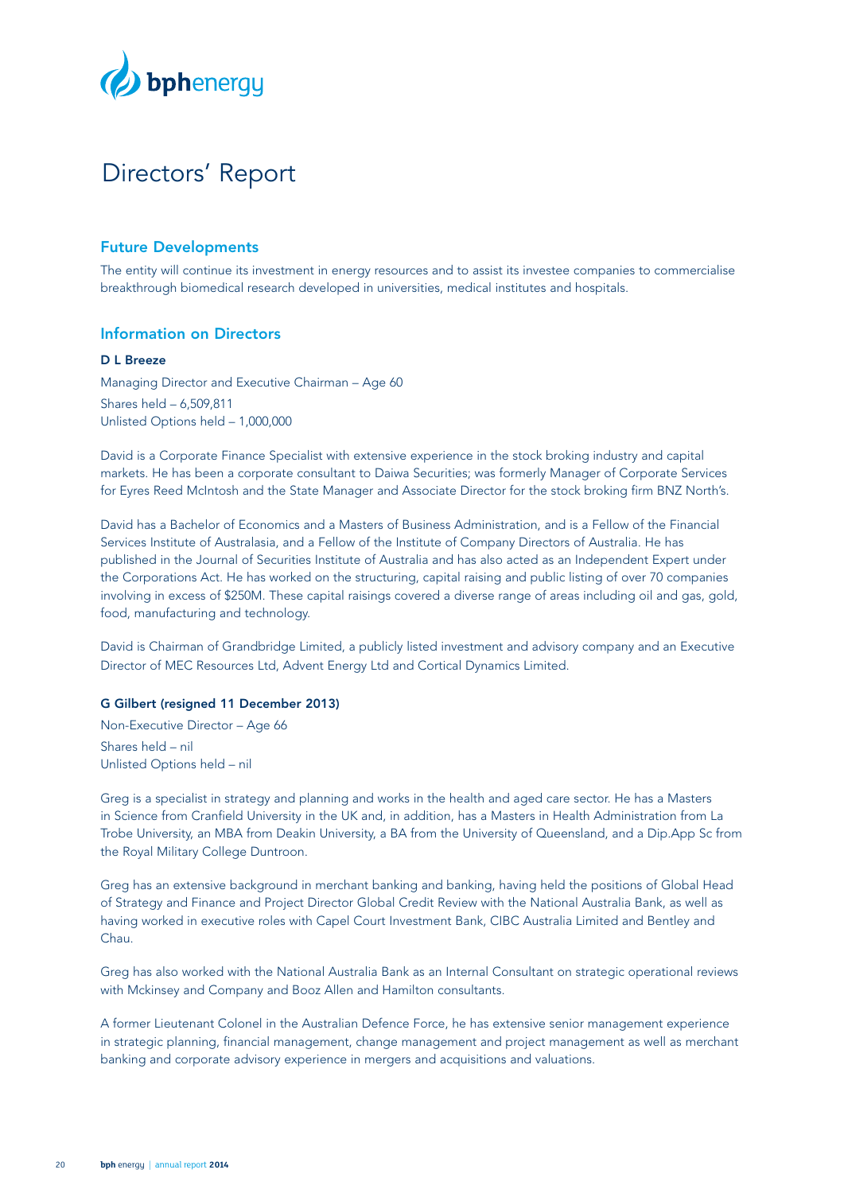# Directors' Report

## Future Developments

The entity will continue its investment in energy resources and to assist its investee companies to commercialise breakthrough biomedical research developed in universities, medical institutes and hospitals.

## Information on Directors

**D L Breeze**

Managing Director and Executive Chairman – Age 60

Shares held – 6,509,811
Unlisted Options held – 1,000,000

David is a Corporate Finance Specialist with extensive experience in the stock broking industry and capital markets. He has been a corporate consultant to Daiwa Securities; was formerly Manager of Corporate Services for Eyres Reed McIntosh and the State Manager and Associate Director for the stock broking firm BNZ North's.

David has a Bachelor of Economics and a Masters of Business Administration, and is a Fellow of the Financial Services Institute of Australasia, and a Fellow of the Institute of Company Directors of Australia. He has published in the Journal of Securities Institute of Australia and has also acted as an Independent Expert under the Corporations Act. He has worked on the structuring, capital raising and public listing of over 70 companies involving in excess of $250M. These capital raisings covered a diverse range of areas including oil and gas, gold, food, manufacturing and technology.

David is Chairman of Grandbridge Limited, a publicly listed investment and advisory company and an Executive Director of MEC Resources Ltd, Advent Energy Ltd and Cortical Dynamics Limited.

**G Gilbert (resigned 11 December 2013)**

Non-Executive Director – Age 66

Shares held – nil
Unlisted Options held – nil

Greg is a specialist in strategy and planning and works in the health and aged care sector. He has a Masters in Science from Cranfield University in the UK and, in addition, has a Masters in Health Administration from La Trobe University, an MBA from Deakin University, a BA from the University of Queensland, and a Dip.App Sc from the Royal Military College Duntroon.

Greg has an extensive background in merchant banking and banking, having held the positions of Global Head of Strategy and Finance and Project Director Global Credit Review with the National Australia Bank, as well as having worked in executive roles with Capel Court Investment Bank, CIBC Australia Limited and Bentley and Chau.

Greg has also worked with the National Australia Bank as an Internal Consultant on strategic operational reviews with Mckinsey and Company and Booz Allen and Hamilton consultants.

A former Lieutenant Colonel in the Australian Defence Force, he has extensive senior management experience in strategic planning, financial management, change management and project management as well as merchant banking and corporate advisory experience in mergers and acquisitions and valuations.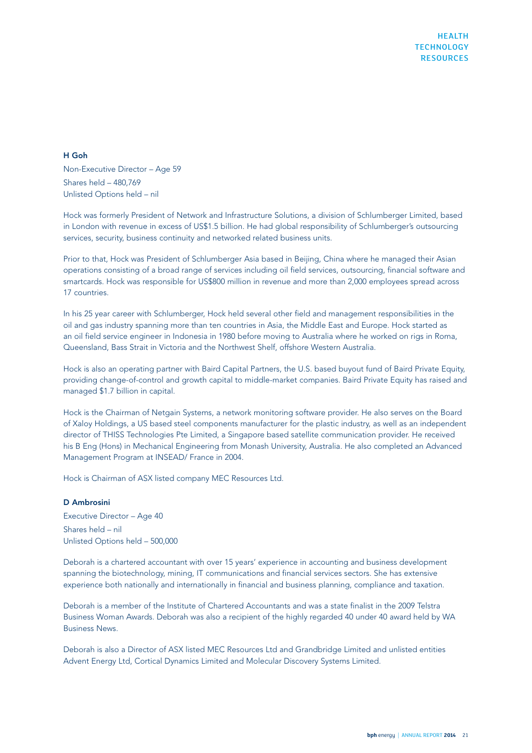**H Goh**

Non-Executive Director – Age 59
Shares held – 480,769
Unlisted Options held – nil

Hock was formerly President of Network and Infrastructure Solutions, a division of Schlumberger Limited, based in London with revenue in excess of US$1.5 billion. He had global responsibility of Schlumberger's outsourcing services, security, business continuity and networked related business units.

Prior to that, Hock was President of Schlumberger Asia based in Beijing, China where he managed their Asian operations consisting of a broad range of services including oil field services, outsourcing, financial software and smartcards. Hock was responsible for US$800 million in revenue and more than 2,000 employees spread across 17 countries.

In his 25 year career with Schlumberger, Hock held several other field and management responsibilities in the oil and gas industry spanning more than ten countries in Asia, the Middle East and Europe. Hock started as an oil field service engineer in Indonesia in 1980 before moving to Australia where he worked on rigs in Roma, Queensland, Bass Strait in Victoria and the Northwest Shelf, offshore Western Australia.

Hock is also an operating partner with Baird Capital Partners, the U.S. based buyout fund of Baird Private Equity, providing change-of-control and growth capital to middle-market companies. Baird Private Equity has raised and managed $1.7 billion in capital.

Hock is the Chairman of Netgain Systems, a network monitoring software provider. He also serves on the Board of Xaloy Holdings, a US based steel components manufacturer for the plastic industry, as well as an independent director of THISS Technologies Pte Limited, a Singapore based satellite communication provider. He received his B Eng (Hons) in Mechanical Engineering from Monash University, Australia. He also completed an Advanced Management Program at INSEAD/ France in 2004.

Hock is Chairman of ASX listed company MEC Resources Ltd.

**D Ambrosini**

Executive Director – Age 40
Shares held – nil
Unlisted Options held – 500,000

Deborah is a chartered accountant with over 15 years' experience in accounting and business development spanning the biotechnology, mining, IT communications and financial services sectors. She has extensive experience both nationally and internationally in financial and business planning, compliance and taxation.

Deborah is a member of the Institute of Chartered Accountants and was a state finalist in the 2009 Telstra Business Woman Awards. Deborah was also a recipient of the highly regarded 40 under 40 award held by WA Business News.

Deborah is also a Director of ASX listed MEC Resources Ltd and Grandbridge Limited and unlisted entities Advent Energy Ltd, Cortical Dynamics Limited and Molecular Discovery Systems Limited.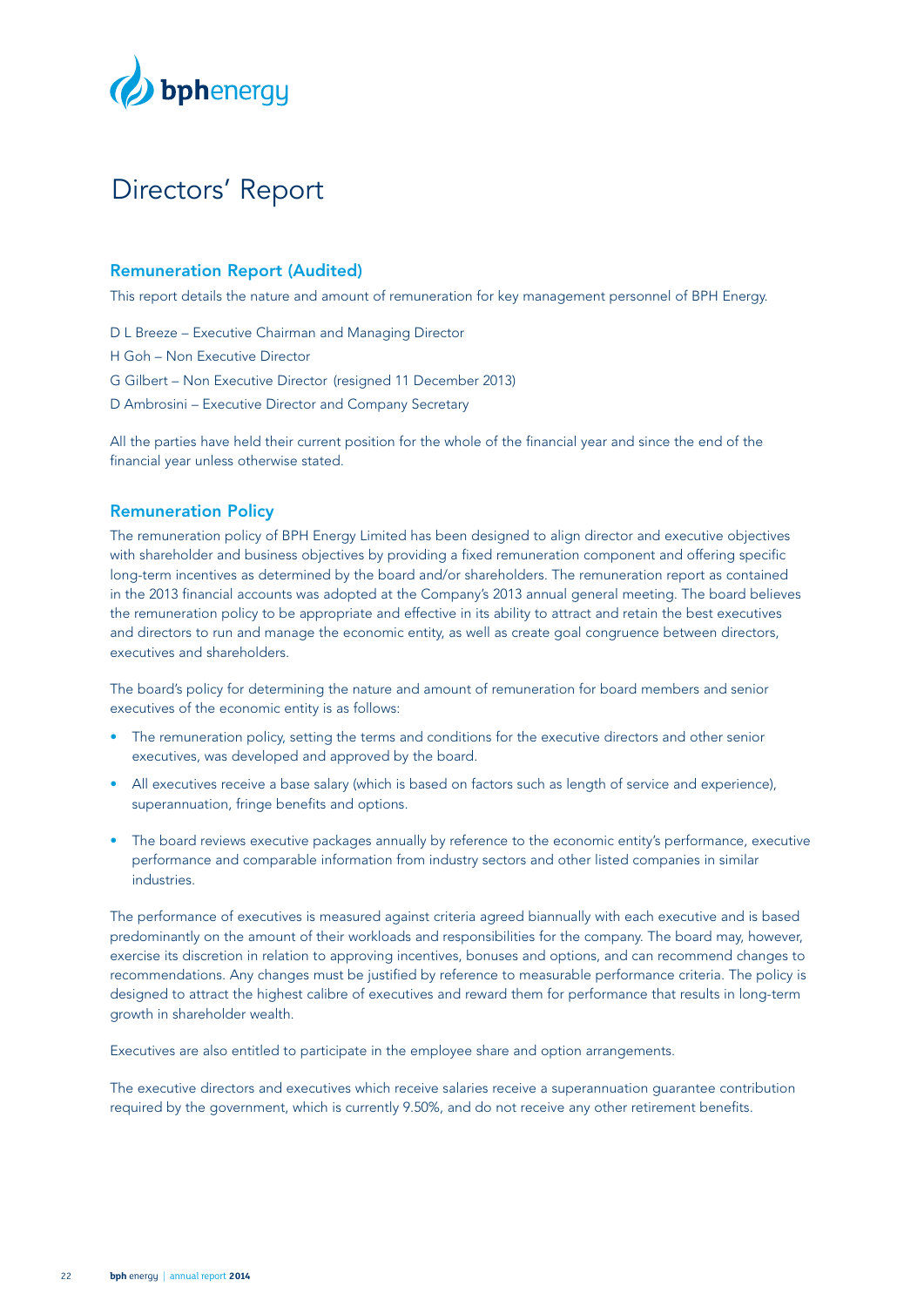# Directors' Report

## Remuneration Report (Audited)

This report details the nature and amount of remuneration for key management personnel of BPH Energy.

D L Breeze – Executive Chairman and Managing Director

H Goh – Non Executive Director

G Gilbert – Non Executive Director (resigned 11 December 2013)

D Ambrosini – Executive Director and Company Secretary

All the parties have held their current position for the whole of the financial year and since the end of the financial year unless otherwise stated.

## Remuneration Policy

The remuneration policy of BPH Energy Limited has been designed to align director and executive objectives with shareholder and business objectives by providing a fixed remuneration component and offering specific long-term incentives as determined by the board and/or shareholders. The remuneration report as contained in the 2013 financial accounts was adopted at the Company's 2013 annual general meeting. The board believes the remuneration policy to be appropriate and effective in its ability to attract and retain the best executives and directors to run and manage the economic entity, as well as create goal congruence between directors, executives and shareholders.

The board's policy for determining the nature and amount of remuneration for board members and senior executives of the economic entity is as follows:

- The remuneration policy, setting the terms and conditions for the executive directors and other senior executives, was developed and approved by the board.
- All executives receive a base salary (which is based on factors such as length of service and experience), superannuation, fringe benefits and options.
- The board reviews executive packages annually by reference to the economic entity's performance, executive performance and comparable information from industry sectors and other listed companies in similar industries.

The performance of executives is measured against criteria agreed biannually with each executive and is based predominantly on the amount of their workloads and responsibilities for the company. The board may, however, exercise its discretion in relation to approving incentives, bonuses and options, and can recommend changes to recommendations. Any changes must be justified by reference to measurable performance criteria. The policy is designed to attract the highest calibre of executives and reward them for performance that results in long-term growth in shareholder wealth.

Executives are also entitled to participate in the employee share and option arrangements.

The executive directors and executives which receive salaries receive a superannuation guarantee contribution required by the government, which is currently 9.50%, and do not receive any other retirement benefits.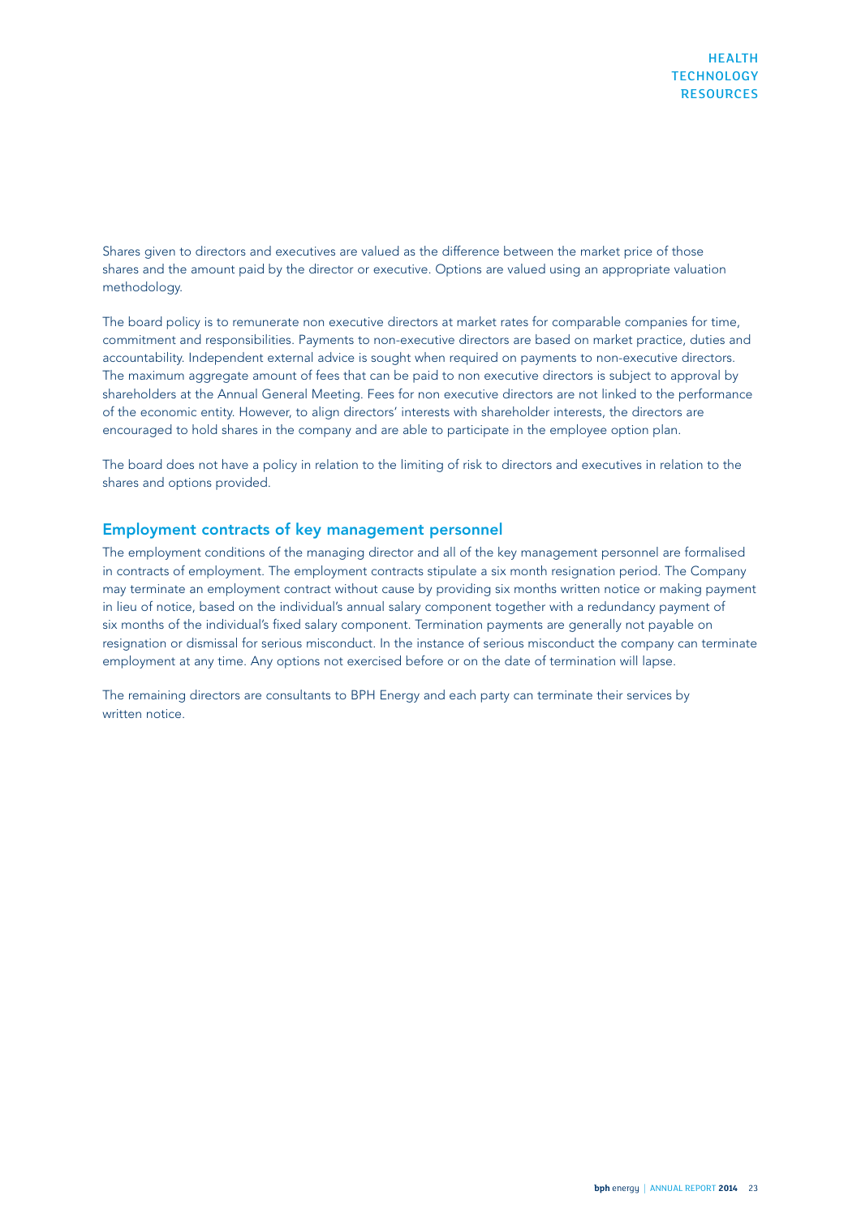Shares given to directors and executives are valued as the difference between the market price of those shares and the amount paid by the director or executive. Options are valued using an appropriate valuation methodology.

The board policy is to remunerate non executive directors at market rates for comparable companies for time, commitment and responsibilities. Payments to non-executive directors are based on market practice, duties and accountability. Independent external advice is sought when required on payments to non-executive directors. The maximum aggregate amount of fees that can be paid to non executive directors is subject to approval by shareholders at the Annual General Meeting. Fees for non executive directors are not linked to the performance of the economic entity. However, to align directors' interests with shareholder interests, the directors are encouraged to hold shares in the company and are able to participate in the employee option plan.

The board does not have a policy in relation to the limiting of risk to directors and executives in relation to the shares and options provided.

## Employment contracts of key management personnel

The employment conditions of the managing director and all of the key management personnel are formalised in contracts of employment. The employment contracts stipulate a six month resignation period. The Company may terminate an employment contract without cause by providing six months written notice or making payment in lieu of notice, based on the individual's annual salary component together with a redundancy payment of six months of the individual's fixed salary component. Termination payments are generally not payable on resignation or dismissal for serious misconduct. In the instance of serious misconduct the company can terminate employment at any time. Any options not exercised before or on the date of termination will lapse.

The remaining directors are consultants to BPH Energy and each party can terminate their services by written notice.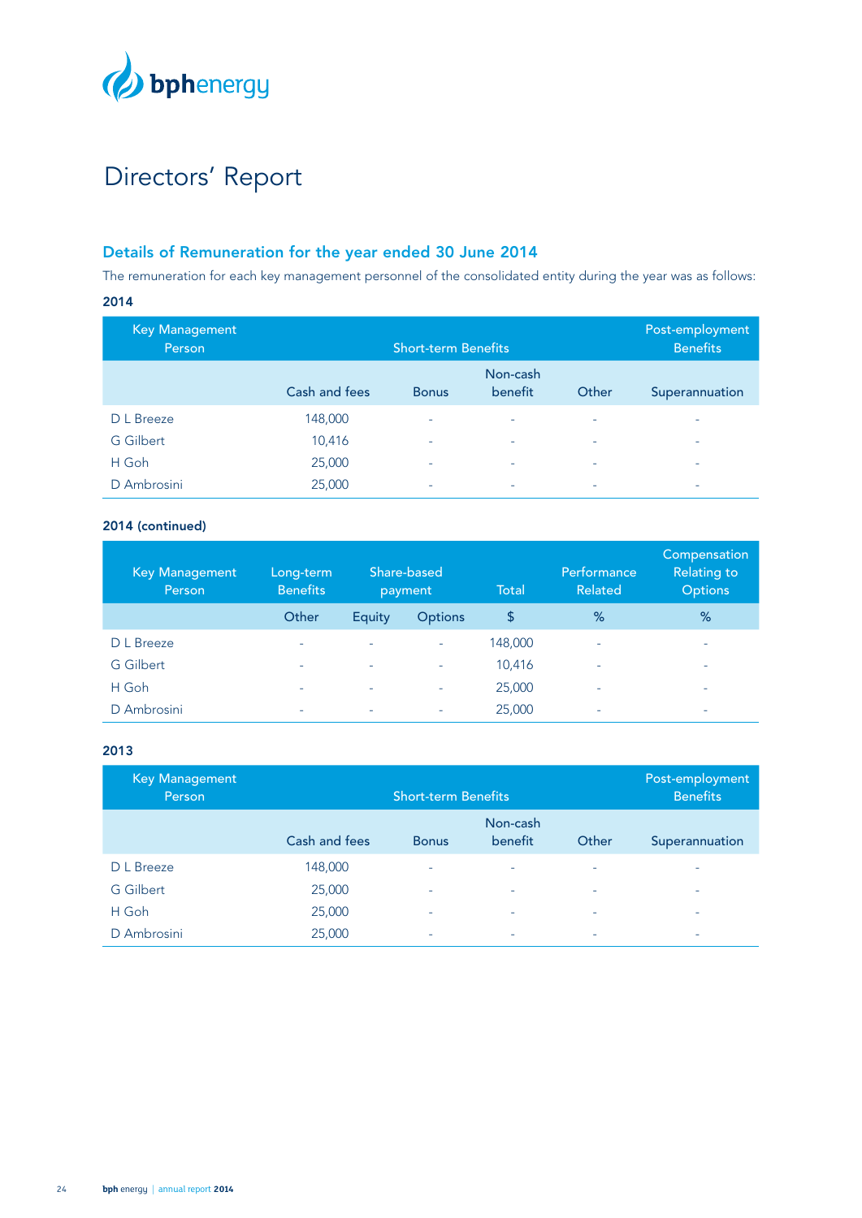# Directors' Report

## Details of Remuneration for the year ended 30 June 2014

The remuneration for each key management personnel of the consolidated entity during the year was as follows:

**2014**

| Key Management Person | Short-term Benefits | | | | Post-employment Benefits |
|---|---|---|---|---|---|
| | Cash and fees | Bonus | Non-cash benefit | Other | Superannuation |
| D L Breeze | 148,000 | - | - | - | - |
| G Gilbert | 10,416 | - | - | - | - |
| H Goh | 25,000 | - | - | - | - |
| D Ambrosini | 25,000 | - | - | - | - |

**2014 (continued)**

| Key Management Person | Long-term Benefits | Share-based payment | | Total | Performance Related | Compensation Relating to Options |
|---|---|---|---|---|---|---|
| | Other | Equity | Options | $ | % | % |
| D L Breeze | - | - | - | 148,000 | - | - |
| G Gilbert | - | - | - | 10,416 | - | - |
| H Goh | - | - | - | 25,000 | - | - |
| D Ambrosini | - | - | - | 25,000 | - | - |

**2013**

| Key Management Person | Short-term Benefits | | | | Post-employment Benefits |
|---|---|---|---|---|---|
| | Cash and fees | Bonus | Non-cash benefit | Other | Superannuation |
| D L Breeze | 148,000 | - | - | - | - |
| G Gilbert | 25,000 | - | - | - | - |
| H Goh | 25,000 | - | - | - | - |
| D Ambrosini | 25,000 | - | - | - | - |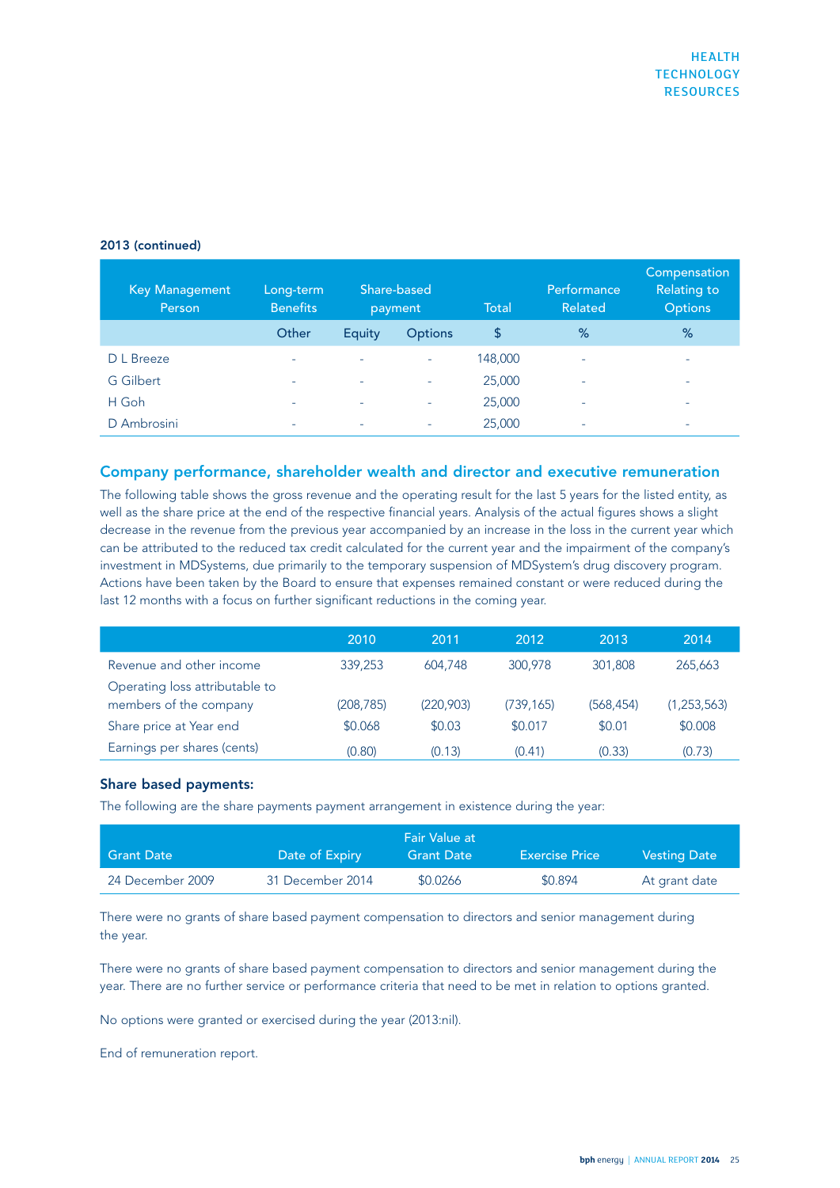**2013 (continued)**

| Key Management Person | Long-term Benefits | Share-based payment | | Total | Performance Related | Compensation Relating to Options |
|---|---|---|---|---|---|---|
| | Other | Equity | Options | $ | % | % |
| D L Breeze | - | - | - | 148,000 | - | - |
| G Gilbert | - | - | - | 25,000 | - | - |
| H Goh | - | - | - | 25,000 | - | - |
| D Ambrosini | - | - | - | 25,000 | - | - |

## Company performance, shareholder wealth and director and executive remuneration

The following table shows the gross revenue and the operating result for the last 5 years for the listed entity, as well as the share price at the end of the respective financial years. Analysis of the actual figures shows a slight decrease in the revenue from the previous year accompanied by an increase in the loss in the current year which can be attributed to the reduced tax credit calculated for the current year and the impairment of the company's investment in MDSystems, due primarily to the temporary suspension of MDSystem's drug discovery program. Actions have been taken by the Board to ensure that expenses remained constant or were reduced during the last 12 months with a focus on further significant reductions in the coming year.

| | 2010 | 2011 | 2012 | 2013 | 2014 |
|---|---|---|---|---|---|
| Revenue and other income | 339,253 | 604,748 | 300,978 | 301,808 | 265,663 |
| Operating loss attributable to members of the company | (208,785) | (220,903) | (739,165) | (568,454) | (1,253,563) |
| Share price at Year end | $0.068 | $0.03 | $0.017 | $0.01 | $0.008 |
| Earnings per shares (cents) | (0.80) | (0.13) | (0.41) | (0.33) | (0.73) |

### Share based payments:

The following are the share payments payment arrangement in existence during the year:

| Grant Date | Date of Expiry | Fair Value at Grant Date | Exercise Price | Vesting Date |
|---|---|---|---|---|
| 24 December 2009 | 31 December 2014 | $0.0266 | $0.894 | At grant date |

There were no grants of share based payment compensation to directors and senior management during the year.

There were no grants of share based payment compensation to directors and senior management during the year. There are no further service or performance criteria that need to be met in relation to options granted.

No options were granted or exercised during the year (2013:nil).

End of remuneration report.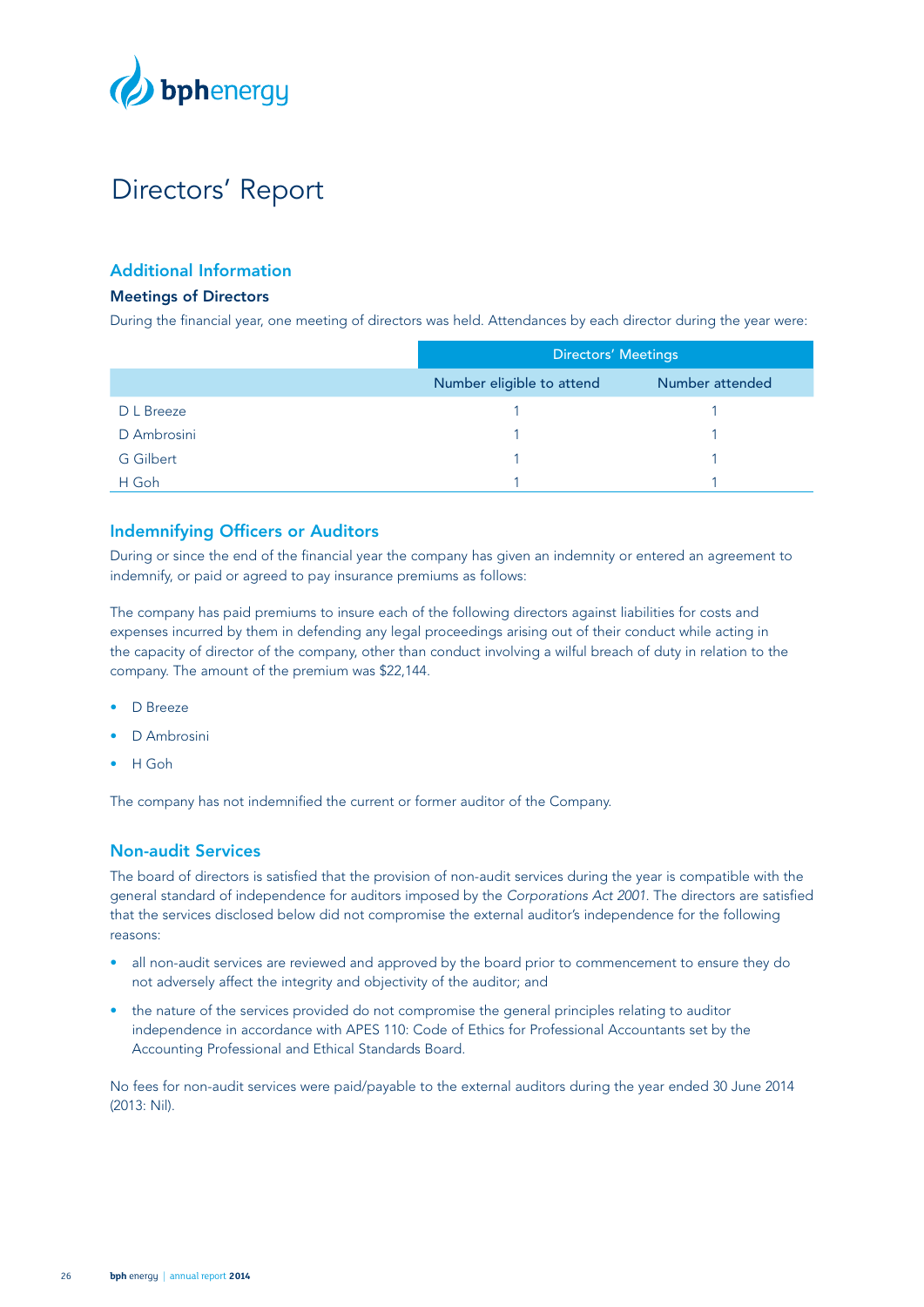# Directors' Report

## Additional Information

### Meetings of Directors

During the financial year, one meeting of directors was held. Attendances by each director during the year were:

| | Directors' Meetings | |
|---|---|---|
| | Number eligible to attend | Number attended |
| D L Breeze | 1 | 1 |
| D Ambrosini | 1 | 1 |
| G Gilbert | 1 | 1 |
| H Goh | 1 | 1 |

## Indemnifying Officers or Auditors

During or since the end of the financial year the company has given an indemnity or entered an agreement to indemnify, or paid or agreed to pay insurance premiums as follows:

The company has paid premiums to insure each of the following directors against liabilities for costs and expenses incurred by them in defending any legal proceedings arising out of their conduct while acting in the capacity of director of the company, other than conduct involving a wilful breach of duty in relation to the company. The amount of the premium was $22,144.

- D Breeze
- D Ambrosini
- H Goh

The company has not indemnified the current or former auditor of the Company.

## Non-audit Services

The board of directors is satisfied that the provision of non-audit services during the year is compatible with the general standard of independence for auditors imposed by the *Corporations Act 2001*. The directors are satisfied that the services disclosed below did not compromise the external auditor's independence for the following reasons:

- all non-audit services are reviewed and approved by the board prior to commencement to ensure they do not adversely affect the integrity and objectivity of the auditor; and
- the nature of the services provided do not compromise the general principles relating to auditor independence in accordance with APES 110: Code of Ethics for Professional Accountants set by the Accounting Professional and Ethical Standards Board.

No fees for non-audit services were paid/payable to the external auditors during the year ended 30 June 2014 (2013: Nil).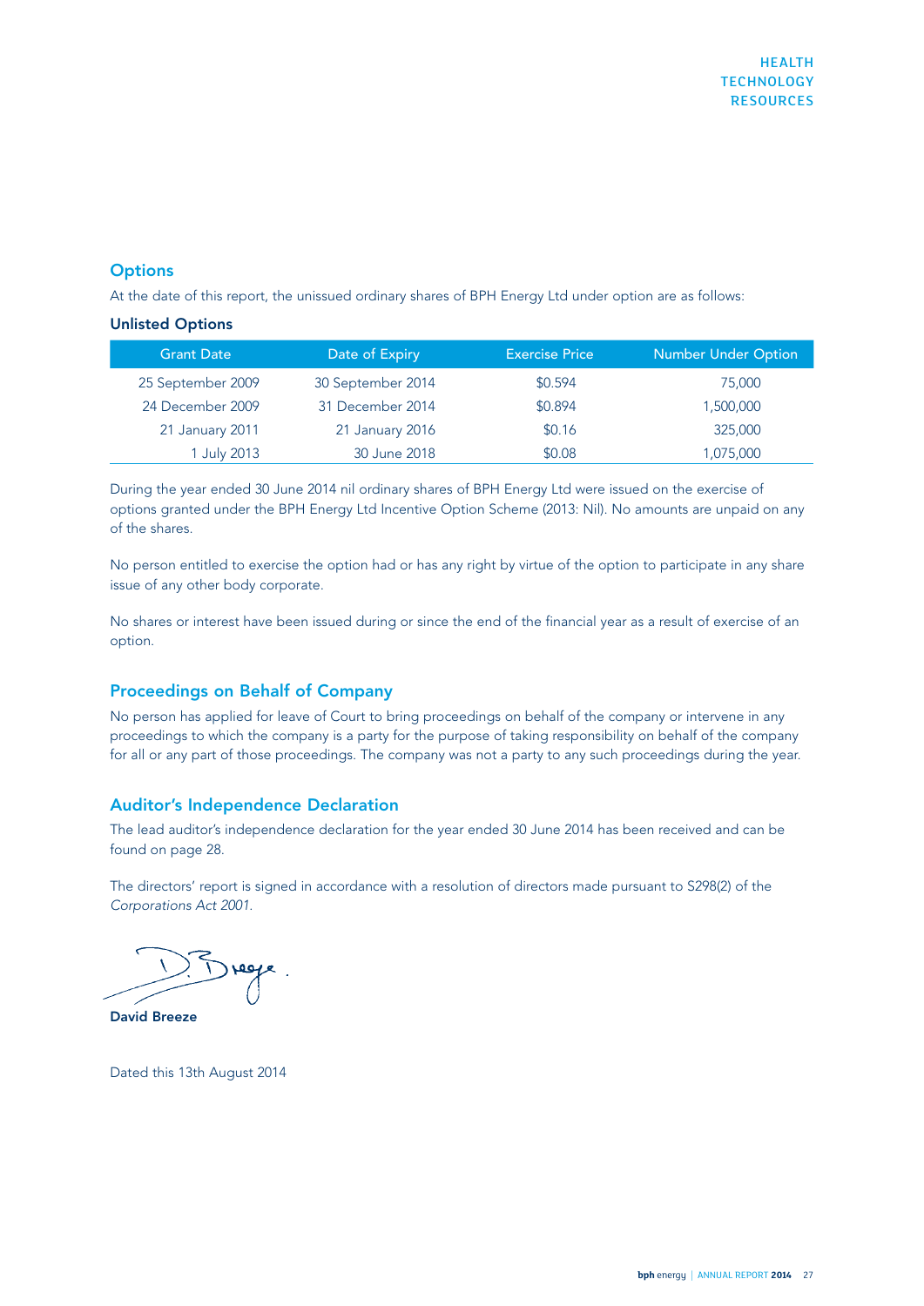## Options

At the date of this report, the unissued ordinary shares of BPH Energy Ltd under option are as follows:

### Unlisted Options

| Grant Date | Date of Expiry | Exercise Price | Number Under Option |
|---|---|---|---|
| 25 September 2009 | 30 September 2014 | $0.594 | 75,000 |
| 24 December 2009 | 31 December 2014 | $0.894 | 1,500,000 |
| 21 January 2011 | 21 January 2016 | $0.16 | 325,000 |
| 1 July 2013 | 30 June 2018 | $0.08 | 1,075,000 |

During the year ended 30 June 2014 nil ordinary shares of BPH Energy Ltd were issued on the exercise of options granted under the BPH Energy Ltd Incentive Option Scheme (2013: Nil). No amounts are unpaid on any of the shares.

No person entitled to exercise the option had or has any right by virtue of the option to participate in any share issue of any other body corporate.

No shares or interest have been issued during or since the end of the financial year as a result of exercise of an option.

## Proceedings on Behalf of Company

No person has applied for leave of Court to bring proceedings on behalf of the company or intervene in any proceedings to which the company is a party for the purpose of taking responsibility on behalf of the company for all or any part of those proceedings. The company was not a party to any such proceedings during the year.

## Auditor's Independence Declaration

The lead auditor's independence declaration for the year ended 30 June 2014 has been received and can be found on page 28.

The directors' report is signed in accordance with a resolution of directors made pursuant to S298(2) of the *Corporations Act 2001*.

**David Breeze**

Dated this 13th August 2014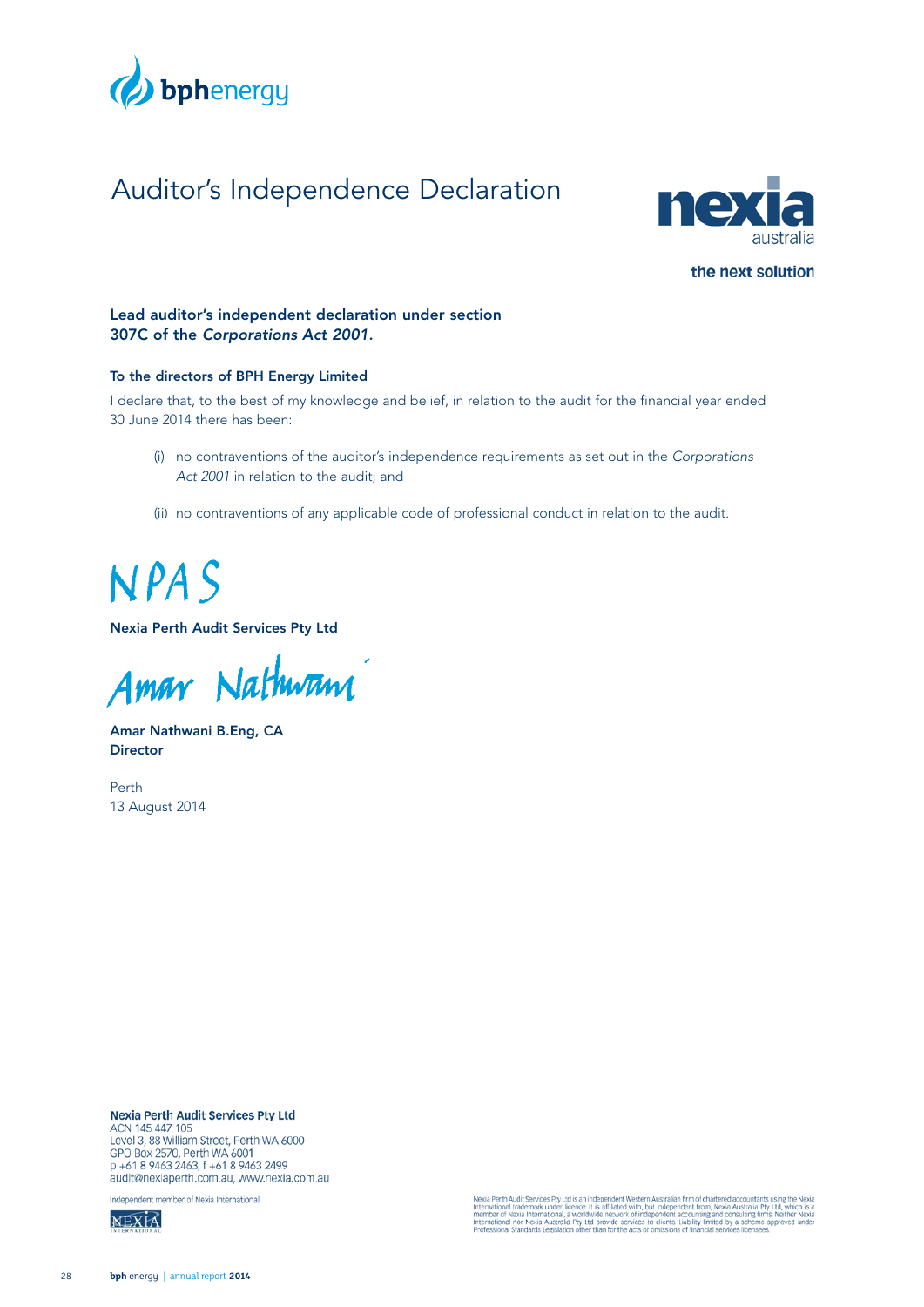# Auditor's Independence Declaration

nexia australia

the next solution

### Lead auditor's independent declaration under section 307C of the *Corporations Act 2001*.

**To the directors of BPH Energy Limited**

I declare that, to the best of my knowledge and belief, in relation to the audit for the financial year ended 30 June 2014 there has been:

(i) no contraventions of the auditor's independence requirements as set out in the *Corporations Act 2001* in relation to the audit; and

(ii) no contraventions of any applicable code of professional conduct in relation to the audit.

NPAS

**Nexia Perth Audit Services Pty Ltd**

Amar Nathwani

**Amar Nathwani B.Eng, CA**
**Director**

Perth
13 August 2014

**Nexia Perth Audit Services Pty Ltd**
ACN 145 447 105
Level 3, 88 William Street, Perth WA 6000
GPO Box 2570, Perth WA 6001
p +61 8 9463 2463, f +61 8 9463 2499
audit@nexiaperth.com.au, www.nexia.com.au

Independent member of Nexia International

Nexia Perth Audit Services Pty Ltd is an independent Western Australian firm of chartered accountants using the Nexia International trademark under licence. It is affiliated with, but independent from, Nexia Australia Pty Ltd, which is a member of Nexia International, a worldwide network of independent accounting and consulting firms. Neither Nexia International nor Nexia Australia Pty Ltd provide services to clients. Liability limited by a scheme approved under Professional Standards Legislation other than for the acts or omissions of financial services licensees.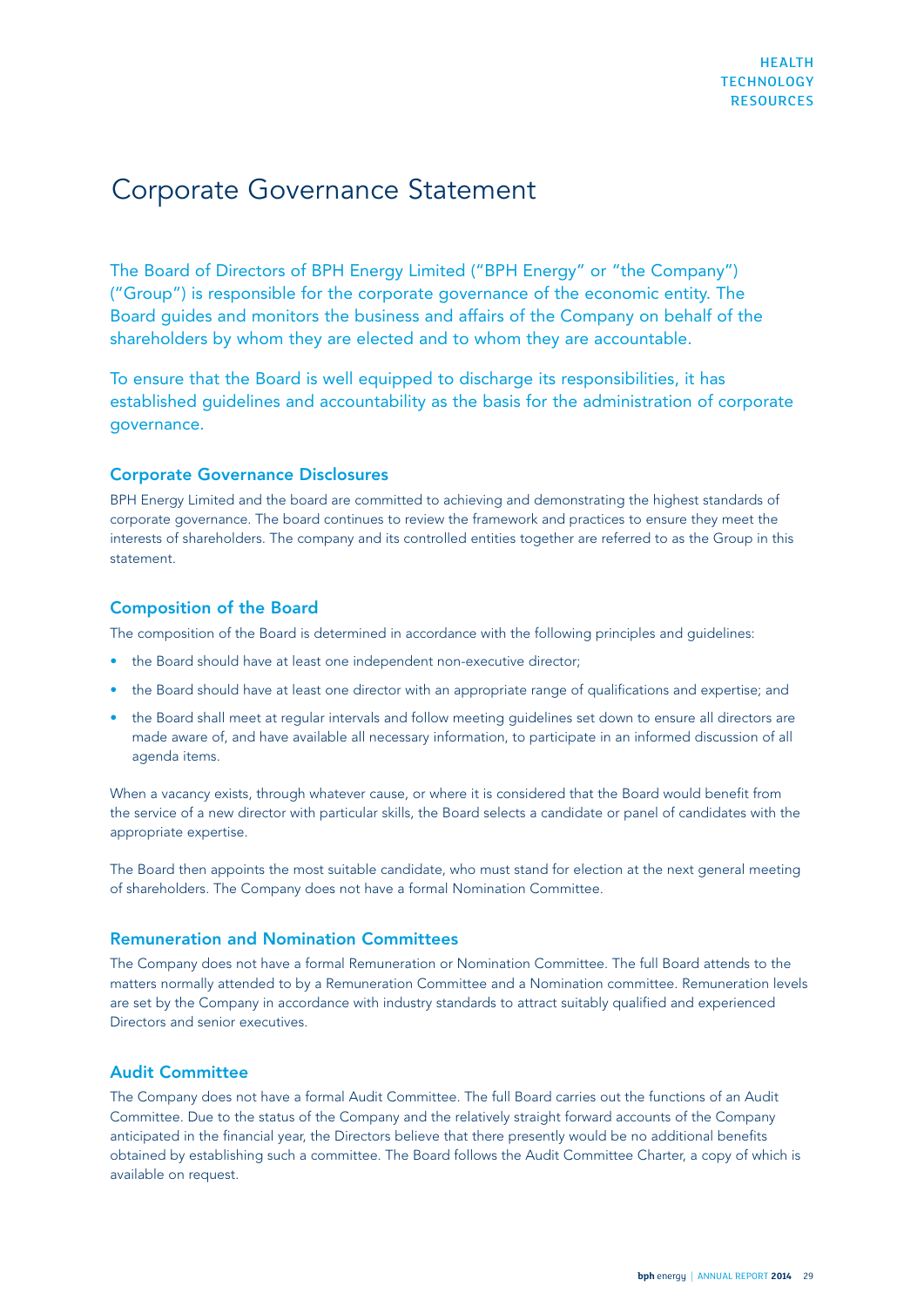# Corporate Governance Statement

The Board of Directors of BPH Energy Limited ("BPH Energy" or "the Company") ("Group") is responsible for the corporate governance of the economic entity. The Board guides and monitors the business and affairs of the Company on behalf of the shareholders by whom they are elected and to whom they are accountable.

To ensure that the Board is well equipped to discharge its responsibilities, it has established guidelines and accountability as the basis for the administration of corporate governance.

## Corporate Governance Disclosures

BPH Energy Limited and the board are committed to achieving and demonstrating the highest standards of corporate governance. The board continues to review the framework and practices to ensure they meet the interests of shareholders. The company and its controlled entities together are referred to as the Group in this statement.

## Composition of the Board

The composition of the Board is determined in accordance with the following principles and guidelines:

- the Board should have at least one independent non-executive director;
- the Board should have at least one director with an appropriate range of qualifications and expertise; and
- the Board shall meet at regular intervals and follow meeting guidelines set down to ensure all directors are made aware of, and have available all necessary information, to participate in an informed discussion of all agenda items.

When a vacancy exists, through whatever cause, or where it is considered that the Board would benefit from the service of a new director with particular skills, the Board selects a candidate or panel of candidates with the appropriate expertise.

The Board then appoints the most suitable candidate, who must stand for election at the next general meeting of shareholders. The Company does not have a formal Nomination Committee.

## Remuneration and Nomination Committees

The Company does not have a formal Remuneration or Nomination Committee. The full Board attends to the matters normally attended to by a Remuneration Committee and a Nomination committee. Remuneration levels are set by the Company in accordance with industry standards to attract suitably qualified and experienced Directors and senior executives.

## Audit Committee

The Company does not have a formal Audit Committee. The full Board carries out the functions of an Audit Committee. Due to the status of the Company and the relatively straight forward accounts of the Company anticipated in the financial year, the Directors believe that there presently would be no additional benefits obtained by establishing such a committee. The Board follows the Audit Committee Charter, a copy of which is available on request.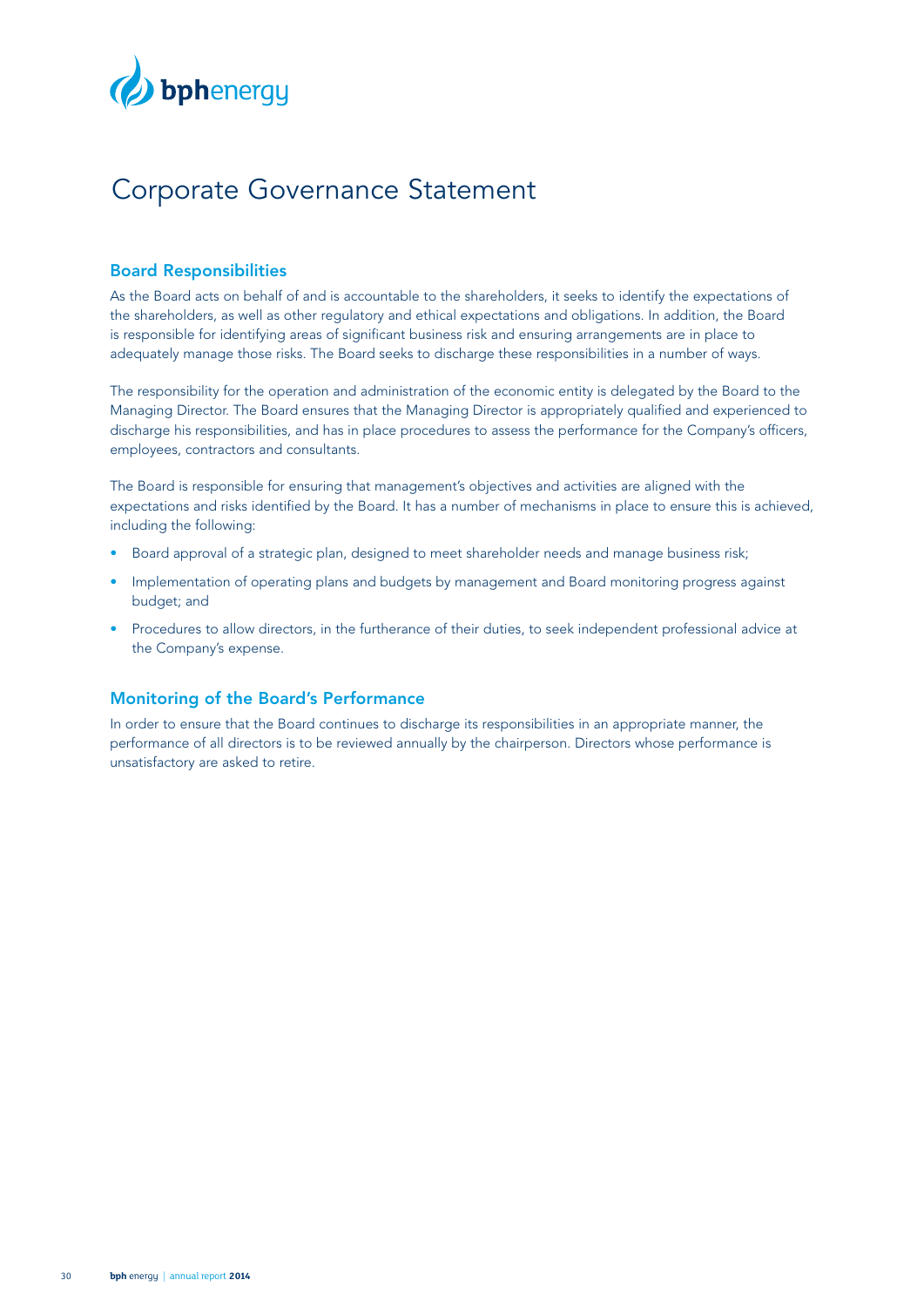# Corporate Governance Statement

## Board Responsibilities

As the Board acts on behalf of and is accountable to the shareholders, it seeks to identify the expectations of the shareholders, as well as other regulatory and ethical expectations and obligations. In addition, the Board is responsible for identifying areas of significant business risk and ensuring arrangements are in place to adequately manage those risks. The Board seeks to discharge these responsibilities in a number of ways.

The responsibility for the operation and administration of the economic entity is delegated by the Board to the Managing Director. The Board ensures that the Managing Director is appropriately qualified and experienced to discharge his responsibilities, and has in place procedures to assess the performance for the Company's officers, employees, contractors and consultants.

The Board is responsible for ensuring that management's objectives and activities are aligned with the expectations and risks identified by the Board. It has a number of mechanisms in place to ensure this is achieved, including the following:

- Board approval of a strategic plan, designed to meet shareholder needs and manage business risk;
- Implementation of operating plans and budgets by management and Board monitoring progress against budget; and
- Procedures to allow directors, in the furtherance of their duties, to seek independent professional advice at the Company's expense.

## Monitoring of the Board's Performance

In order to ensure that the Board continues to discharge its responsibilities in an appropriate manner, the performance of all directors is to be reviewed annually by the chairperson. Directors whose performance is unsatisfactory are asked to retire.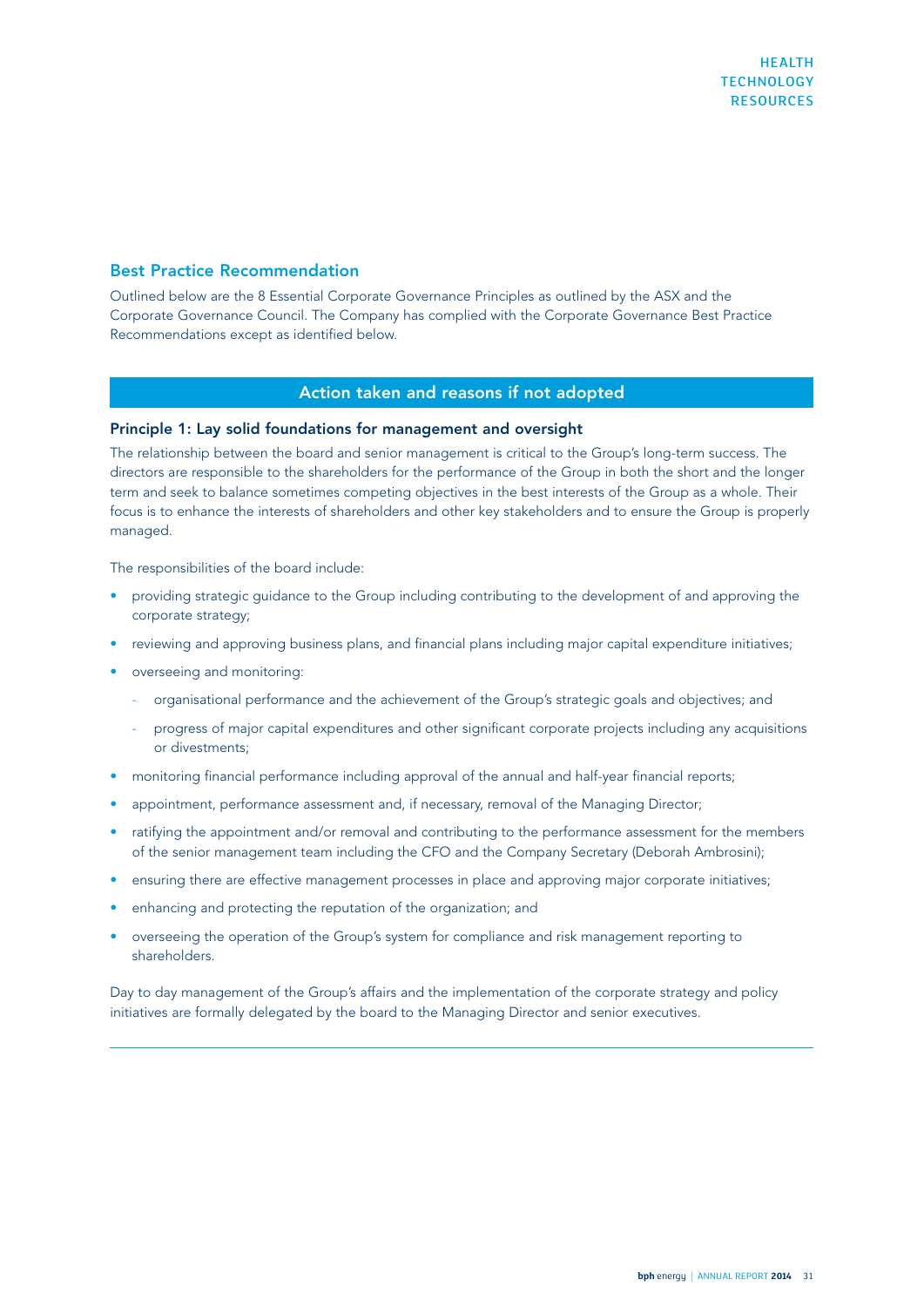## Best Practice Recommendation

Outlined below are the 8 Essential Corporate Governance Principles as outlined by the ASX and the Corporate Governance Council. The Company has complied with the Corporate Governance Best Practice Recommendations except as identified below.

### Action taken and reasons if not adopted

#### Principle 1: Lay solid foundations for management and oversight

The relationship between the board and senior management is critical to the Group's long-term success. The directors are responsible to the shareholders for the performance of the Group in both the short and the longer term and seek to balance sometimes competing objectives in the best interests of the Group as a whole. Their focus is to enhance the interests of shareholders and other key stakeholders and to ensure the Group is properly managed.

The responsibilities of the board include:

- providing strategic guidance to the Group including contributing to the development of and approving the corporate strategy;
- reviewing and approving business plans, and financial plans including major capital expenditure initiatives;
- overseeing and monitoring:
  - organisational performance and the achievement of the Group's strategic goals and objectives; and
  - progress of major capital expenditures and other significant corporate projects including any acquisitions or divestments;
- monitoring financial performance including approval of the annual and half-year financial reports;
- appointment, performance assessment and, if necessary, removal of the Managing Director;
- ratifying the appointment and/or removal and contributing to the performance assessment for the members of the senior management team including the CFO and the Company Secretary (Deborah Ambrosini);
- ensuring there are effective management processes in place and approving major corporate initiatives;
- enhancing and protecting the reputation of the organization; and
- overseeing the operation of the Group's system for compliance and risk management reporting to shareholders.

Day to day management of the Group's affairs and the implementation of the corporate strategy and policy initiatives are formally delegated by the board to the Managing Director and senior executives.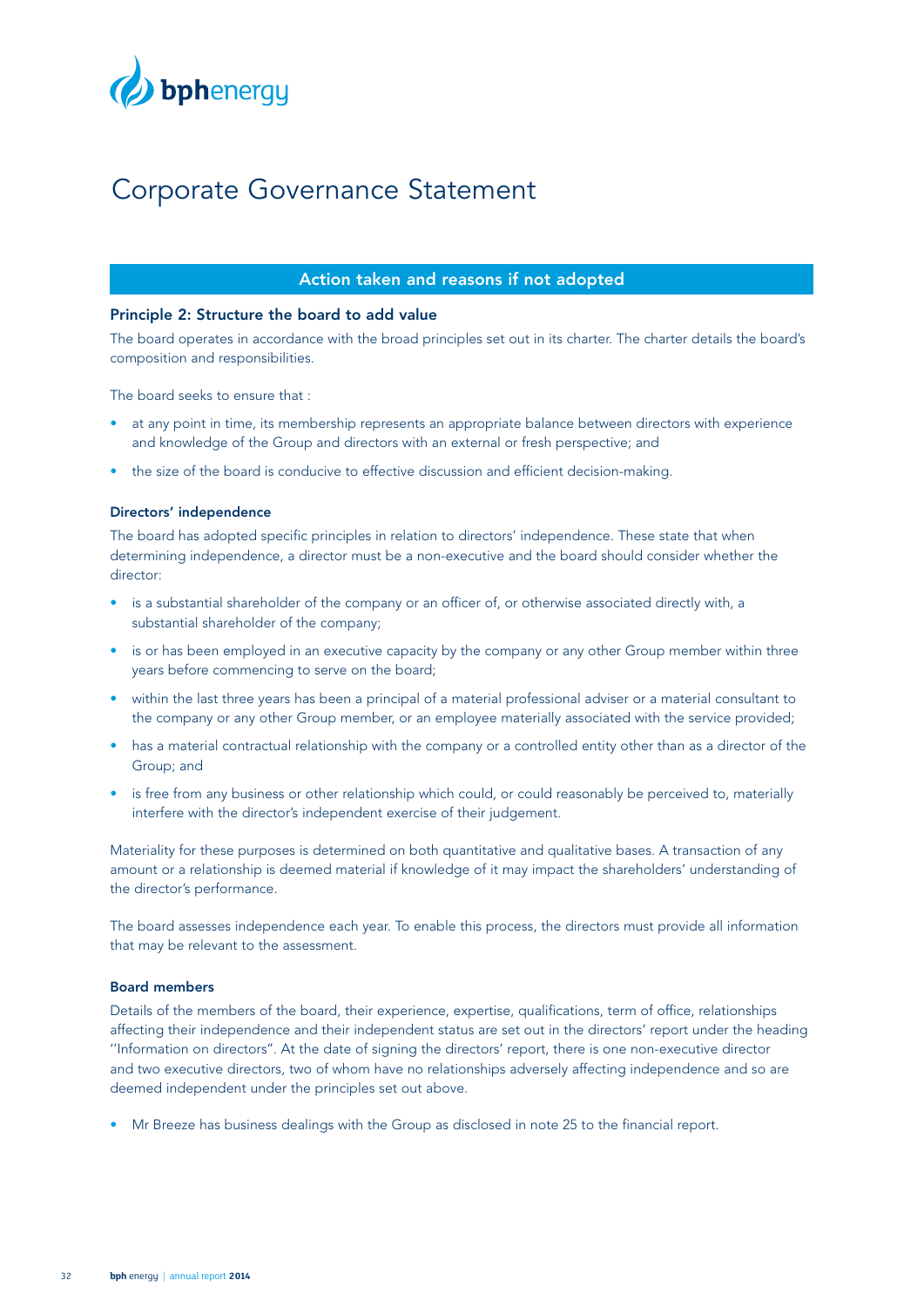# Corporate Governance Statement

## Action taken and reasons if not adopted

### Principle 2: Structure the board to add value

The board operates in accordance with the broad principles set out in its charter. The charter details the board's composition and responsibilities.

The board seeks to ensure that :

- at any point in time, its membership represents an appropriate balance between directors with experience and knowledge of the Group and directors with an external or fresh perspective; and
- the size of the board is conducive to effective discussion and efficient decision-making.

#### Directors' independence

The board has adopted specific principles in relation to directors' independence. These state that when determining independence, a director must be a non-executive and the board should consider whether the director:

- is a substantial shareholder of the company or an officer of, or otherwise associated directly with, a substantial shareholder of the company;
- is or has been employed in an executive capacity by the company or any other Group member within three years before commencing to serve on the board;
- within the last three years has been a principal of a material professional adviser or a material consultant to the company or any other Group member, or an employee materially associated with the service provided;
- has a material contractual relationship with the company or a controlled entity other than as a director of the Group; and
- is free from any business or other relationship which could, or could reasonably be perceived to, materially interfere with the director's independent exercise of their judgement.

Materiality for these purposes is determined on both quantitative and qualitative bases. A transaction of any amount or a relationship is deemed material if knowledge of it may impact the shareholders' understanding of the director's performance.

The board assesses independence each year. To enable this process, the directors must provide all information that may be relevant to the assessment.

#### Board members

Details of the members of the board, their experience, expertise, qualifications, term of office, relationships affecting their independence and their independent status are set out in the directors' report under the heading ''Information on directors". At the date of signing the directors' report, there is one non-executive director and two executive directors, two of whom have no relationships adversely affecting independence and so are deemed independent under the principles set out above.

- Mr Breeze has business dealings with the Group as disclosed in note 25 to the financial report.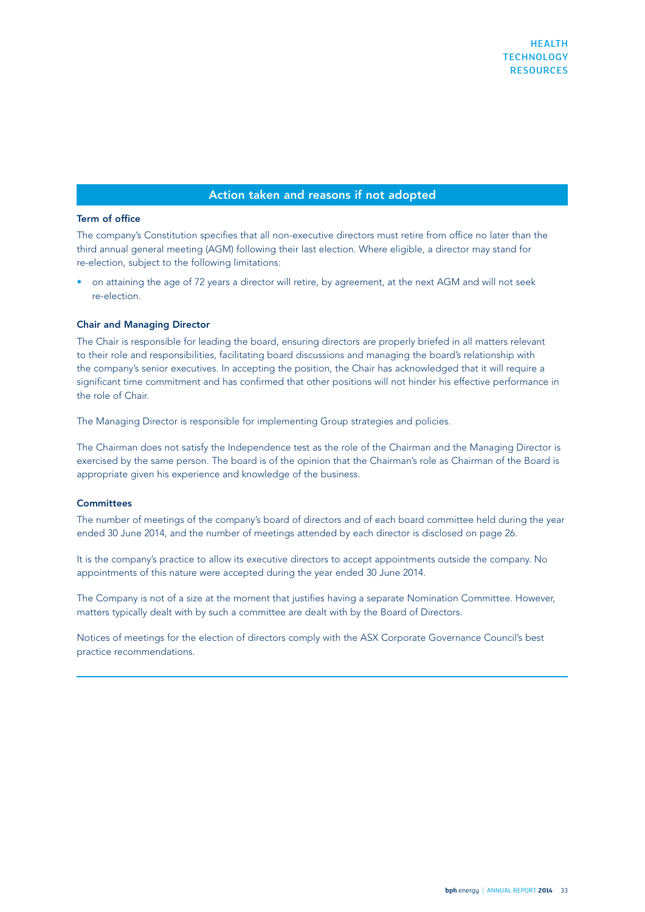## Action taken and reasons if not adopted

### Term of office

The company's Constitution specifies that all non-executive directors must retire from office no later than the third annual general meeting (AGM) following their last election. Where eligible, a director may stand for re-election, subject to the following limitations:

- on attaining the age of 72 years a director will retire, by agreement, at the next AGM and will not seek re-election.

### Chair and Managing Director

The Chair is responsible for leading the board, ensuring directors are properly briefed in all matters relevant to their role and responsibilities, facilitating board discussions and managing the board's relationship with the company's senior executives. In accepting the position, the Chair has acknowledged that it will require a significant time commitment and has confirmed that other positions will not hinder his effective performance in the role of Chair.

The Managing Director is responsible for implementing Group strategies and policies.

The Chairman does not satisfy the Independence test as the role of the Chairman and the Managing Director is exercised by the same person. The board is of the opinion that the Chairman's role as Chairman of the Board is appropriate given his experience and knowledge of the business.

### Committees

The number of meetings of the company's board of directors and of each board committee held during the year ended 30 June 2014, and the number of meetings attended by each director is disclosed on page 26.

It is the company's practice to allow its executive directors to accept appointments outside the company. No appointments of this nature were accepted during the year ended 30 June 2014.

The Company is not of a size at the moment that justifies having a separate Nomination Committee. However, matters typically dealt with by such a committee are dealt with by the Board of Directors.

Notices of meetings for the election of directors comply with the ASX Corporate Governance Council's best practice recommendations.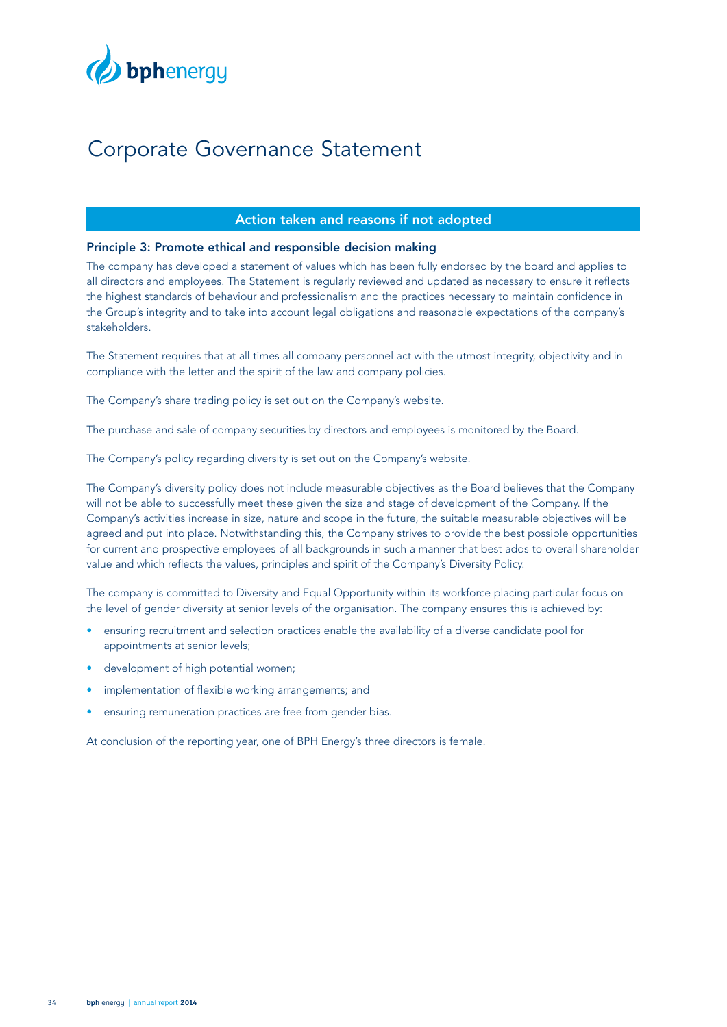# Corporate Governance Statement

## Action taken and reasons if not adopted

### Principle 3: Promote ethical and responsible decision making

The company has developed a statement of values which has been fully endorsed by the board and applies to all directors and employees. The Statement is regularly reviewed and updated as necessary to ensure it reflects the highest standards of behaviour and professionalism and the practices necessary to maintain confidence in the Group's integrity and to take into account legal obligations and reasonable expectations of the company's stakeholders.

The Statement requires that at all times all company personnel act with the utmost integrity, objectivity and in compliance with the letter and the spirit of the law and company policies.

The Company's share trading policy is set out on the Company's website.

The purchase and sale of company securities by directors and employees is monitored by the Board.

The Company's policy regarding diversity is set out on the Company's website.

The Company's diversity policy does not include measurable objectives as the Board believes that the Company will not be able to successfully meet these given the size and stage of development of the Company. If the Company's activities increase in size, nature and scope in the future, the suitable measurable objectives will be agreed and put into place. Notwithstanding this, the Company strives to provide the best possible opportunities for current and prospective employees of all backgrounds in such a manner that best adds to overall shareholder value and which reflects the values, principles and spirit of the Company's Diversity Policy.

The company is committed to Diversity and Equal Opportunity within its workforce placing particular focus on the level of gender diversity at senior levels of the organisation. The company ensures this is achieved by:

- ensuring recruitment and selection practices enable the availability of a diverse candidate pool for appointments at senior levels;
- development of high potential women;
- implementation of flexible working arrangements; and
- ensuring remuneration practices are free from gender bias.

At conclusion of the reporting year, one of BPH Energy's three directors is female.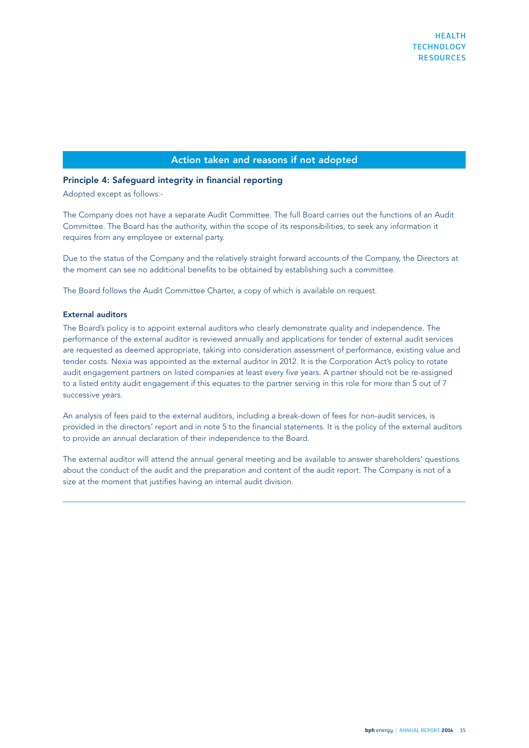## Action taken and reasons if not adopted

### Principle 4: Safeguard integrity in financial reporting

Adopted except as follows:-

The Company does not have a separate Audit Committee. The full Board carries out the functions of an Audit Committee. The Board has the authority, within the scope of its responsibilities, to seek any information it requires from any employee or external party.

Due to the status of the Company and the relatively straight forward accounts of the Company, the Directors at the moment can see no additional benefits to be obtained by establishing such a committee.

The Board follows the Audit Committee Charter, a copy of which is available on request.

#### External auditors

The Board's policy is to appoint external auditors who clearly demonstrate quality and independence. The performance of the external auditor is reviewed annually and applications for tender of external audit services are requested as deemed appropriate, taking into consideration assessment of performance, existing value and tender costs. Nexia was appointed as the external auditor in 2012. It is the Corporation Act's policy to rotate audit engagement partners on listed companies at least every five years. A partner should not be re-assigned to a listed entity audit engagement if this equates to the partner serving in this role for more than 5 out of 7 successive years.

An analysis of fees paid to the external auditors, including a break-down of fees for non-audit services, is provided in the directors' report and in note 5 to the financial statements. It is the policy of the external auditors to provide an annual declaration of their independence to the Board.

The external auditor will attend the annual general meeting and be available to answer shareholders' questions about the conduct of the audit and the preparation and content of the audit report. The Company is not of a size at the moment that justifies having an internal audit division.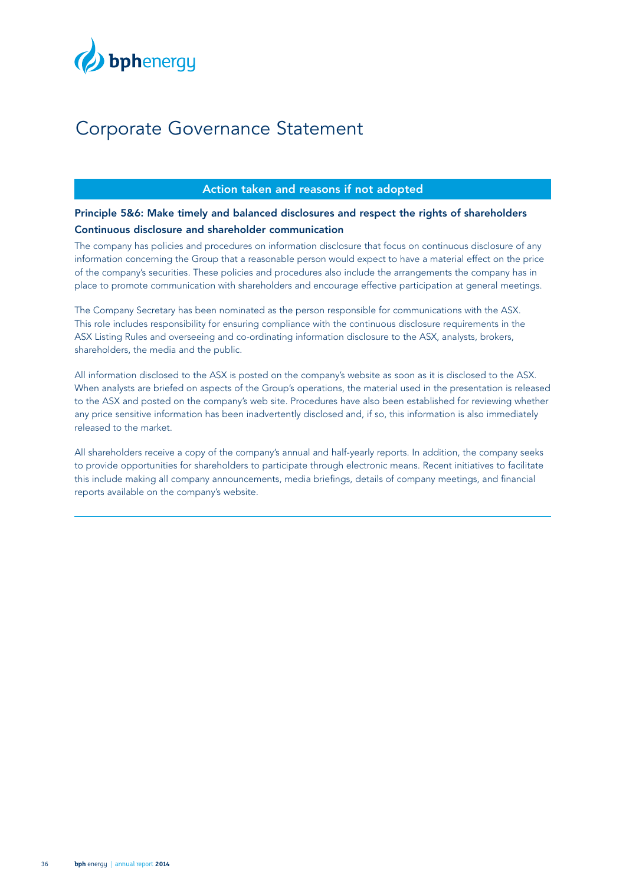# Corporate Governance Statement

## Action taken and reasons if not adopted

### Principle 5&6: Make timely and balanced disclosures and respect the rights of shareholders

### Continuous disclosure and shareholder communication

The company has policies and procedures on information disclosure that focus on continuous disclosure of any information concerning the Group that a reasonable person would expect to have a material effect on the price of the company's securities. These policies and procedures also include the arrangements the company has in place to promote communication with shareholders and encourage effective participation at general meetings.

The Company Secretary has been nominated as the person responsible for communications with the ASX. This role includes responsibility for ensuring compliance with the continuous disclosure requirements in the ASX Listing Rules and overseeing and co-ordinating information disclosure to the ASX, analysts, brokers, shareholders, the media and the public.

All information disclosed to the ASX is posted on the company's website as soon as it is disclosed to the ASX. When analysts are briefed on aspects of the Group's operations, the material used in the presentation is released to the ASX and posted on the company's web site. Procedures have also been established for reviewing whether any price sensitive information has been inadvertently disclosed and, if so, this information is also immediately released to the market.

All shareholders receive a copy of the company's annual and half-yearly reports. In addition, the company seeks to provide opportunities for shareholders to participate through electronic means. Recent initiatives to facilitate this include making all company announcements, media briefings, details of company meetings, and financial reports available on the company's website.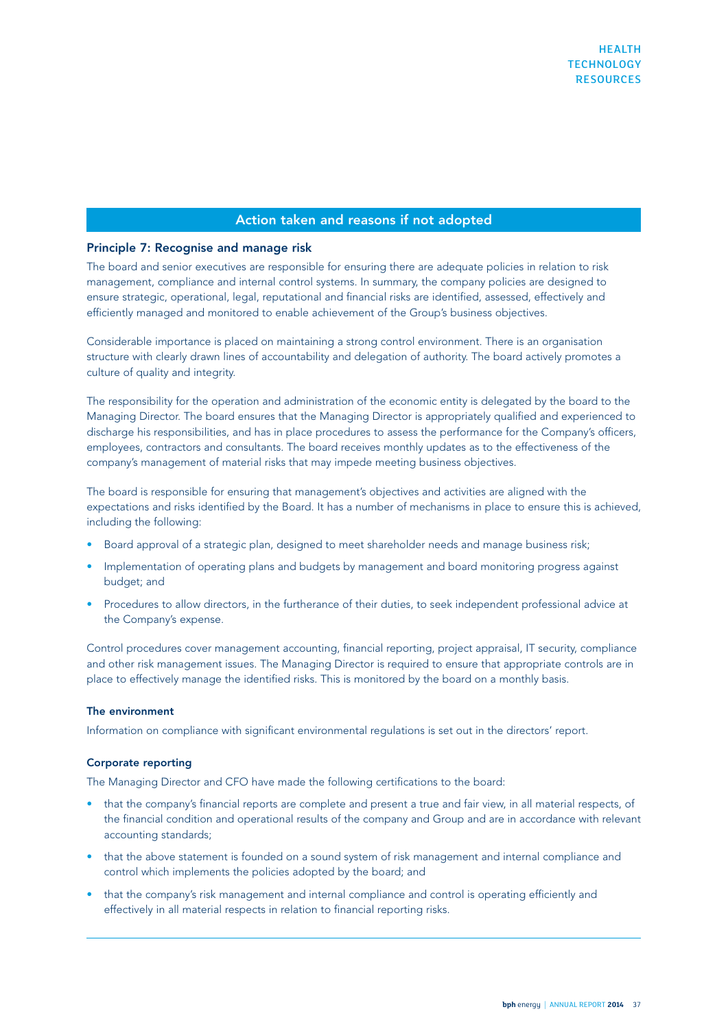## Action taken and reasons if not adopted

### Principle 7: Recognise and manage risk

The board and senior executives are responsible for ensuring there are adequate policies in relation to risk management, compliance and internal control systems. In summary, the company policies are designed to ensure strategic, operational, legal, reputational and financial risks are identified, assessed, effectively and efficiently managed and monitored to enable achievement of the Group's business objectives.

Considerable importance is placed on maintaining a strong control environment. There is an organisation structure with clearly drawn lines of accountability and delegation of authority. The board actively promotes a culture of quality and integrity.

The responsibility for the operation and administration of the economic entity is delegated by the board to the Managing Director. The board ensures that the Managing Director is appropriately qualified and experienced to discharge his responsibilities, and has in place procedures to assess the performance for the Company's officers, employees, contractors and consultants. The board receives monthly updates as to the effectiveness of the company's management of material risks that may impede meeting business objectives.

The board is responsible for ensuring that management's objectives and activities are aligned with the expectations and risks identified by the Board. It has a number of mechanisms in place to ensure this is achieved, including the following:

- Board approval of a strategic plan, designed to meet shareholder needs and manage business risk;
- Implementation of operating plans and budgets by management and board monitoring progress against budget; and
- Procedures to allow directors, in the furtherance of their duties, to seek independent professional advice at the Company's expense.

Control procedures cover management accounting, financial reporting, project appraisal, IT security, compliance and other risk management issues. The Managing Director is required to ensure that appropriate controls are in place to effectively manage the identified risks. This is monitored by the board on a monthly basis.

#### The environment

Information on compliance with significant environmental regulations is set out in the directors' report.

#### Corporate reporting

The Managing Director and CFO have made the following certifications to the board:

- that the company's financial reports are complete and present a true and fair view, in all material respects, of the financial condition and operational results of the company and Group and are in accordance with relevant accounting standards;
- that the above statement is founded on a sound system of risk management and internal compliance and control which implements the policies adopted by the board; and
- that the company's risk management and internal compliance and control is operating efficiently and effectively in all material respects in relation to financial reporting risks.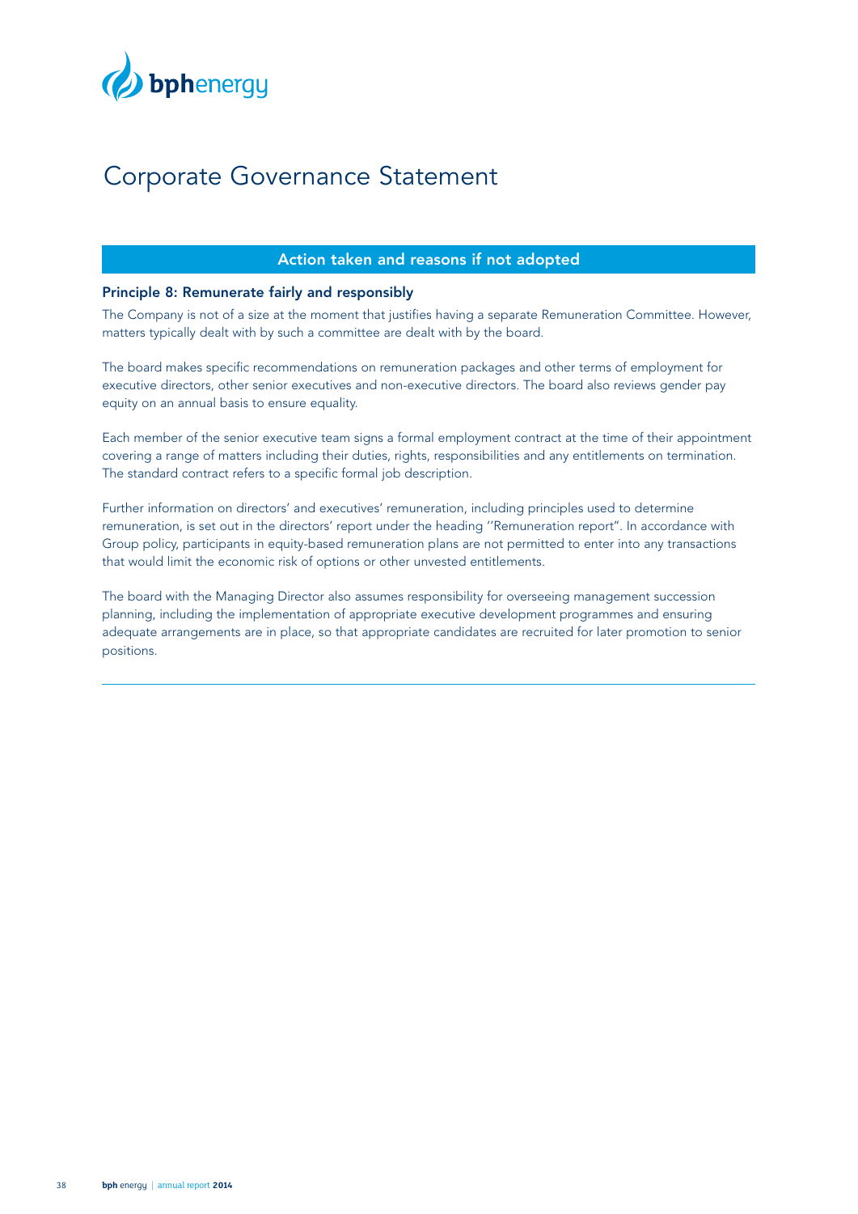# Corporate Governance Statement

## Action taken and reasons if not adopted

### Principle 8: Remunerate fairly and responsibly

The Company is not of a size at the moment that justifies having a separate Remuneration Committee. However, matters typically dealt with by such a committee are dealt with by the board.

The board makes specific recommendations on remuneration packages and other terms of employment for executive directors, other senior executives and non-executive directors. The board also reviews gender pay equity on an annual basis to ensure equality.

Each member of the senior executive team signs a formal employment contract at the time of their appointment covering a range of matters including their duties, rights, responsibilities and any entitlements on termination. The standard contract refers to a specific formal job description.

Further information on directors' and executives' remuneration, including principles used to determine remuneration, is set out in the directors' report under the heading ''Remuneration report''. In accordance with Group policy, participants in equity-based remuneration plans are not permitted to enter into any transactions that would limit the economic risk of options or other unvested entitlements.

The board with the Managing Director also assumes responsibility for overseeing management succession planning, including the implementation of appropriate executive development programmes and ensuring adequate arrangements are in place, so that appropriate candidates are recruited for later promotion to senior positions.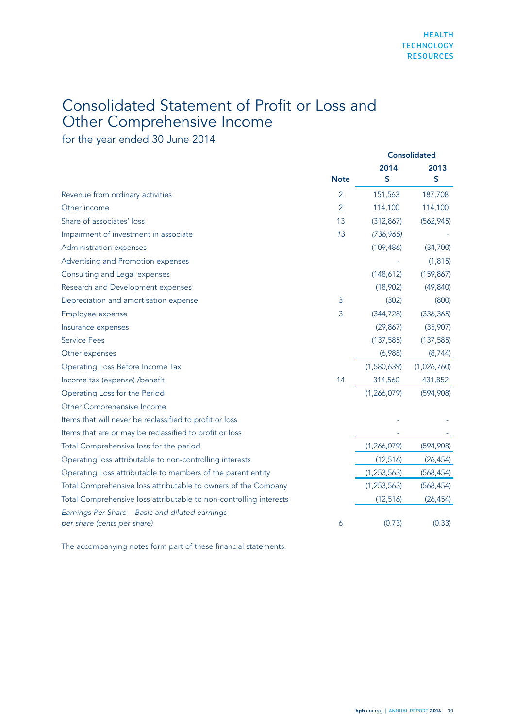# Consolidated Statement of Profit or Loss and Other Comprehensive Income

for the year ended 30 June 2014

| | Note | Consolidated 2014 $ | 2013 $ |
|---|---|---|---|
| Revenue from ordinary activities | 2 | 151,563 | 187,708 |
| Other income | 2 | 114,100 | 114,100 |
| Share of associates' loss | 13 | (312,867) | (562,945) |
| Impairment of investment in associate | *13* | *(736,965)* | - |
| Administration expenses | | (109,486) | (34,700) |
| Advertising and Promotion expenses | | - | (1,815) |
| Consulting and Legal expenses | | (148,612) | (159,867) |
| Research and Development expenses | | (18,902) | (49,840) |
| Depreciation and amortisation expense | 3 | (302) | (800) |
| Employee expense | 3 | (344,728) | (336,365) |
| Insurance expenses | | (29,867) | (35,907) |
| Service Fees | | (137,585) | (137,585) |
| Other expenses | | (6,988) | (8,744) |
| Operating Loss Before Income Tax | | (1,580,639) | (1,026,760) |
| Income tax (expense) /benefit | 14 | 314,560 | 431,852 |
| Operating Loss for the Period | | (1,266,079) | (594,908) |
| Other Comprehensive Income | | | |
| Items that will never be reclassified to profit or loss | | - | - |
| Items that are or may be reclassified to profit or loss | | - | - |
| Total Comprehensive loss for the period | | (1,266,079) | (594,908) |
| Operating loss attributable to non-controlling interests | | (12,516) | (26,454) |
| Operating Loss attributable to members of the parent entity | | (1,253,563) | (568,454) |
| Total Comprehensive loss attributable to owners of the Company | | (1,253,563) | (568,454) |
| Total Comprehensive loss attributable to non-controlling interests | | (12,516) | (26,454) |
| *Earnings Per Share – Basic and diluted earnings per share (cents per share)* | 6 | (0.73) | (0.33) |

The accompanying notes form part of these financial statements.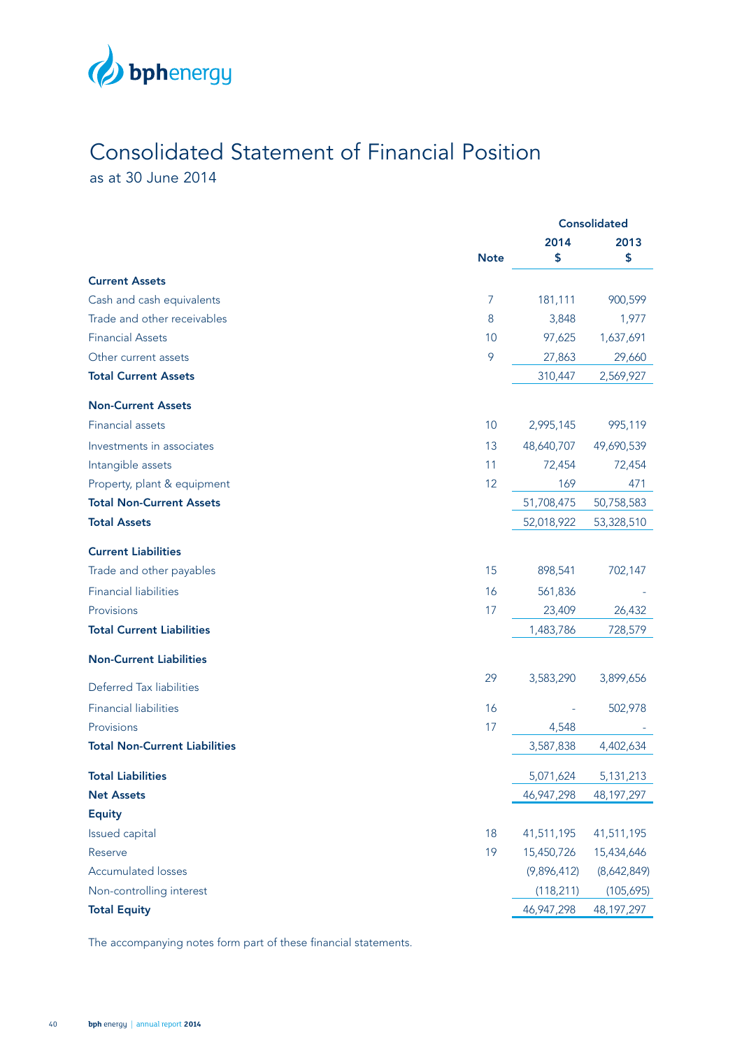bphenergy

# Consolidated Statement of Financial Position

as at 30 June 2014

| | Note | Consolidated 2014 $ | Consolidated 2013 $ |
|---|---|---|---|
| **Current Assets** | | | |
| Cash and cash equivalents | 7 | 181,111 | 900,599 |
| Trade and other receivables | 8 | 3,848 | 1,977 |
| Financial Assets | 10 | 97,625 | 1,637,691 |
| Other current assets | 9 | 27,863 | 29,660 |
| **Total Current Assets** | | 310,447 | 2,569,927 |
| **Non-Current Assets** | | | |
| Financial assets | 10 | 2,995,145 | 995,119 |
| Investments in associates | 13 | 48,640,707 | 49,690,539 |
| Intangible assets | 11 | 72,454 | 72,454 |
| Property, plant & equipment | 12 | 169 | 471 |
| **Total Non-Current Assets** | | 51,708,475 | 50,758,583 |
| **Total Assets** | | 52,018,922 | 53,328,510 |
| **Current Liabilities** | | | |
| Trade and other payables | 15 | 898,541 | 702,147 |
| Financial liabilities | 16 | 561,836 | - |
| Provisions | 17 | 23,409 | 26,432 |
| **Total Current Liabilities** | | 1,483,786 | 728,579 |
| **Non-Current Liabilities** | | | |
| Deferred Tax liabilities | 29 | 3,583,290 | 3,899,656 |
| Financial liabilities | 16 | - | 502,978 |
| Provisions | 17 | 4,548 | - |
| **Total Non-Current Liabilities** | | 3,587,838 | 4,402,634 |
| **Total Liabilities** | | 5,071,624 | 5,131,213 |
| **Net Assets** | | 46,947,298 | 48,197,297 |
| **Equity** | | | |
| Issued capital | 18 | 41,511,195 | 41,511,195 |
| Reserve | 19 | 15,450,726 | 15,434,646 |
| Accumulated losses | | (9,896,412) | (8,642,849) |
| Non-controlling interest | | (118,211) | (105,695) |
| **Total Equity** | | 46,947,298 | 48,197,297 |

The accompanying notes form part of these financial statements.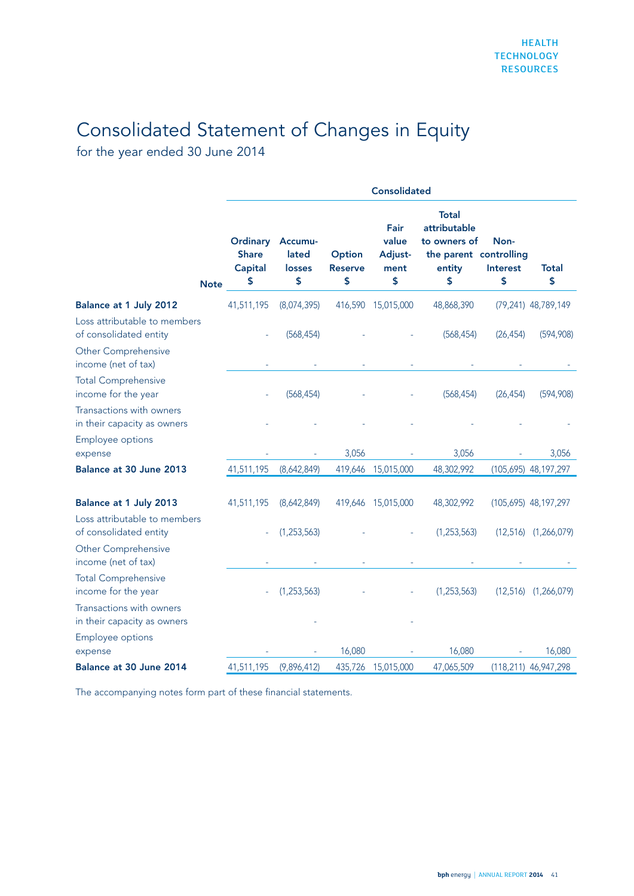# Consolidated Statement of Changes in Equity

for the year ended 30 June 2014

| | Note | Ordinary Share Capital $ | Accumulated losses $ | Option Reserve $ | Fair value Adjustment $ | Total attributable to owners of the parent entity $ | Non-controlling Interest $ | Total $ |
|---|---|---|---|---|---|---|---|---|
| | | **Consolidated** | | | | | | |
| **Balance at 1 July 2012** | | 41,511,195 | (8,074,395) | 416,590 | 15,015,000 | 48,868,390 | (79,241) | 48,789,149 |
| Loss attributable to members of consolidated entity | | - | (568,454) | - | - | (568,454) | (26,454) | (594,908) |
| Other Comprehensive income (net of tax) | | - | - | - | - | - | - | - |
| Total Comprehensive income for the year | | - | (568,454) | - | - | (568,454) | (26,454) | (594,908) |
| Transactions with owners in their capacity as owners | | - | - | - | - | - | - | - |
| Employee options expense | | - | - | 3,056 | - | 3,056 | - | 3,056 |
| **Balance at 30 June 2013** | | 41,511,195 | (8,642,849) | 419,646 | 15,015,000 | 48,302,992 | (105,695) | 48,197,297 |
| **Balance at 1 July 2013** | | 41,511,195 | (8,642,849) | 419,646 | 15,015,000 | 48,302,992 | (105,695) | 48,197,297 |
| Loss attributable to members of consolidated entity | | - | (1,253,563) | - | - | (1,253,563) | (12,516) | (1,266,079) |
| Other Comprehensive income (net of tax) | | - | - | - | - | - | - | - |
| Total Comprehensive income for the year | | - | (1,253,563) | - | - | (1,253,563) | (12,516) | (1,266,079) |
| Transactions with owners in their capacity as owners | | | - | | - | | | |
| Employee options expense | | - | - | 16,080 | - | 16,080 | - | 16,080 |
| **Balance at 30 June 2014** | | 41,511,195 | (9,896,412) | 435,726 | 15,015,000 | 47,065,509 | (118,211) | 46,947,298 |

The accompanying notes form part of these financial statements.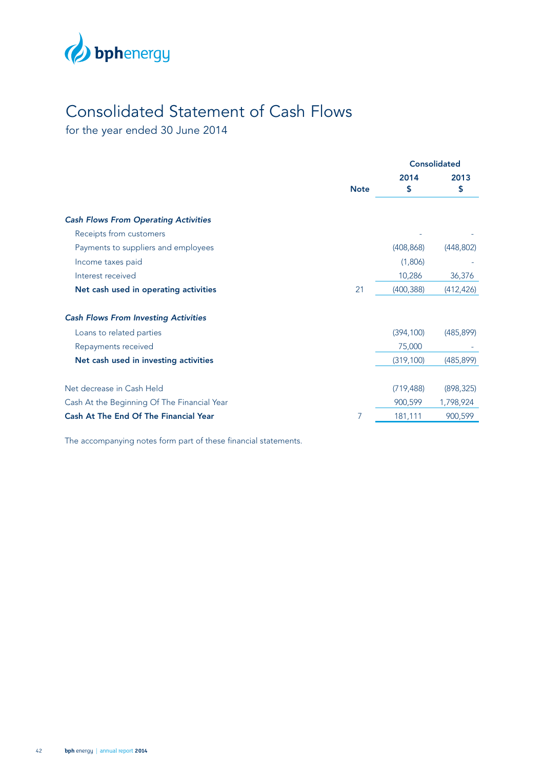# Consolidated Statement of Cash Flows

for the year ended 30 June 2014

| | Note | Consolidated 2014 $ | Consolidated 2013 $ |
|---|---|---|---|
| ***Cash Flows From Operating Activities*** | | | |
| Receipts from customers | | - | - |
| Payments to suppliers and employees | | (408,868) | (448,802) |
| Income taxes paid | | (1,806) | - |
| Interest received | | 10,286 | 36,376 |
| **Net cash used in operating activities** | 21 | (400,388) | (412,426) |
| ***Cash Flows From Investing Activities*** | | | |
| Loans to related parties | | (394,100) | (485,899) |
| Repayments received | | 75,000 | - |
| **Net cash used in investing activities** | | (319,100) | (485,899) |
| Net decrease in Cash Held | | (719,488) | (898,325) |
| Cash At the Beginning Of The Financial Year | | 900,599 | 1,798,924 |
| **Cash At The End Of The Financial Year** | 7 | 181,111 | 900,599 |

The accompanying notes form part of these financial statements.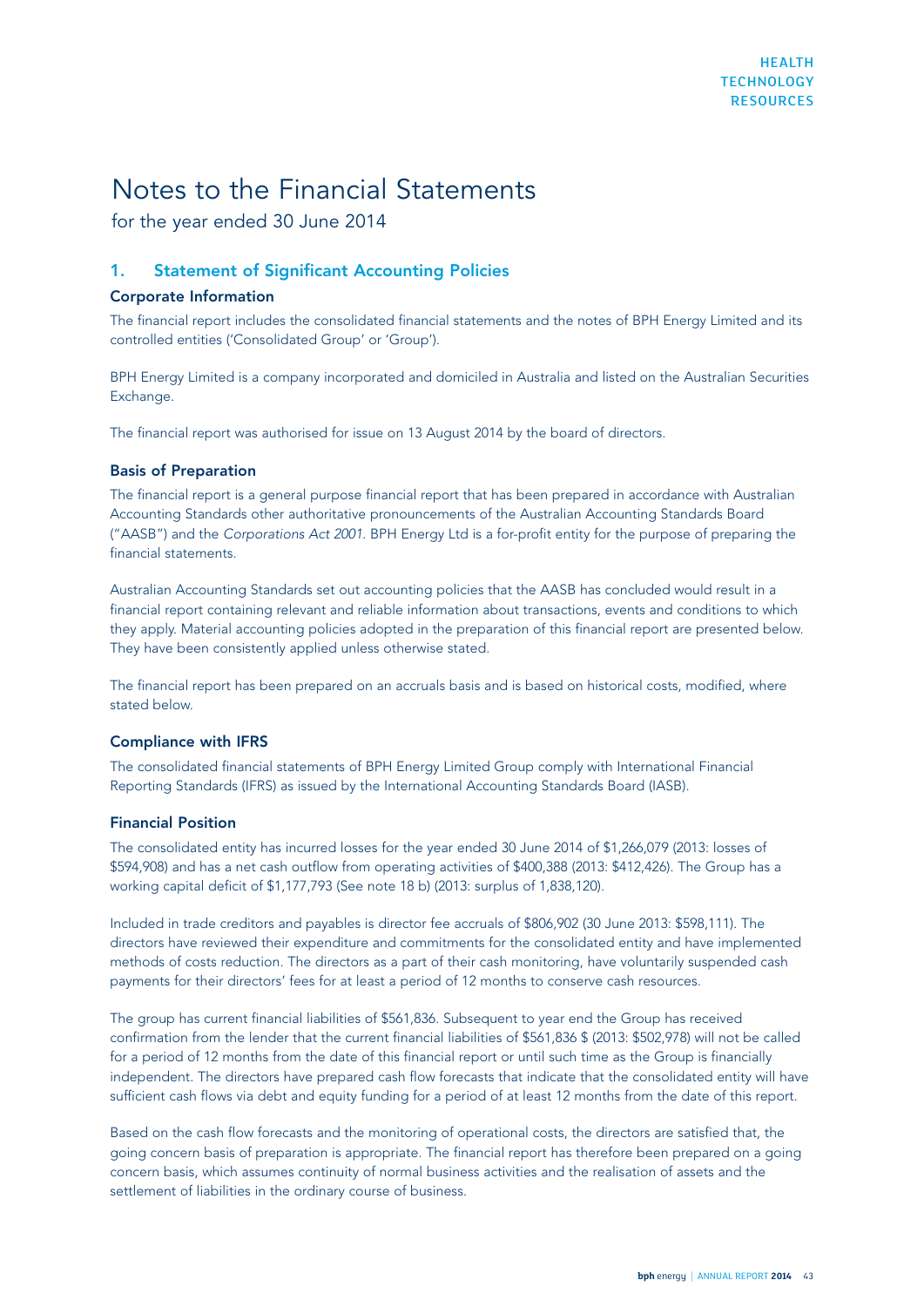# Notes to the Financial Statements

for the year ended 30 June 2014

## 1. Statement of Significant Accounting Policies

### Corporate Information

The financial report includes the consolidated financial statements and the notes of BPH Energy Limited and its controlled entities ('Consolidated Group' or 'Group').

BPH Energy Limited is a company incorporated and domiciled in Australia and listed on the Australian Securities Exchange.

The financial report was authorised for issue on 13 August 2014 by the board of directors.

### Basis of Preparation

The financial report is a general purpose financial report that has been prepared in accordance with Australian Accounting Standards other authoritative pronouncements of the Australian Accounting Standards Board ("AASB") and the *Corporations Act 2001*. BPH Energy Ltd is a for-profit entity for the purpose of preparing the financial statements.

Australian Accounting Standards set out accounting policies that the AASB has concluded would result in a financial report containing relevant and reliable information about transactions, events and conditions to which they apply. Material accounting policies adopted in the preparation of this financial report are presented below. They have been consistently applied unless otherwise stated.

The financial report has been prepared on an accruals basis and is based on historical costs, modified, where stated below.

### Compliance with IFRS

The consolidated financial statements of BPH Energy Limited Group comply with International Financial Reporting Standards (IFRS) as issued by the International Accounting Standards Board (IASB).

### Financial Position

The consolidated entity has incurred losses for the year ended 30 June 2014 of $1,266,079 (2013: losses of $594,908) and has a net cash outflow from operating activities of $400,388 (2013: $412,426). The Group has a working capital deficit of $1,177,793 (See note 18 b) (2013: surplus of 1,838,120).

Included in trade creditors and payables is director fee accruals of $806,902 (30 June 2013: $598,111). The directors have reviewed their expenditure and commitments for the consolidated entity and have implemented methods of costs reduction. The directors as a part of their cash monitoring, have voluntarily suspended cash payments for their directors' fees for at least a period of 12 months to conserve cash resources.

The group has current financial liabilities of $561,836. Subsequent to year end the Group has received confirmation from the lender that the current financial liabilities of $561,836 $ (2013: $502,978) will not be called for a period of 12 months from the date of this financial report or until such time as the Group is financially independent. The directors have prepared cash flow forecasts that indicate that the consolidated entity will have sufficient cash flows via debt and equity funding for a period of at least 12 months from the date of this report.

Based on the cash flow forecasts and the monitoring of operational costs, the directors are satisfied that, the going concern basis of preparation is appropriate. The financial report has therefore been prepared on a going concern basis, which assumes continuity of normal business activities and the realisation of assets and the settlement of liabilities in the ordinary course of business.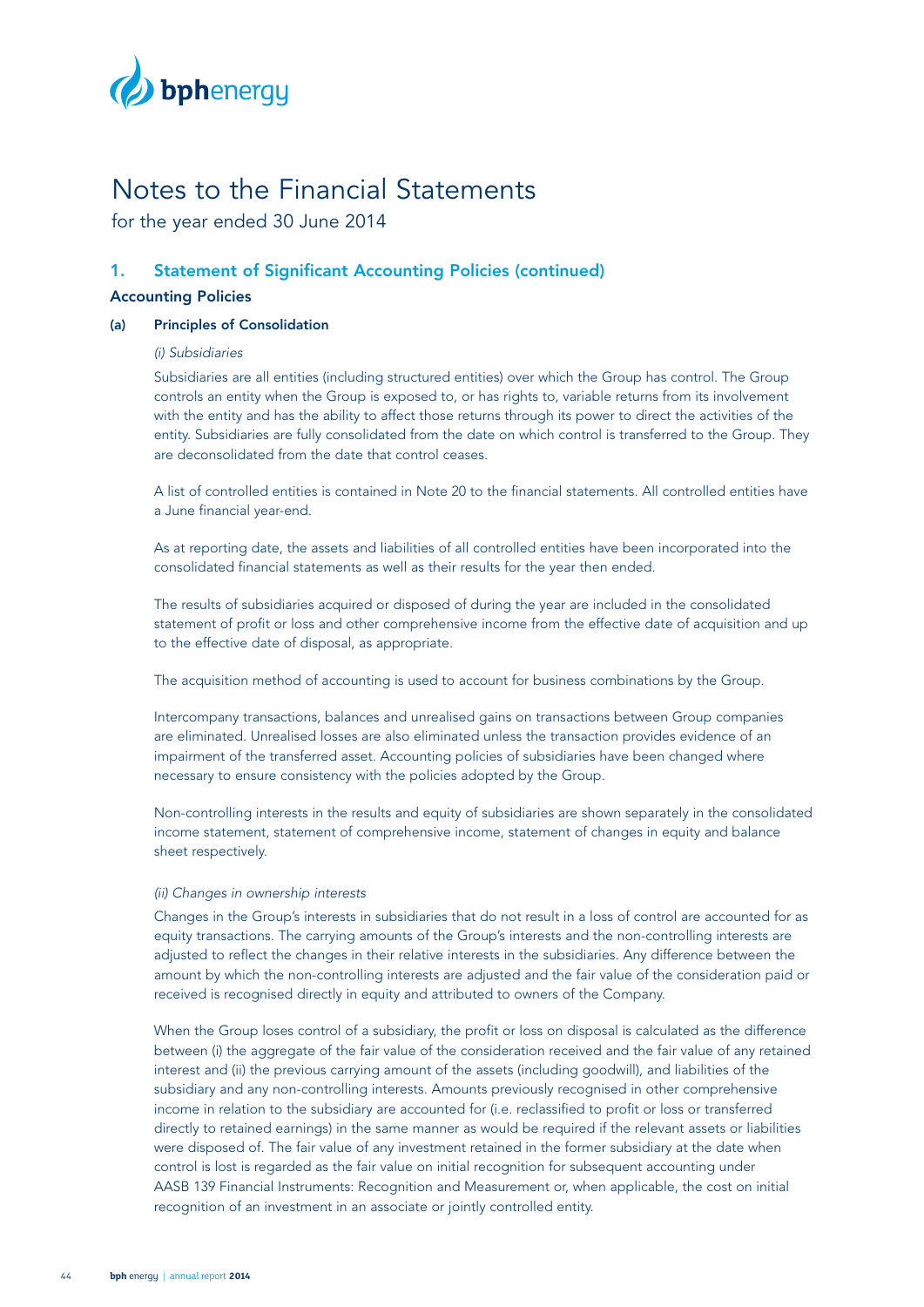# Notes to the Financial Statements

for the year ended 30 June 2014

## 1. Statement of Significant Accounting Policies (continued)

### Accounting Policies

#### (a) Principles of Consolidation

*(i) Subsidiaries*

Subsidiaries are all entities (including structured entities) over which the Group has control. The Group controls an entity when the Group is exposed to, or has rights to, variable returns from its involvement with the entity and has the ability to affect those returns through its power to direct the activities of the entity. Subsidiaries are fully consolidated from the date on which control is transferred to the Group. They are deconsolidated from the date that control ceases.

A list of controlled entities is contained in Note 20 to the financial statements. All controlled entities have a June financial year-end.

As at reporting date, the assets and liabilities of all controlled entities have been incorporated into the consolidated financial statements as well as their results for the year then ended.

The results of subsidiaries acquired or disposed of during the year are included in the consolidated statement of profit or loss and other comprehensive income from the effective date of acquisition and up to the effective date of disposal, as appropriate.

The acquisition method of accounting is used to account for business combinations by the Group.

Intercompany transactions, balances and unrealised gains on transactions between Group companies are eliminated. Unrealised losses are also eliminated unless the transaction provides evidence of an impairment of the transferred asset. Accounting policies of subsidiaries have been changed where necessary to ensure consistency with the policies adopted by the Group.

Non-controlling interests in the results and equity of subsidiaries are shown separately in the consolidated income statement, statement of comprehensive income, statement of changes in equity and balance sheet respectively.

*(ii) Changes in ownership interests*

Changes in the Group's interests in subsidiaries that do not result in a loss of control are accounted for as equity transactions. The carrying amounts of the Group's interests and the non-controlling interests are adjusted to reflect the changes in their relative interests in the subsidiaries. Any difference between the amount by which the non-controlling interests are adjusted and the fair value of the consideration paid or received is recognised directly in equity and attributed to owners of the Company.

When the Group loses control of a subsidiary, the profit or loss on disposal is calculated as the difference between (i) the aggregate of the fair value of the consideration received and the fair value of any retained interest and (ii) the previous carrying amount of the assets (including goodwill), and liabilities of the subsidiary and any non-controlling interests. Amounts previously recognised in other comprehensive income in relation to the subsidiary are accounted for (i.e. reclassified to profit or loss or transferred directly to retained earnings) in the same manner as would be required if the relevant assets or liabilities were disposed of. The fair value of any investment retained in the former subsidiary at the date when control is lost is regarded as the fair value on initial recognition for subsequent accounting under AASB 139 Financial Instruments: Recognition and Measurement or, when applicable, the cost on initial recognition of an investment in an associate or jointly controlled entity.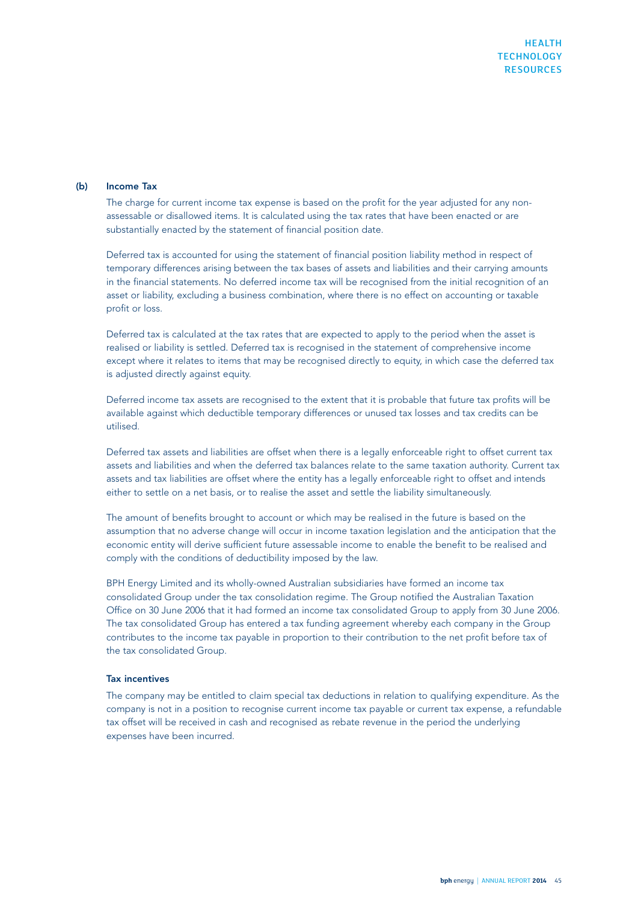### (b) Income Tax

The charge for current income tax expense is based on the profit for the year adjusted for any non-assessable or disallowed items. It is calculated using the tax rates that have been enacted or are substantially enacted by the statement of financial position date.

Deferred tax is accounted for using the statement of financial position liability method in respect of temporary differences arising between the tax bases of assets and liabilities and their carrying amounts in the financial statements. No deferred income tax will be recognised from the initial recognition of an asset or liability, excluding a business combination, where there is no effect on accounting or taxable profit or loss.

Deferred tax is calculated at the tax rates that are expected to apply to the period when the asset is realised or liability is settled. Deferred tax is recognised in the statement of comprehensive income except where it relates to items that may be recognised directly to equity, in which case the deferred tax is adjusted directly against equity.

Deferred income tax assets are recognised to the extent that it is probable that future tax profits will be available against which deductible temporary differences or unused tax losses and tax credits can be utilised.

Deferred tax assets and liabilities are offset when there is a legally enforceable right to offset current tax assets and liabilities and when the deferred tax balances relate to the same taxation authority. Current tax assets and tax liabilities are offset where the entity has a legally enforceable right to offset and intends either to settle on a net basis, or to realise the asset and settle the liability simultaneously.

The amount of benefits brought to account or which may be realised in the future is based on the assumption that no adverse change will occur in income taxation legislation and the anticipation that the economic entity will derive sufficient future assessable income to enable the benefit to be realised and comply with the conditions of deductibility imposed by the law.

BPH Energy Limited and its wholly-owned Australian subsidiaries have formed an income tax consolidated Group under the tax consolidation regime. The Group notified the Australian Taxation Office on 30 June 2006 that it had formed an income tax consolidated Group to apply from 30 June 2006. The tax consolidated Group has entered a tax funding agreement whereby each company in the Group contributes to the income tax payable in proportion to their contribution to the net profit before tax of the tax consolidated Group.

#### Tax incentives

The company may be entitled to claim special tax deductions in relation to qualifying expenditure. As the company is not in a position to recognise current income tax payable or current tax expense, a refundable tax offset will be received in cash and recognised as rebate revenue in the period the underlying expenses have been incurred.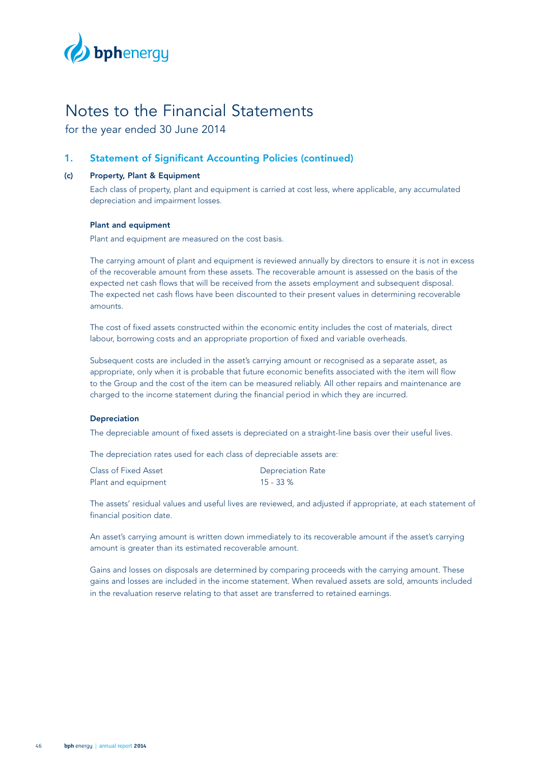# Notes to the Financial Statements

for the year ended 30 June 2014

## 1. Statement of Significant Accounting Policies (continued)

### (c) Property, Plant & Equipment

Each class of property, plant and equipment is carried at cost less, where applicable, any accumulated depreciation and impairment losses.

#### Plant and equipment

Plant and equipment are measured on the cost basis.

The carrying amount of plant and equipment is reviewed annually by directors to ensure it is not in excess of the recoverable amount from these assets. The recoverable amount is assessed on the basis of the expected net cash flows that will be received from the assets employment and subsequent disposal. The expected net cash flows have been discounted to their present values in determining recoverable amounts.

The cost of fixed assets constructed within the economic entity includes the cost of materials, direct labour, borrowing costs and an appropriate proportion of fixed and variable overheads.

Subsequent costs are included in the asset's carrying amount or recognised as a separate asset, as appropriate, only when it is probable that future economic benefits associated with the item will flow to the Group and the cost of the item can be measured reliably. All other repairs and maintenance are charged to the income statement during the financial period in which they are incurred.

#### Depreciation

The depreciable amount of fixed assets is depreciated on a straight-line basis over their useful lives.

The depreciation rates used for each class of depreciable assets are:

| Class of Fixed Asset | Depreciation Rate |
|---|---|
| Plant and equipment | 15 - 33 % |

The assets' residual values and useful lives are reviewed, and adjusted if appropriate, at each statement of financial position date.

An asset's carrying amount is written down immediately to its recoverable amount if the asset's carrying amount is greater than its estimated recoverable amount.

Gains and losses on disposals are determined by comparing proceeds with the carrying amount. These gains and losses are included in the income statement. When revalued assets are sold, amounts included in the revaluation reserve relating to that asset are transferred to retained earnings.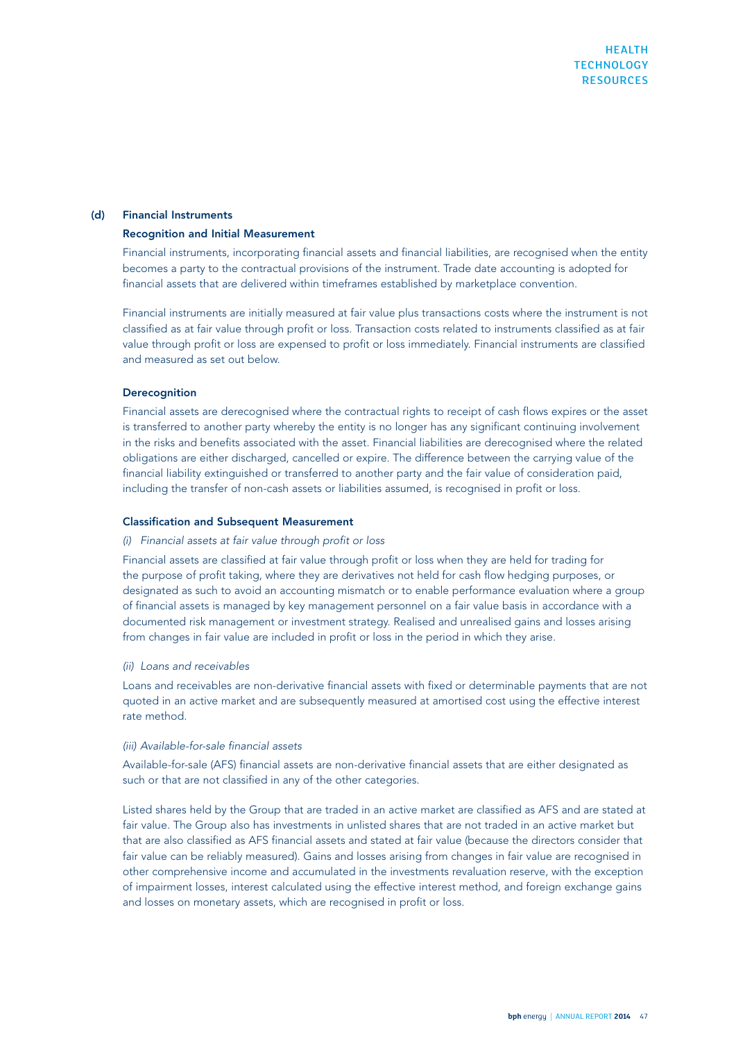### (d) Financial Instruments

#### Recognition and Initial Measurement

Financial instruments, incorporating financial assets and financial liabilities, are recognised when the entity becomes a party to the contractual provisions of the instrument. Trade date accounting is adopted for financial assets that are delivered within timeframes established by marketplace convention.

Financial instruments are initially measured at fair value plus transactions costs where the instrument is not classified as at fair value through profit or loss. Transaction costs related to instruments classified as at fair value through profit or loss are expensed to profit or loss immediately. Financial instruments are classified and measured as set out below.

#### Derecognition

Financial assets are derecognised where the contractual rights to receipt of cash flows expires or the asset is transferred to another party whereby the entity is no longer has any significant continuing involvement in the risks and benefits associated with the asset. Financial liabilities are derecognised where the related obligations are either discharged, cancelled or expire. The difference between the carrying value of the financial liability extinguished or transferred to another party and the fair value of consideration paid, including the transfer of non-cash assets or liabilities assumed, is recognised in profit or loss.

#### Classification and Subsequent Measurement

*(i) Financial assets at fair value through profit or loss*

Financial assets are classified at fair value through profit or loss when they are held for trading for the purpose of profit taking, where they are derivatives not held for cash flow hedging purposes, or designated as such to avoid an accounting mismatch or to enable performance evaluation where a group of financial assets is managed by key management personnel on a fair value basis in accordance with a documented risk management or investment strategy. Realised and unrealised gains and losses arising from changes in fair value are included in profit or loss in the period in which they arise.

*(ii) Loans and receivables*

Loans and receivables are non-derivative financial assets with fixed or determinable payments that are not quoted in an active market and are subsequently measured at amortised cost using the effective interest rate method.

*(iii) Available-for-sale financial assets*

Available-for-sale (AFS) financial assets are non-derivative financial assets that are either designated as such or that are not classified in any of the other categories.

Listed shares held by the Group that are traded in an active market are classified as AFS and are stated at fair value. The Group also has investments in unlisted shares that are not traded in an active market but that are also classified as AFS financial assets and stated at fair value (because the directors consider that fair value can be reliably measured). Gains and losses arising from changes in fair value are recognised in other comprehensive income and accumulated in the investments revaluation reserve, with the exception of impairment losses, interest calculated using the effective interest method, and foreign exchange gains and losses on monetary assets, which are recognised in profit or loss.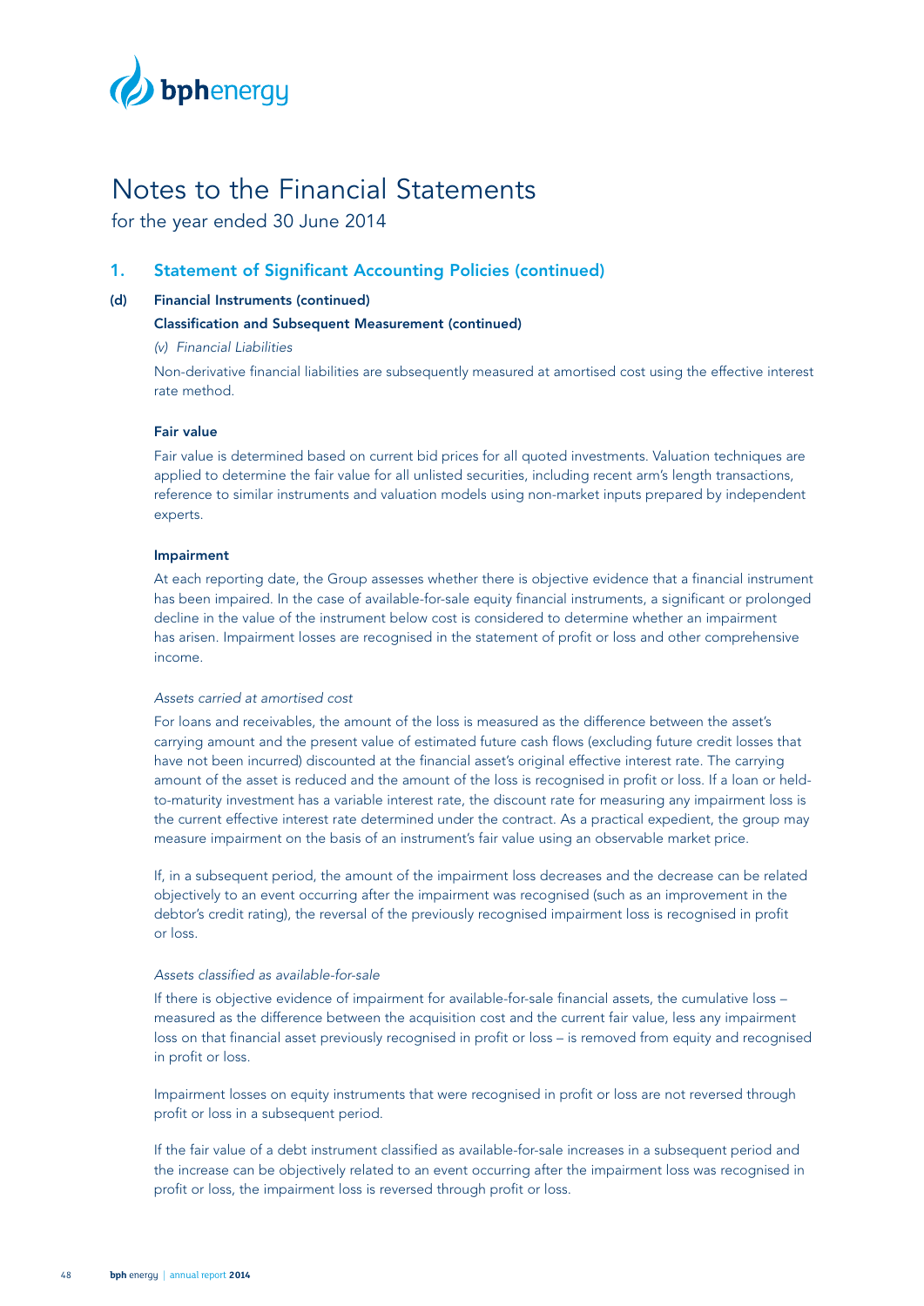# Notes to the Financial Statements

for the year ended 30 June 2014

## 1. Statement of Significant Accounting Policies (continued)

### (d) Financial Instruments (continued)

**Classification and Subsequent Measurement (continued)**

*(v) Financial Liabilities*

Non-derivative financial liabilities are subsequently measured at amortised cost using the effective interest rate method.

**Fair value**

Fair value is determined based on current bid prices for all quoted investments. Valuation techniques are applied to determine the fair value for all unlisted securities, including recent arm's length transactions, reference to similar instruments and valuation models using non-market inputs prepared by independent experts.

**Impairment**

At each reporting date, the Group assesses whether there is objective evidence that a financial instrument has been impaired. In the case of available-for-sale equity financial instruments, a significant or prolonged decline in the value of the instrument below cost is considered to determine whether an impairment has arisen. Impairment losses are recognised in the statement of profit or loss and other comprehensive income.

*Assets carried at amortised cost*

For loans and receivables, the amount of the loss is measured as the difference between the asset's carrying amount and the present value of estimated future cash flows (excluding future credit losses that have not been incurred) discounted at the financial asset's original effective interest rate. The carrying amount of the asset is reduced and the amount of the loss is recognised in profit or loss. If a loan or held-to-maturity investment has a variable interest rate, the discount rate for measuring any impairment loss is the current effective interest rate determined under the contract. As a practical expedient, the group may measure impairment on the basis of an instrument's fair value using an observable market price.

If, in a subsequent period, the amount of the impairment loss decreases and the decrease can be related objectively to an event occurring after the impairment was recognised (such as an improvement in the debtor's credit rating), the reversal of the previously recognised impairment loss is recognised in profit or loss.

*Assets classified as available-for-sale*

If there is objective evidence of impairment for available-for-sale financial assets, the cumulative loss – measured as the difference between the acquisition cost and the current fair value, less any impairment loss on that financial asset previously recognised in profit or loss – is removed from equity and recognised in profit or loss.

Impairment losses on equity instruments that were recognised in profit or loss are not reversed through profit or loss in a subsequent period.

If the fair value of a debt instrument classified as available-for-sale increases in a subsequent period and the increase can be objectively related to an event occurring after the impairment loss was recognised in profit or loss, the impairment loss is reversed through profit or loss.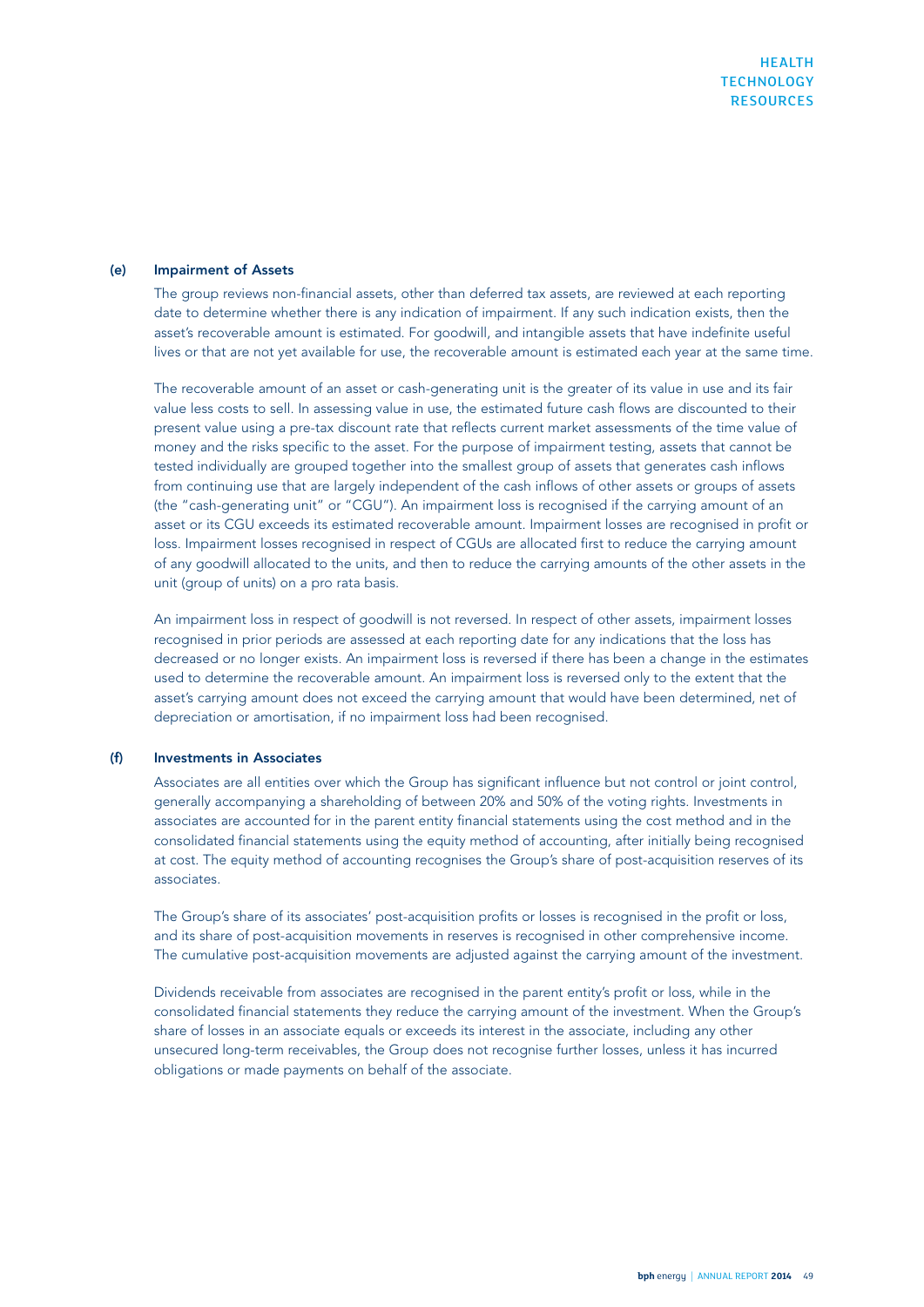### (e) Impairment of Assets

The group reviews non-financial assets, other than deferred tax assets, are reviewed at each reporting date to determine whether there is any indication of impairment. If any such indication exists, then the asset's recoverable amount is estimated. For goodwill, and intangible assets that have indefinite useful lives or that are not yet available for use, the recoverable amount is estimated each year at the same time.

The recoverable amount of an asset or cash-generating unit is the greater of its value in use and its fair value less costs to sell. In assessing value in use, the estimated future cash flows are discounted to their present value using a pre-tax discount rate that reflects current market assessments of the time value of money and the risks specific to the asset. For the purpose of impairment testing, assets that cannot be tested individually are grouped together into the smallest group of assets that generates cash inflows from continuing use that are largely independent of the cash inflows of other assets or groups of assets (the "cash-generating unit" or "CGU"). An impairment loss is recognised if the carrying amount of an asset or its CGU exceeds its estimated recoverable amount. Impairment losses are recognised in profit or loss. Impairment losses recognised in respect of CGUs are allocated first to reduce the carrying amount of any goodwill allocated to the units, and then to reduce the carrying amounts of the other assets in the unit (group of units) on a pro rata basis.

An impairment loss in respect of goodwill is not reversed. In respect of other assets, impairment losses recognised in prior periods are assessed at each reporting date for any indications that the loss has decreased or no longer exists. An impairment loss is reversed if there has been a change in the estimates used to determine the recoverable amount. An impairment loss is reversed only to the extent that the asset's carrying amount does not exceed the carrying amount that would have been determined, net of depreciation or amortisation, if no impairment loss had been recognised.

### (f) Investments in Associates

Associates are all entities over which the Group has significant influence but not control or joint control, generally accompanying a shareholding of between 20% and 50% of the voting rights. Investments in associates are accounted for in the parent entity financial statements using the cost method and in the consolidated financial statements using the equity method of accounting, after initially being recognised at cost. The equity method of accounting recognises the Group's share of post-acquisition reserves of its associates.

The Group's share of its associates' post-acquisition profits or losses is recognised in the profit or loss, and its share of post-acquisition movements in reserves is recognised in other comprehensive income. The cumulative post-acquisition movements are adjusted against the carrying amount of the investment.

Dividends receivable from associates are recognised in the parent entity's profit or loss, while in the consolidated financial statements they reduce the carrying amount of the investment. When the Group's share of losses in an associate equals or exceeds its interest in the associate, including any other unsecured long-term receivables, the Group does not recognise further losses, unless it has incurred obligations or made payments on behalf of the associate.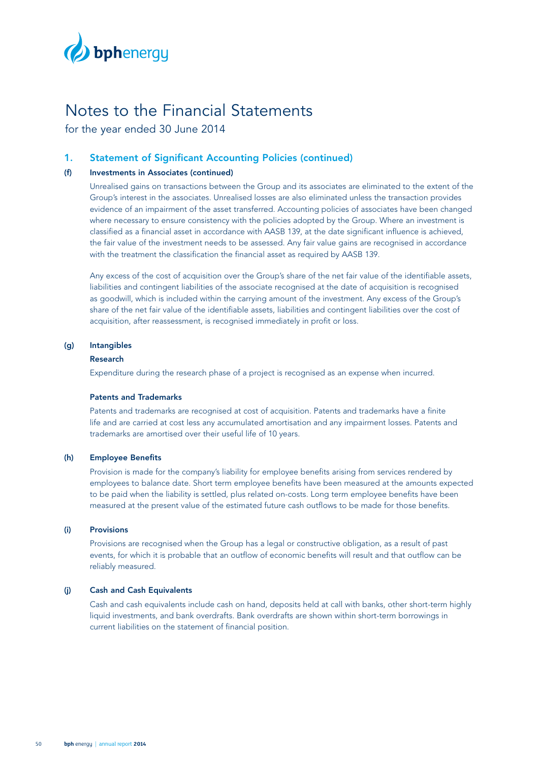# Notes to the Financial Statements

for the year ended 30 June 2014

## 1. Statement of Significant Accounting Policies (continued)

### (f) Investments in Associates (continued)

Unrealised gains on transactions between the Group and its associates are eliminated to the extent of the Group's interest in the associates. Unrealised losses are also eliminated unless the transaction provides evidence of an impairment of the asset transferred. Accounting policies of associates have been changed where necessary to ensure consistency with the policies adopted by the Group. Where an investment is classified as a financial asset in accordance with AASB 139, at the date significant influence is achieved, the fair value of the investment needs to be assessed. Any fair value gains are recognised in accordance with the treatment the classification the financial asset as required by AASB 139.

Any excess of the cost of acquisition over the Group's share of the net fair value of the identifiable assets, liabilities and contingent liabilities of the associate recognised at the date of acquisition is recognised as goodwill, which is included within the carrying amount of the investment. Any excess of the Group's share of the net fair value of the identifiable assets, liabilities and contingent liabilities over the cost of acquisition, after reassessment, is recognised immediately in profit or loss.

### (g) Intangibles

**Research**

Expenditure during the research phase of a project is recognised as an expense when incurred.

**Patents and Trademarks**

Patents and trademarks are recognised at cost of acquisition. Patents and trademarks have a finite life and are carried at cost less any accumulated amortisation and any impairment losses. Patents and trademarks are amortised over their useful life of 10 years.

### (h) Employee Benefits

Provision is made for the company's liability for employee benefits arising from services rendered by employees to balance date. Short term employee benefits have been measured at the amounts expected to be paid when the liability is settled, plus related on-costs. Long term employee benefits have been measured at the present value of the estimated future cash outflows to be made for those benefits.

### (i) Provisions

Provisions are recognised when the Group has a legal or constructive obligation, as a result of past events, for which it is probable that an outflow of economic benefits will result and that outflow can be reliably measured.

### (j) Cash and Cash Equivalents

Cash and cash equivalents include cash on hand, deposits held at call with banks, other short-term highly liquid investments, and bank overdrafts. Bank overdrafts are shown within short-term borrowings in current liabilities on the statement of financial position.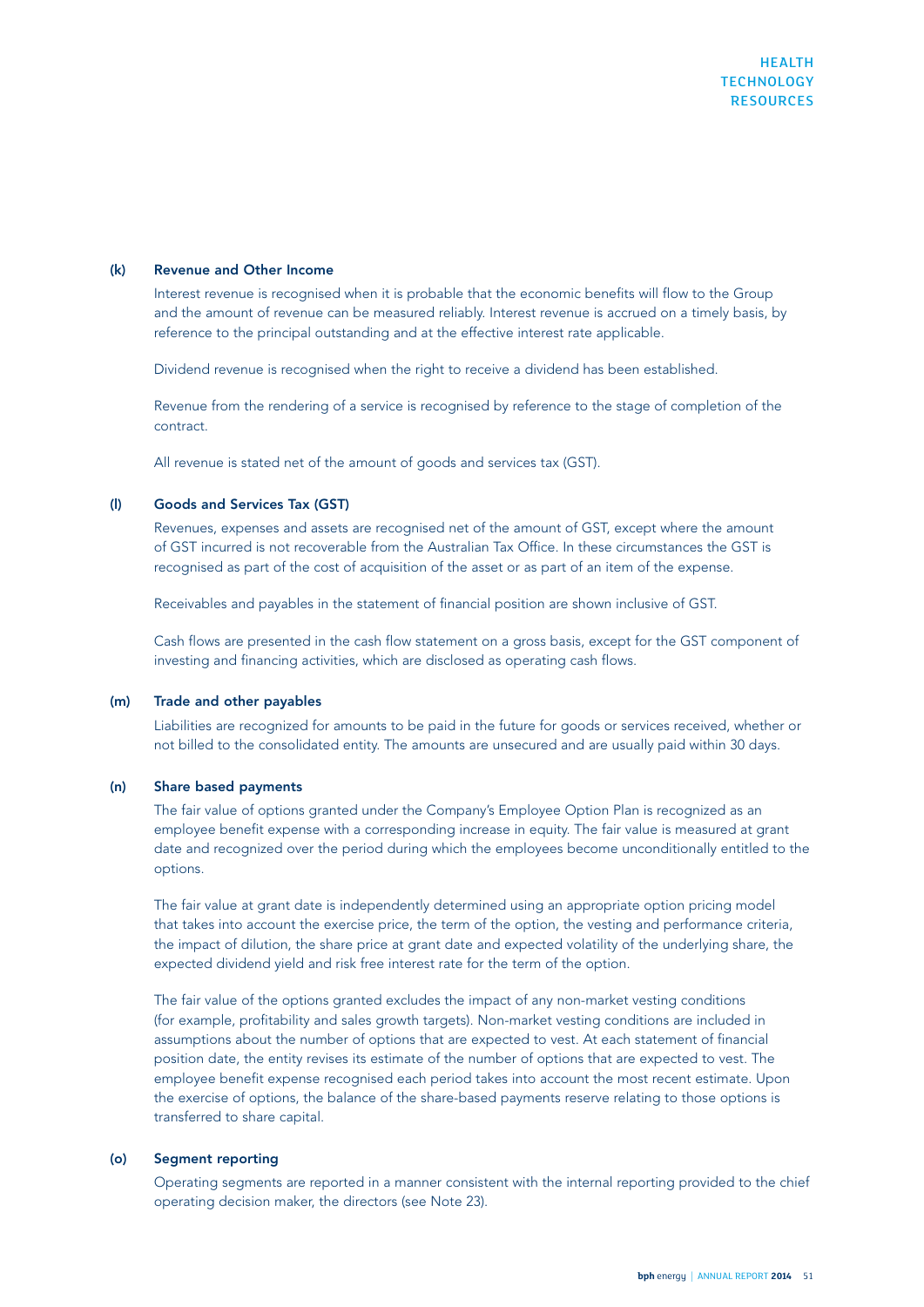### (k) Revenue and Other Income

Interest revenue is recognised when it is probable that the economic benefits will flow to the Group and the amount of revenue can be measured reliably. Interest revenue is accrued on a timely basis, by reference to the principal outstanding and at the effective interest rate applicable.

Dividend revenue is recognised when the right to receive a dividend has been established.

Revenue from the rendering of a service is recognised by reference to the stage of completion of the contract.

All revenue is stated net of the amount of goods and services tax (GST).

### (l) Goods and Services Tax (GST)

Revenues, expenses and assets are recognised net of the amount of GST, except where the amount of GST incurred is not recoverable from the Australian Tax Office. In these circumstances the GST is recognised as part of the cost of acquisition of the asset or as part of an item of the expense.

Receivables and payables in the statement of financial position are shown inclusive of GST.

Cash flows are presented in the cash flow statement on a gross basis, except for the GST component of investing and financing activities, which are disclosed as operating cash flows.

### (m) Trade and other payables

Liabilities are recognized for amounts to be paid in the future for goods or services received, whether or not billed to the consolidated entity. The amounts are unsecured and are usually paid within 30 days.

### (n) Share based payments

The fair value of options granted under the Company's Employee Option Plan is recognized as an employee benefit expense with a corresponding increase in equity. The fair value is measured at grant date and recognized over the period during which the employees become unconditionally entitled to the options.

The fair value at grant date is independently determined using an appropriate option pricing model that takes into account the exercise price, the term of the option, the vesting and performance criteria, the impact of dilution, the share price at grant date and expected volatility of the underlying share, the expected dividend yield and risk free interest rate for the term of the option.

The fair value of the options granted excludes the impact of any non-market vesting conditions (for example, profitability and sales growth targets). Non-market vesting conditions are included in assumptions about the number of options that are expected to vest. At each statement of financial position date, the entity revises its estimate of the number of options that are expected to vest. The employee benefit expense recognised each period takes into account the most recent estimate. Upon the exercise of options, the balance of the share-based payments reserve relating to those options is transferred to share capital.

### (o) Segment reporting

Operating segments are reported in a manner consistent with the internal reporting provided to the chief operating decision maker, the directors (see Note 23).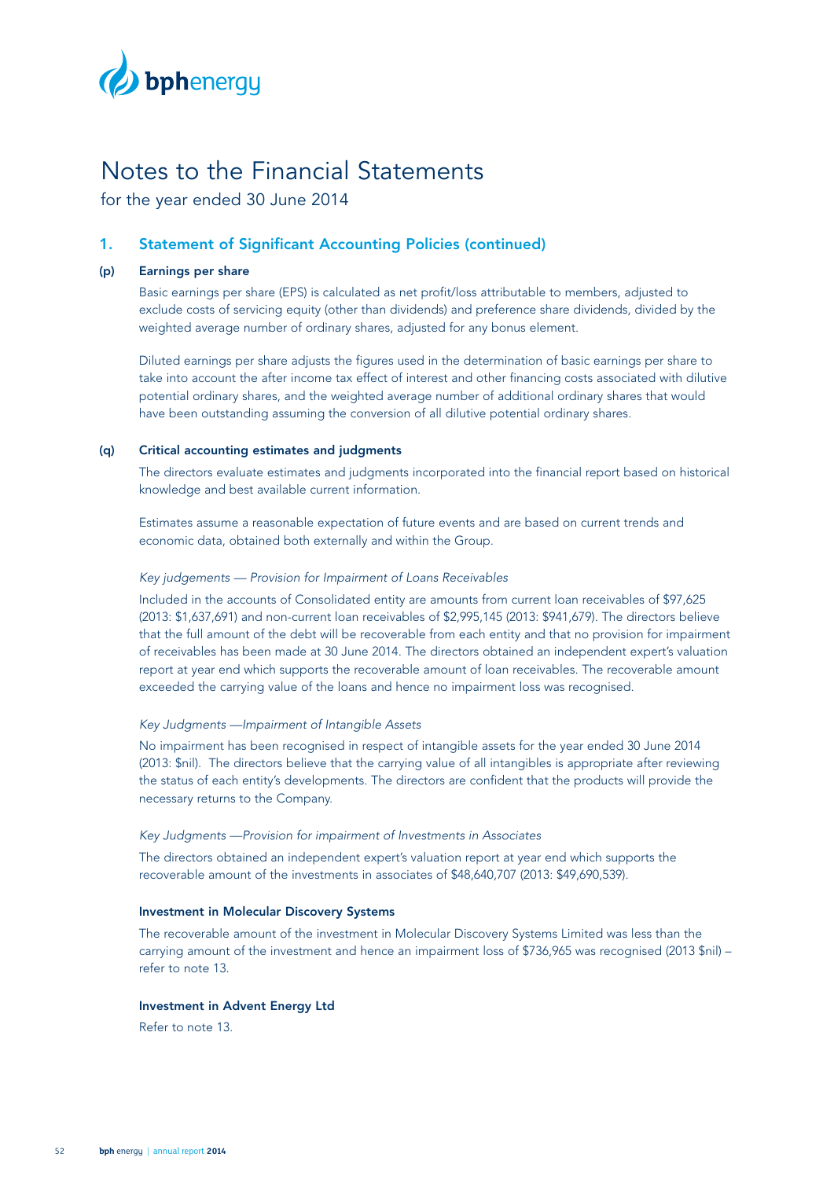# Notes to the Financial Statements

for the year ended 30 June 2014

## 1. Statement of Significant Accounting Policies (continued)

### (p) Earnings per share

Basic earnings per share (EPS) is calculated as net profit/loss attributable to members, adjusted to exclude costs of servicing equity (other than dividends) and preference share dividends, divided by the weighted average number of ordinary shares, adjusted for any bonus element.

Diluted earnings per share adjusts the figures used in the determination of basic earnings per share to take into account the after income tax effect of interest and other financing costs associated with dilutive potential ordinary shares, and the weighted average number of additional ordinary shares that would have been outstanding assuming the conversion of all dilutive potential ordinary shares.

### (q) Critical accounting estimates and judgments

The directors evaluate estimates and judgments incorporated into the financial report based on historical knowledge and best available current information.

Estimates assume a reasonable expectation of future events and are based on current trends and economic data, obtained both externally and within the Group.

*Key judgements — Provision for Impairment of Loans Receivables*

Included in the accounts of Consolidated entity are amounts from current loan receivables of $97,625 (2013: $1,637,691) and non-current loan receivables of $2,995,145 (2013: $941,679). The directors believe that the full amount of the debt will be recoverable from each entity and that no provision for impairment of receivables has been made at 30 June 2014. The directors obtained an independent expert's valuation report at year end which supports the recoverable amount of loan receivables. The recoverable amount exceeded the carrying value of the loans and hence no impairment loss was recognised.

*Key Judgments —Impairment of Intangible Assets*

No impairment has been recognised in respect of intangible assets for the year ended 30 June 2014 (2013: $nil). The directors believe that the carrying value of all intangibles is appropriate after reviewing the status of each entity's developments. The directors are confident that the products will provide the necessary returns to the Company.

*Key Judgments —Provision for impairment of Investments in Associates*

The directors obtained an independent expert's valuation report at year end which supports the recoverable amount of the investments in associates of $48,640,707 (2013: $49,690,539).

#### Investment in Molecular Discovery Systems

The recoverable amount of the investment in Molecular Discovery Systems Limited was less than the carrying amount of the investment and hence an impairment loss of $736,965 was recognised (2013 $nil) – refer to note 13.

#### Investment in Advent Energy Ltd

Refer to note 13.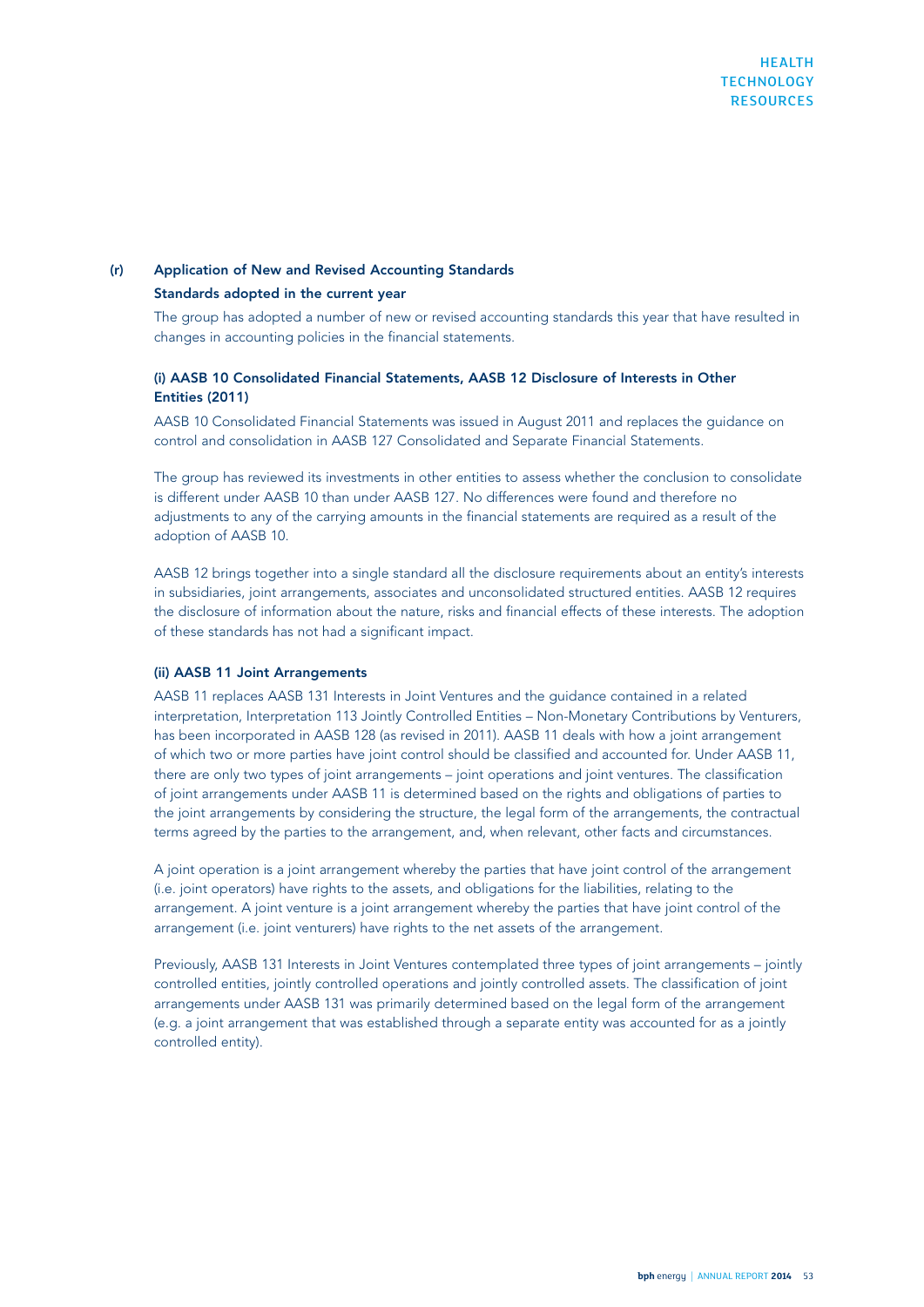## (r) Application of New and Revised Accounting Standards

### Standards adopted in the current year

The group has adopted a number of new or revised accounting standards this year that have resulted in changes in accounting policies in the financial statements.

#### (i) AASB 10 Consolidated Financial Statements, AASB 12 Disclosure of Interests in Other Entities (2011)

AASB 10 Consolidated Financial Statements was issued in August 2011 and replaces the guidance on control and consolidation in AASB 127 Consolidated and Separate Financial Statements.

The group has reviewed its investments in other entities to assess whether the conclusion to consolidate is different under AASB 10 than under AASB 127. No differences were found and therefore no adjustments to any of the carrying amounts in the financial statements are required as a result of the adoption of AASB 10.

AASB 12 brings together into a single standard all the disclosure requirements about an entity's interests in subsidiaries, joint arrangements, associates and unconsolidated structured entities. AASB 12 requires the disclosure of information about the nature, risks and financial effects of these interests. The adoption of these standards has not had a significant impact.

#### (ii) AASB 11 Joint Arrangements

AASB 11 replaces AASB 131 Interests in Joint Ventures and the guidance contained in a related interpretation, Interpretation 113 Jointly Controlled Entities – Non-Monetary Contributions by Venturers, has been incorporated in AASB 128 (as revised in 2011). AASB 11 deals with how a joint arrangement of which two or more parties have joint control should be classified and accounted for. Under AASB 11, there are only two types of joint arrangements – joint operations and joint ventures. The classification of joint arrangements under AASB 11 is determined based on the rights and obligations of parties to the joint arrangements by considering the structure, the legal form of the arrangements, the contractual terms agreed by the parties to the arrangement, and, when relevant, other facts and circumstances.

A joint operation is a joint arrangement whereby the parties that have joint control of the arrangement (i.e. joint operators) have rights to the assets, and obligations for the liabilities, relating to the arrangement. A joint venture is a joint arrangement whereby the parties that have joint control of the arrangement (i.e. joint venturers) have rights to the net assets of the arrangement.

Previously, AASB 131 Interests in Joint Ventures contemplated three types of joint arrangements – jointly controlled entities, jointly controlled operations and jointly controlled assets. The classification of joint arrangements under AASB 131 was primarily determined based on the legal form of the arrangement (e.g. a joint arrangement that was established through a separate entity was accounted for as a jointly controlled entity).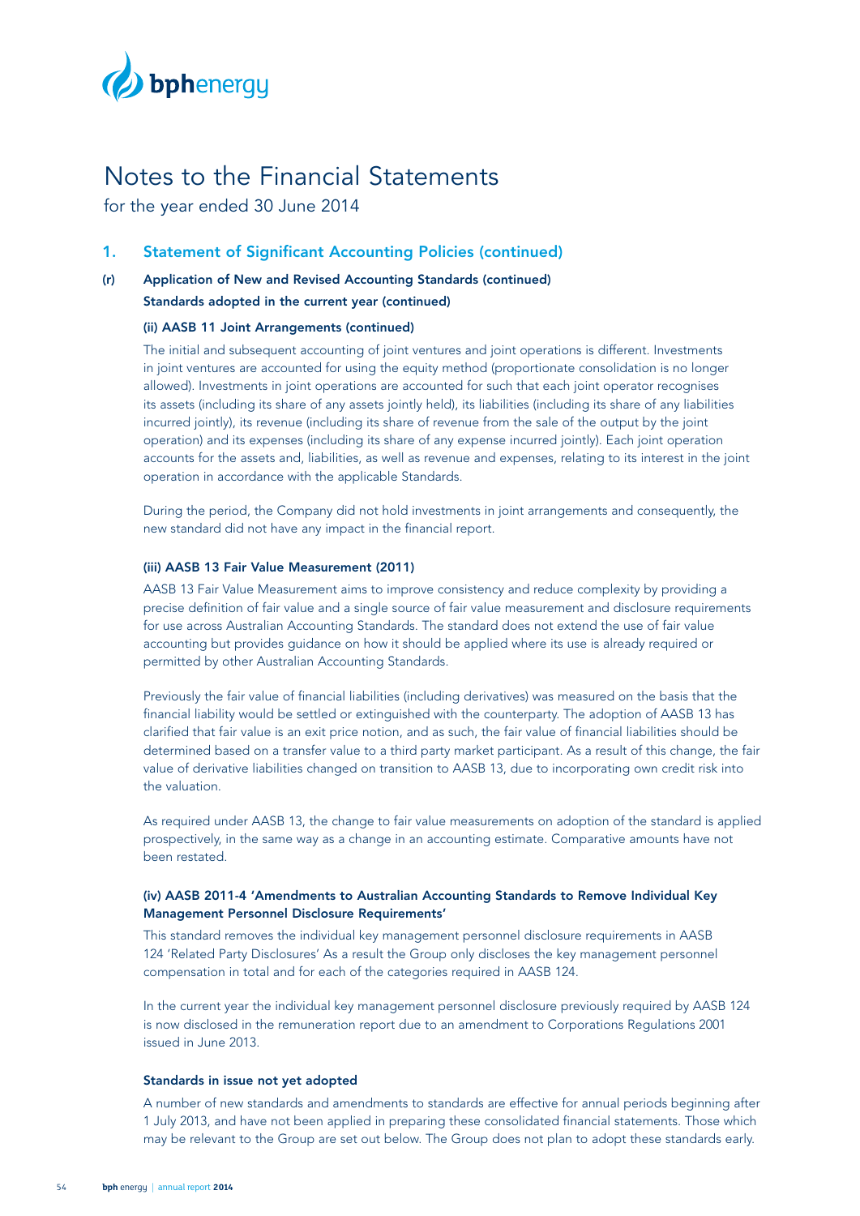# Notes to the Financial Statements

for the year ended 30 June 2014

## 1. Statement of Significant Accounting Policies (continued)

### (r) Application of New and Revised Accounting Standards (continued)

**Standards adopted in the current year (continued)**

#### (ii) AASB 11 Joint Arrangements (continued)

The initial and subsequent accounting of joint ventures and joint operations is different. Investments in joint ventures are accounted for using the equity method (proportionate consolidation is no longer allowed). Investments in joint operations are accounted for such that each joint operator recognises its assets (including its share of any assets jointly held), its liabilities (including its share of any liabilities incurred jointly), its revenue (including its share of revenue from the sale of the output by the joint operation) and its expenses (including its share of any expense incurred jointly). Each joint operation accounts for the assets and, liabilities, as well as revenue and expenses, relating to its interest in the joint operation in accordance with the applicable Standards.

During the period, the Company did not hold investments in joint arrangements and consequently, the new standard did not have any impact in the financial report.

#### (iii) AASB 13 Fair Value Measurement (2011)

AASB 13 Fair Value Measurement aims to improve consistency and reduce complexity by providing a precise definition of fair value and a single source of fair value measurement and disclosure requirements for use across Australian Accounting Standards. The standard does not extend the use of fair value accounting but provides guidance on how it should be applied where its use is already required or permitted by other Australian Accounting Standards.

Previously the fair value of financial liabilities (including derivatives) was measured on the basis that the financial liability would be settled or extinguished with the counterparty. The adoption of AASB 13 has clarified that fair value is an exit price notion, and as such, the fair value of financial liabilities should be determined based on a transfer value to a third party market participant. As a result of this change, the fair value of derivative liabilities changed on transition to AASB 13, due to incorporating own credit risk into the valuation.

As required under AASB 13, the change to fair value measurements on adoption of the standard is applied prospectively, in the same way as a change in an accounting estimate. Comparative amounts have not been restated.

#### (iv) AASB 2011-4 'Amendments to Australian Accounting Standards to Remove Individual Key Management Personnel Disclosure Requirements'

This standard removes the individual key management personnel disclosure requirements in AASB 124 'Related Party Disclosures' As a result the Group only discloses the key management personnel compensation in total and for each of the categories required in AASB 124.

In the current year the individual key management personnel disclosure previously required by AASB 124 is now disclosed in the remuneration report due to an amendment to Corporations Regulations 2001 issued in June 2013.

**Standards in issue not yet adopted**

A number of new standards and amendments to standards are effective for annual periods beginning after 1 July 2013, and have not been applied in preparing these consolidated financial statements. Those which may be relevant to the Group are set out below. The Group does not plan to adopt these standards early.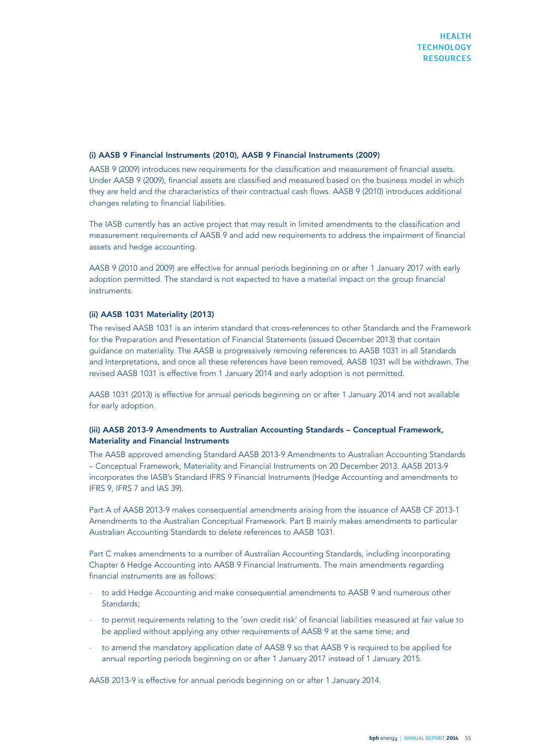#### (i) AASB 9 Financial Instruments (2010), AASB 9 Financial Instruments (2009)

AASB 9 (2009) introduces new requirements for the classification and measurement of financial assets. Under AASB 9 (2009), financial assets are classified and measured based on the business model in which they are held and the characteristics of their contractual cash flows. AASB 9 (2010) introduces additional changes relating to financial liabilities.

The IASB currently has an active project that may result in limited amendments to the classification and measurement requirements of AASB 9 and add new requirements to address the impairment of financial assets and hedge accounting.

AASB 9 (2010 and 2009) are effective for annual periods beginning on or after 1 January 2017 with early adoption permitted. The standard is not expected to have a material impact on the group financial instruments.

#### (ii) AASB 1031 Materiality (2013)

The revised AASB 1031 is an interim standard that cross-references to other Standards and the Framework for the Preparation and Presentation of Financial Statements (issued December 2013) that contain guidance on materiality. The AASB is progressively removing references to AASB 1031 in all Standards and Interpretations, and once all these references have been removed, AASB 1031 will be withdrawn. The revised AASB 1031 is effective from 1 January 2014 and early adoption is not permitted.

AASB 1031 (2013) is effective for annual periods beginning on or after 1 January 2014 and not available for early adoption.

#### (iii) AASB 2013-9 Amendments to Australian Accounting Standards – Conceptual Framework, Materiality and Financial Instruments

The AASB approved amending Standard AASB 2013-9 Amendments to Australian Accounting Standards – Conceptual Framework, Materiality and Financial Instruments on 20 December 2013. AASB 2013-9 incorporates the IASB's Standard IFRS 9 Financial Instruments (Hedge Accounting and amendments to IFRS 9, IFRS 7 and IAS 39).

Part A of AASB 2013-9 makes consequential amendments arising from the issuance of AASB CF 2013-1 Amendments to the Australian Conceptual Framework. Part B mainly makes amendments to particular Australian Accounting Standards to delete references to AASB 1031.

Part C makes amendments to a number of Australian Accounting Standards, including incorporating Chapter 6 Hedge Accounting into AASB 9 Financial Instruments. The main amendments regarding financial instruments are as follows:

- to add Hedge Accounting and make consequential amendments to AASB 9 and numerous other Standards;
- to permit requirements relating to the 'own credit risk' of financial liabilities measured at fair value to be applied without applying any other requirements of AASB 9 at the same time; and
- to amend the mandatory application date of AASB 9 so that AASB 9 is required to be applied for annual reporting periods beginning on or after 1 January 2017 instead of 1 January 2015.

AASB 2013-9 is effective for annual periods beginning on or after 1 January 2014.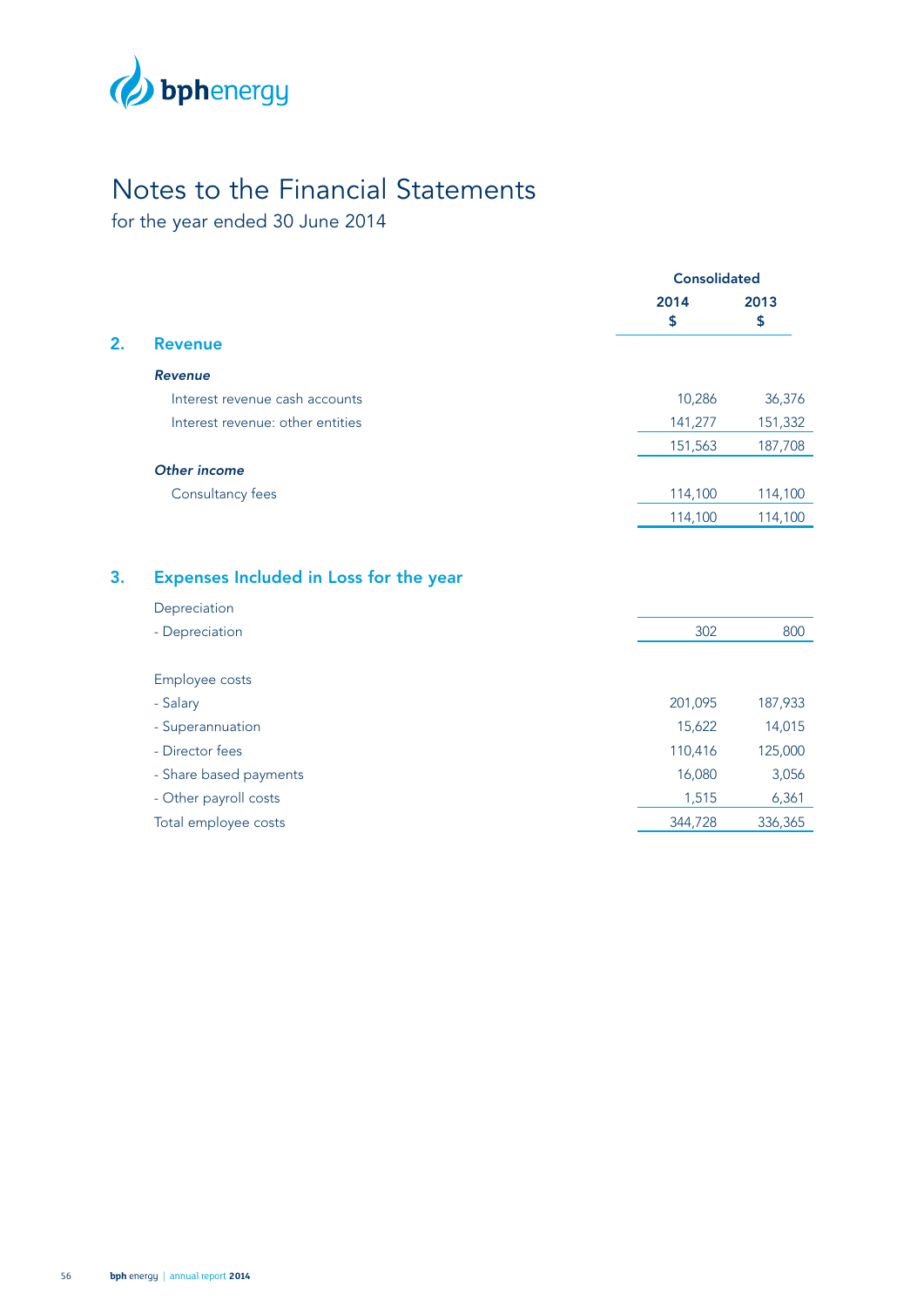# Notes to the Financial Statements

for the year ended 30 June 2014

| | Consolidated | |
|---|---|---|
| | 2014 $ | 2013 $ |

## 2. Revenue

| | 2014 $ | 2013 $ |
|---|---|---|
| ***Revenue*** | | |
| Interest revenue cash accounts | 10,286 | 36,376 |
| Interest revenue: other entities | 141,277 | 151,332 |
| | 151,563 | 187,708 |
| ***Other income*** | | |
| Consultancy fees | 114,100 | 114,100 |
| | 114,100 | 114,100 |

## 3. Expenses Included in Loss for the year

| | 2014 $ | 2013 $ |
|---|---|---|
| Depreciation | | |
| - Depreciation | 302 | 800 |
| | | |
| Employee costs | | |
| - Salary | 201,095 | 187,933 |
| - Superannuation | 15,622 | 14,015 |
| - Director fees | 110,416 | 125,000 |
| - Share based payments | 16,080 | 3,056 |
| - Other payroll costs | 1,515 | 6,361 |
| Total employee costs | 344,728 | 336,365 |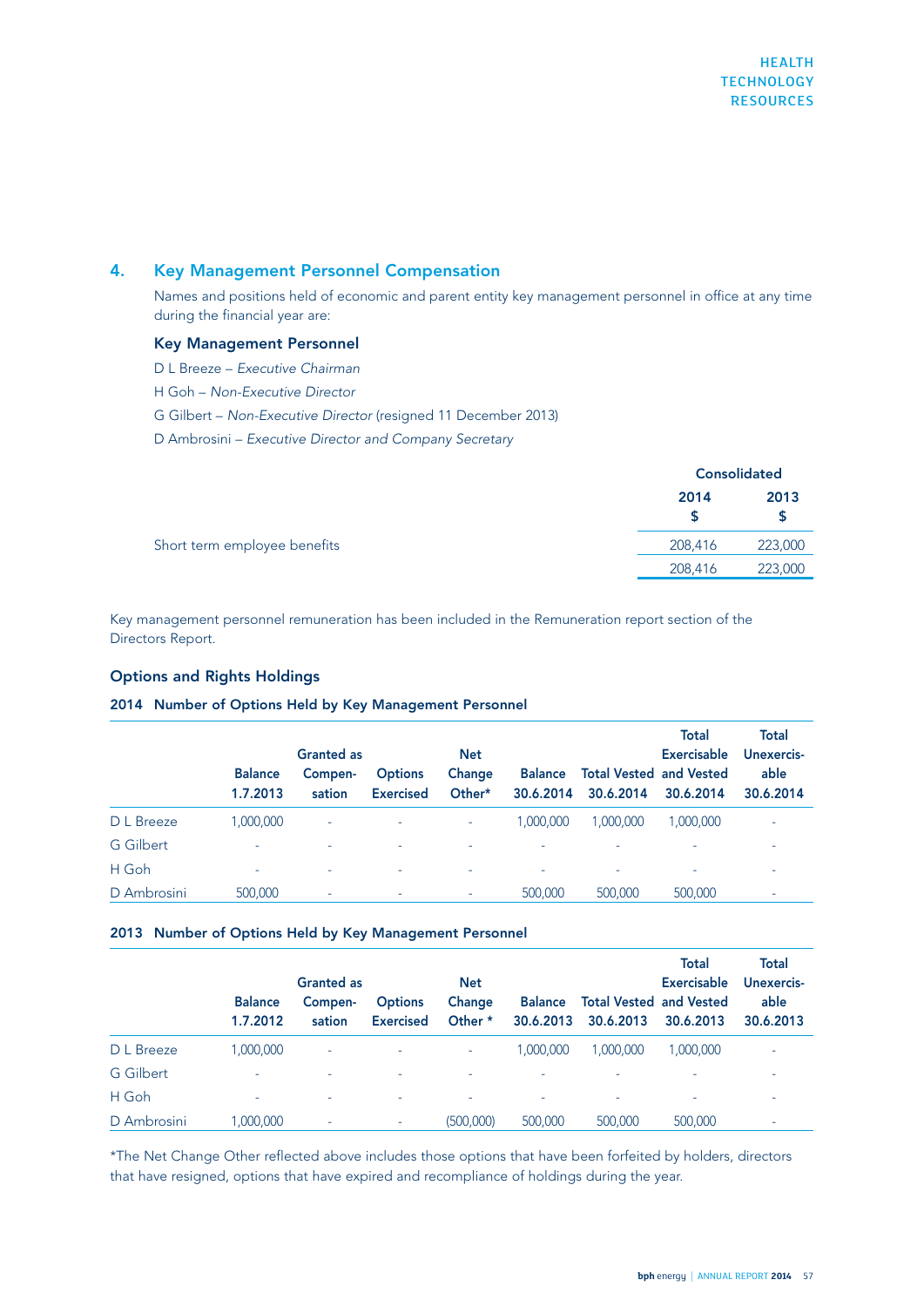## 4. Key Management Personnel Compensation

Names and positions held of economic and parent entity key management personnel in office at any time during the financial year are:

### Key Management Personnel

D L Breeze – *Executive Chairman*

H Goh – *Non-Executive Director*

G Gilbert – *Non-Executive Director* (resigned 11 December 2013)

D Ambrosini – *Executive Director and Company Secretary*

| | Consolidated | |
|---|---|---|
| | 2014 $ | 2013 $ |
| Short term employee benefits | 208,416 | 223,000 |
| | 208,416 | 223,000 |

Key management personnel remuneration has been included in the Remuneration report section of the Directors Report.

### Options and Rights Holdings

#### 2014 Number of Options Held by Key Management Personnel

| | Balance 1.7.2013 | Granted as Compen-sation | Options Exercised | Net Change Other* | Balance 30.6.2014 | Total Vested 30.6.2014 | Total Exercisable and Vested 30.6.2014 | Total Unexercis-able 30.6.2014 |
|---|---|---|---|---|---|---|---|---|
| D L Breeze | 1,000,000 | - | - | - | 1,000,000 | 1,000,000 | 1,000,000 | - |
| G Gilbert | - | - | - | - | - | - | - | - |
| H Goh | - | - | - | - | - | - | - | - |
| D Ambrosini | 500,000 | - | - | - | 500,000 | 500,000 | 500,000 | - |

#### 2013 Number of Options Held by Key Management Personnel

| | Balance 1.7.2012 | Granted as Compen-sation | Options Exercised | Net Change Other * | Balance 30.6.2013 | Total Vested 30.6.2013 | Total Exercisable and Vested 30.6.2013 | Total Unexercis-able 30.6.2013 |
|---|---|---|---|---|---|---|---|---|
| D L Breeze | 1,000,000 | - | - | - | 1,000,000 | 1,000,000 | 1,000,000 | - |
| G Gilbert | - | - | - | - | - | - | - | - |
| H Goh | - | - | - | - | - | - | - | - |
| D Ambrosini | 1,000,000 | - | - | (500,000) | 500,000 | 500,000 | 500,000 | - |

*The Net Change Other reflected above includes those options that have been forfeited by holders, directors that have resigned, options that have expired and recompliance of holdings during the year.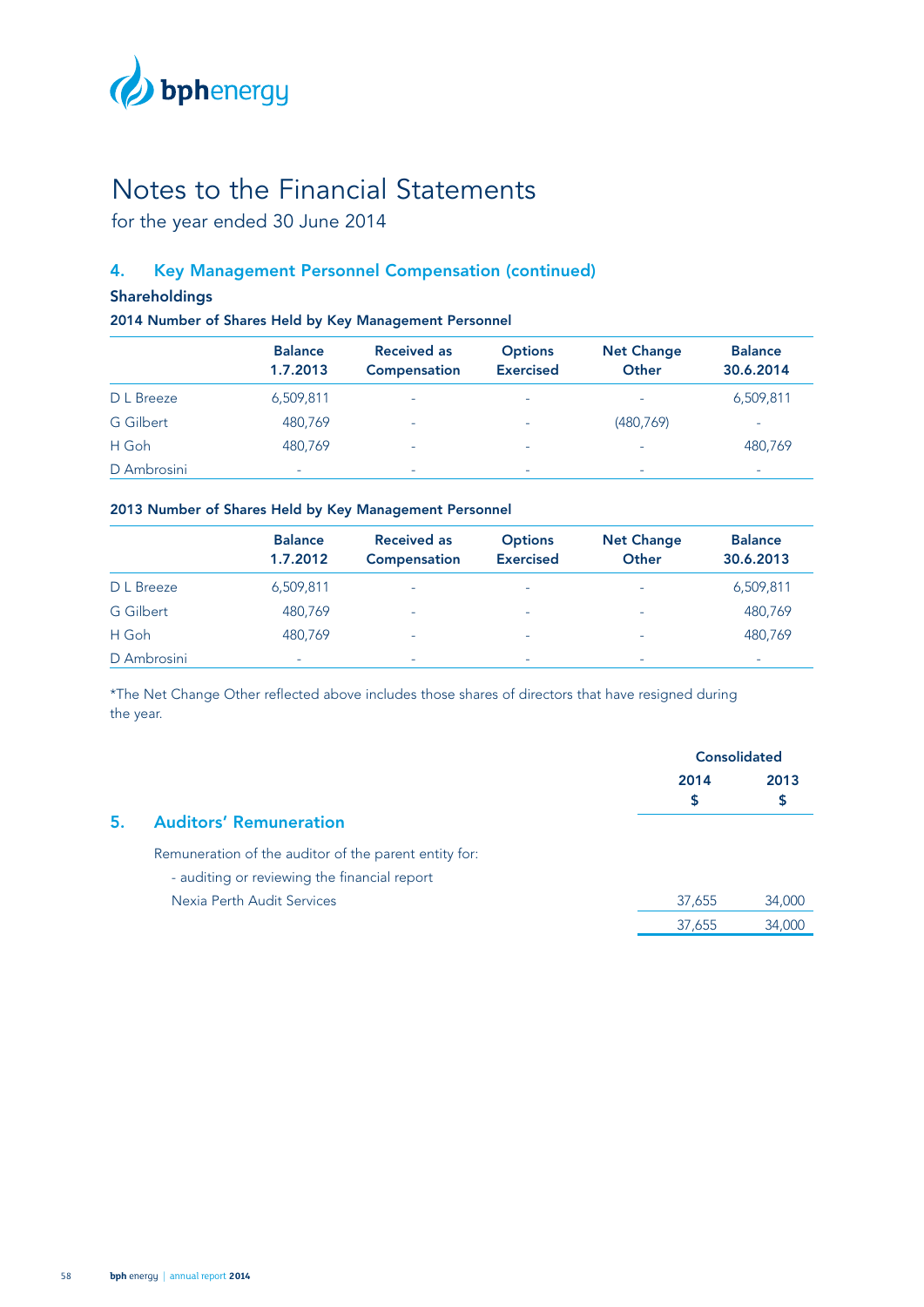# Notes to the Financial Statements

for the year ended 30 June 2014

## 4. Key Management Personnel Compensation (continued)

### Shareholdings

**2014 Number of Shares Held by Key Management Personnel**

| | Balance 1.7.2013 | Received as Compensation | Options Exercised | Net Change Other | Balance 30.6.2014 |
|---|---|---|---|---|---|
| D L Breeze | 6,509,811 | - | - | - | 6,509,811 |
| G Gilbert | 480,769 | - | - | (480,769) | - |
| H Goh | 480,769 | - | - | - | 480,769 |
| D Ambrosini | - | - | - | - | - |

**2013 Number of Shares Held by Key Management Personnel**

| | Balance 1.7.2012 | Received as Compensation | Options Exercised | Net Change Other | Balance 30.6.2013 |
|---|---|---|---|---|---|
| D L Breeze | 6,509,811 | - | - | - | 6,509,811 |
| G Gilbert | 480,769 | - | - | - | 480,769 |
| H Goh | 480,769 | - | - | - | 480,769 |
| D Ambrosini | - | - | - | - | - |

*The Net Change Other reflected above includes those shares of directors that have resigned during the year.

## 5. Auditors' Remuneration

| | Consolidated 2014 $ | Consolidated 2013 $ |
|---|---|---|
| Remuneration of the auditor of the parent entity for: | | |
| - auditing or reviewing the financial report | | |
| Nexia Perth Audit Services | 37,655 | 34,000 |
| | 37,655 | 34,000 |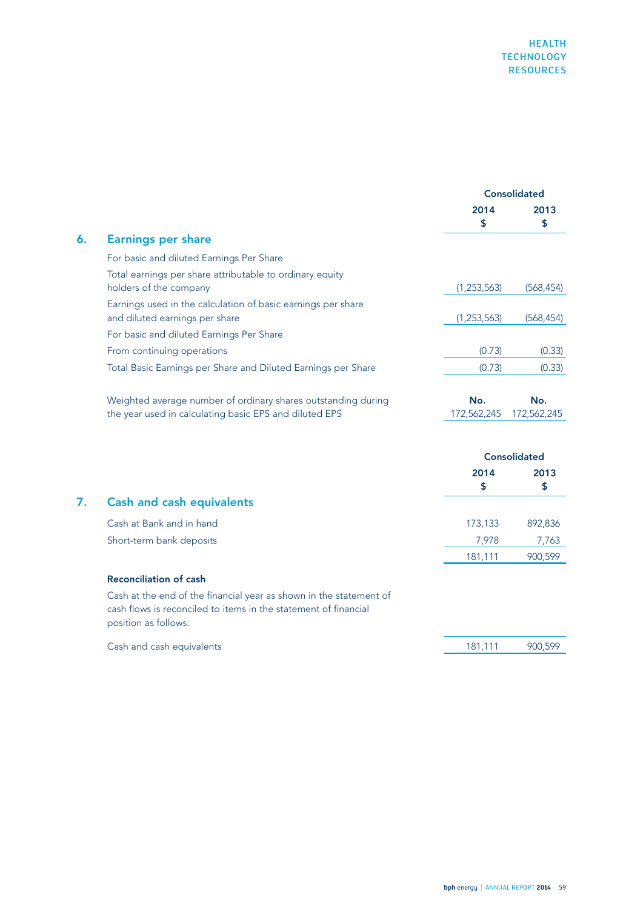## 6. Earnings per share

| | Consolidated | |
|---|---|---|
| | 2014 $ | 2013 $ |
| For basic and diluted Earnings Per Share | | |
| Total earnings per share attributable to ordinary equity holders of the company | (1,253,563) | (568,454) |
| Earnings used in the calculation of basic earnings per share and diluted earnings per share | (1,253,563) | (568,454) |
| For basic and diluted Earnings Per Share | | |
| From continuing operations | (0.73) | (0.33) |
| Total Basic Earnings per Share and Diluted Earnings per Share | (0.73) | (0.33) |
| | **No.** | **No.** |
| Weighted average number of ordinary shares outstanding during the year used in calculating basic EPS and diluted EPS | 172,562,245 | 172,562,245 |

## 7. Cash and cash equivalents

| | Consolidated | |
|---|---|---|
| | 2014 $ | 2013 $ |
| Cash at Bank and in hand | 173,133 | 892,836 |
| Short-term bank deposits | 7,978 | 7,763 |
| | 181,111 | 900,599 |

**Reconciliation of cash**

Cash at the end of the financial year as shown in the statement of cash flows is reconciled to items in the statement of financial position as follows:

| | 2014 $ | 2013 $ |
|---|---|---|
| Cash and cash equivalents | 181,111 | 900,599 |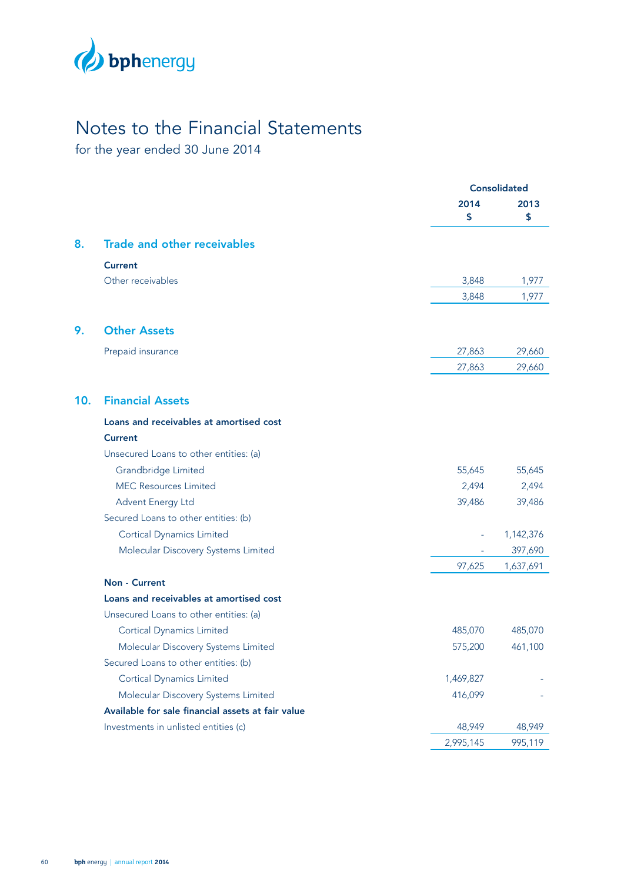# Notes to the Financial Statements

for the year ended 30 June 2014

| | Consolidated | |
|---|---|---|
| | 2014 | 2013 |
| | $ | $ |
| **8. Trade and other receivables** | | |
| **Current** | | |
| Other receivables | 3,848 | 1,977 |
| | 3,848 | 1,977 |
| **9. Other Assets** | | |
| Prepaid insurance | 27,863 | 29,660 |
| | 27,863 | 29,660 |
| **10. Financial Assets** | | |
| **Loans and receivables at amortised cost** | | |
| **Current** | | |
| Unsecured Loans to other entities: (a) | | |
| Grandbridge Limited | 55,645 | 55,645 |
| MEC Resources Limited | 2,494 | 2,494 |
| Advent Energy Ltd | 39,486 | 39,486 |
| Secured Loans to other entities: (b) | | |
| Cortical Dynamics Limited | - | 1,142,376 |
| Molecular Discovery Systems Limited | - | 397,690 |
| | 97,625 | 1,637,691 |
| **Non - Current** | | |
| **Loans and receivables at amortised cost** | | |
| Unsecured Loans to other entities: (a) | | |
| Cortical Dynamics Limited | 485,070 | 485,070 |
| Molecular Discovery Systems Limited | 575,200 | 461,100 |
| Secured Loans to other entities: (b) | | |
| Cortical Dynamics Limited | 1,469,827 | - |
| Molecular Discovery Systems Limited | 416,099 | - |
| **Available for sale financial assets at fair value** | | |
| Investments in unlisted entities (c) | 48,949 | 48,949 |
| | 2,995,145 | 995,119 |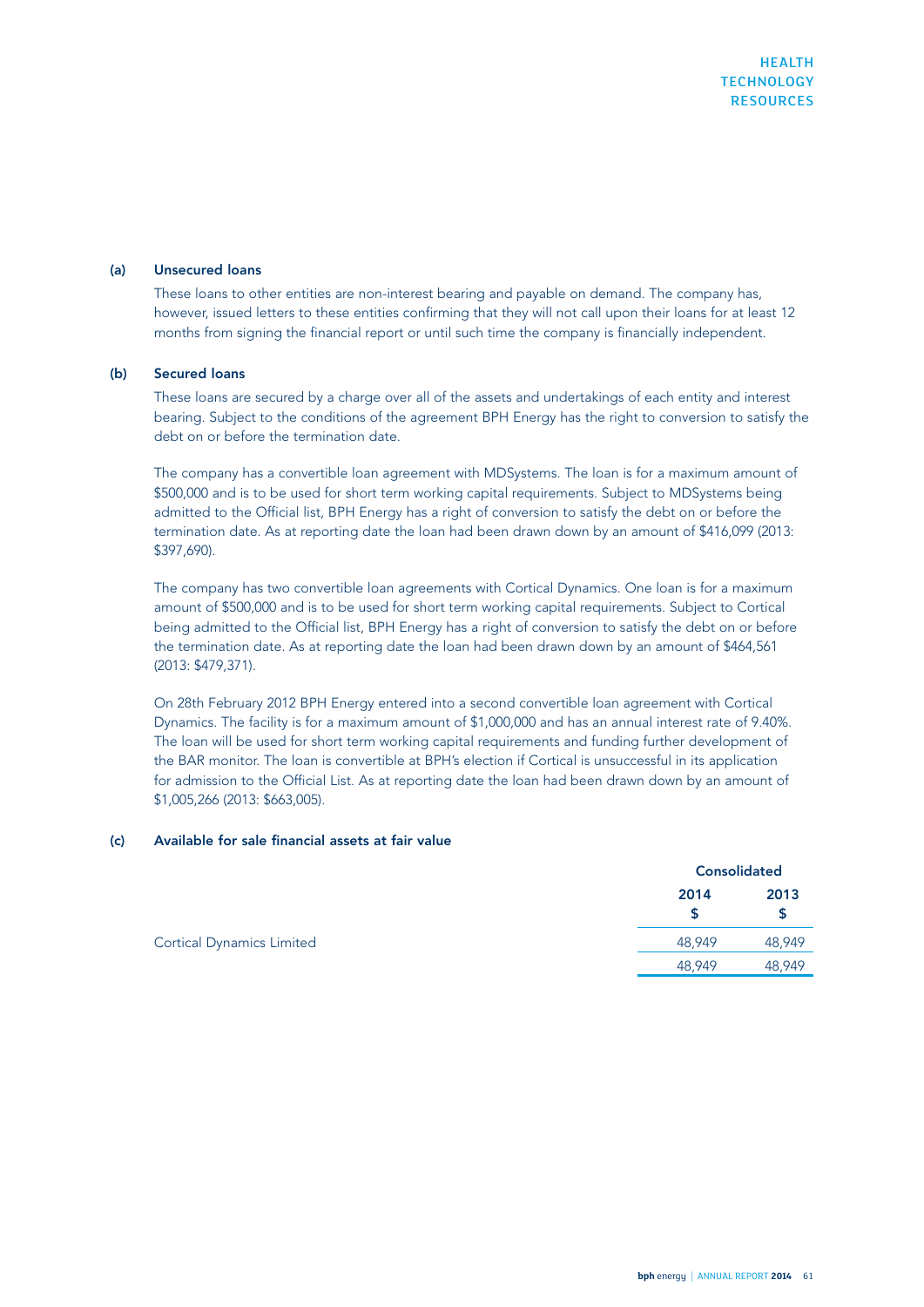### (a) Unsecured loans

These loans to other entities are non-interest bearing and payable on demand. The company has, however, issued letters to these entities confirming that they will not call upon their loans for at least 12 months from signing the financial report or until such time the company is financially independent.

### (b) Secured loans

These loans are secured by a charge over all of the assets and undertakings of each entity and interest bearing. Subject to the conditions of the agreement BPH Energy has the right to conversion to satisfy the debt on or before the termination date.

The company has a convertible loan agreement with MDSystems. The loan is for a maximum amount of $500,000 and is to be used for short term working capital requirements. Subject to MDSystems being admitted to the Official list, BPH Energy has a right of conversion to satisfy the debt on or before the termination date. As at reporting date the loan had been drawn down by an amount of $416,099 (2013: $397,690).

The company has two convertible loan agreements with Cortical Dynamics. One loan is for a maximum amount of $500,000 and is to be used for short term working capital requirements. Subject to Cortical being admitted to the Official list, BPH Energy has a right of conversion to satisfy the debt on or before the termination date. As at reporting date the loan had been drawn down by an amount of $464,561 (2013: $479,371).

On 28th February 2012 BPH Energy entered into a second convertible loan agreement with Cortical Dynamics. The facility is for a maximum amount of $1,000,000 and has an annual interest rate of 9.40%. The loan will be used for short term working capital requirements and funding further development of the BAR monitor. The loan is convertible at BPH's election if Cortical is unsuccessful in its application for admission to the Official List. As at reporting date the loan had been drawn down by an amount of $1,005,266 (2013: $663,005).

### (c) Available for sale financial assets at fair value

| | Consolidated | |
|---|---|---|
| | 2014 $ | 2013 $ |
| Cortical Dynamics Limited | 48,949 | 48,949 |
| | 48,949 | 48,949 |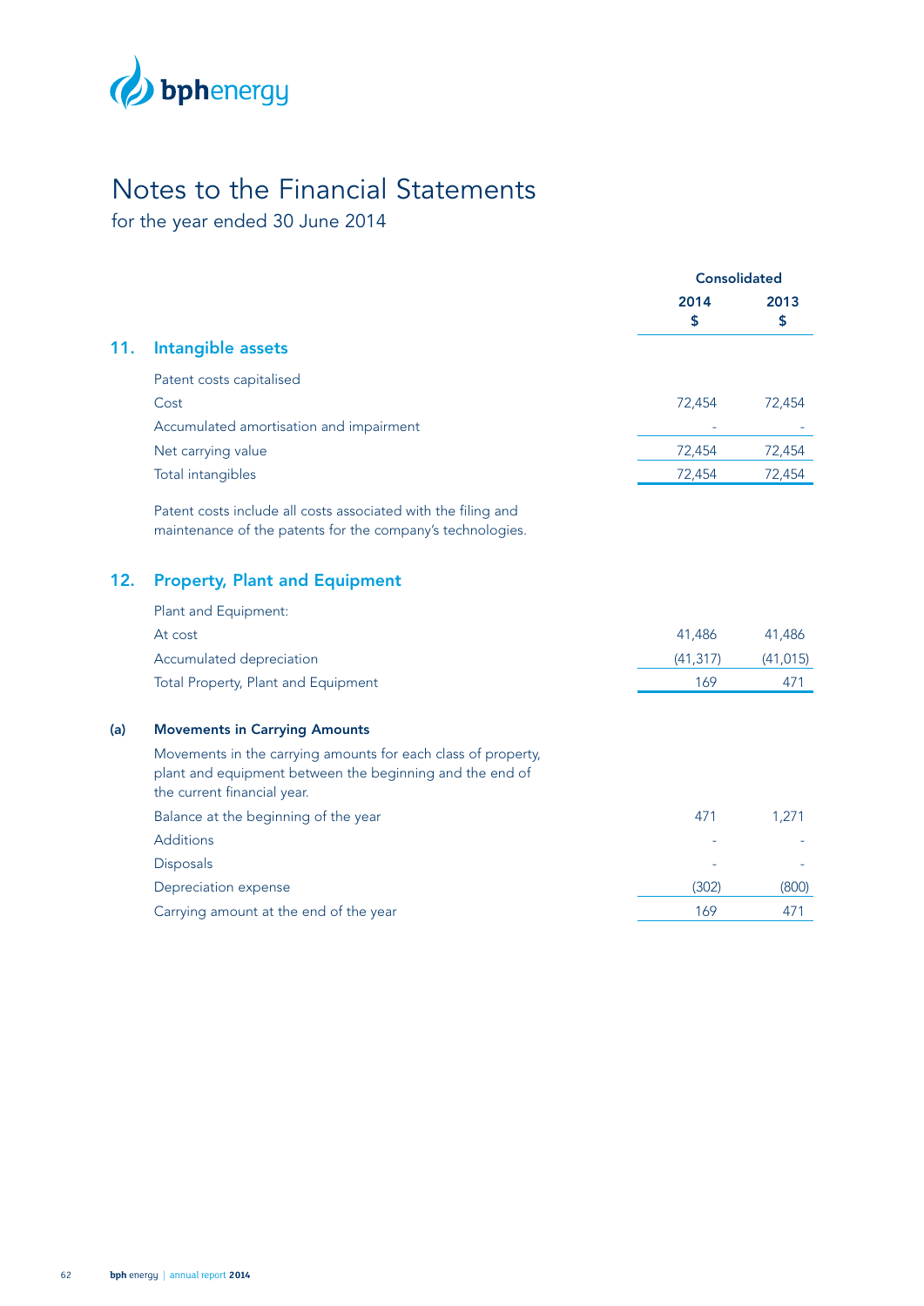# Notes to the Financial Statements

for the year ended 30 June 2014

| | Consolidated | |
|---|---|---|
| | 2014 $ | 2013 $ |
| **11. Intangible assets** | | |
| Patent costs capitalised | | |
| Cost | 72,454 | 72,454 |
| Accumulated amortisation and impairment | - | - |
| Net carrying value | 72,454 | 72,454 |
| Total intangibles | 72,454 | 72,454 |

Patent costs include all costs associated with the filing and maintenance of the patents for the company's technologies.

## 12. Property, Plant and Equipment

| | 2014 $ | 2013 $ |
|---|---|---|
| Plant and Equipment: | | |
| At cost | 41,486 | 41,486 |
| Accumulated depreciation | (41,317) | (41,015) |
| Total Property, Plant and Equipment | 169 | 471 |

### (a) Movements in Carrying Amounts

Movements in the carrying amounts for each class of property, plant and equipment between the beginning and the end of the current financial year.

| | 2014 $ | 2013 $ |
|---|---|---|
| Balance at the beginning of the year | 471 | 1,271 |
| Additions | - | - |
| Disposals | - | - |
| Depreciation expense | (302) | (800) |
| Carrying amount at the end of the year | 169 | 471 |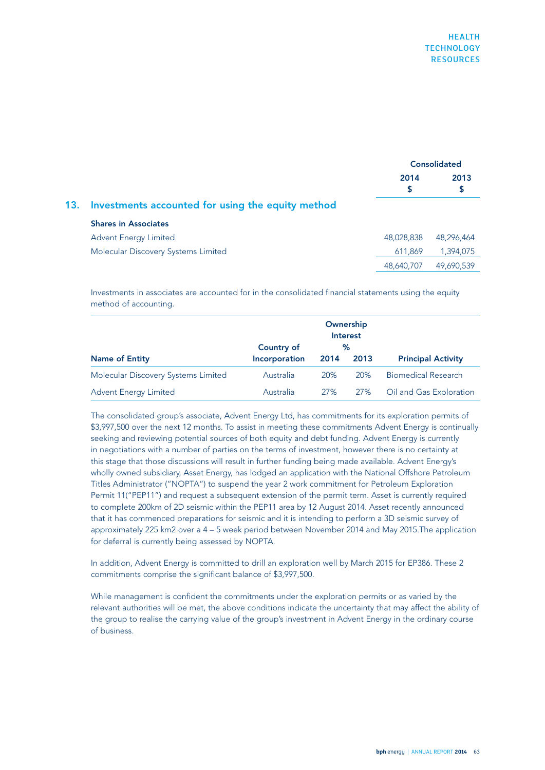## 13. Investments accounted for using the equity method

| | Consolidated | |
|---|---|---|
| | 2014 $ | 2013 $ |
| **Shares in Associates** | | |
| Advent Energy Limited | 48,028,838 | 48,296,464 |
| Molecular Discovery Systems Limited | 611,869 | 1,394,075 |
| | 48,640,707 | 49,690,539 |

Investments in associates are accounted for in the consolidated financial statements using the equity method of accounting.

| Name of Entity | Country of Incorporation | Ownership Interest % 2014 | Ownership Interest % 2013 | Principal Activity |
|---|---|---|---|---|
| Molecular Discovery Systems Limited | Australia | 20% | 20% | Biomedical Research |
| Advent Energy Limited | Australia | 27% | 27% | Oil and Gas Exploration |

The consolidated group's associate, Advent Energy Ltd, has commitments for its exploration permits of $3,997,500 over the next 12 months. To assist in meeting these commitments Advent Energy is continually seeking and reviewing potential sources of both equity and debt funding. Advent Energy is currently in negotiations with a number of parties on the terms of investment, however there is no certainty at this stage that those discussions will result in further funding being made available. Advent Energy's wholly owned subsidiary, Asset Energy, has lodged an application with the National Offshore Petroleum Titles Administrator ("NOPTA") to suspend the year 2 work commitment for Petroleum Exploration Permit 11("PEP11") and request a subsequent extension of the permit term. Asset is currently required to complete 200km of 2D seismic within the PEP11 area by 12 August 2014. Asset recently announced that it has commenced preparations for seismic and it is intending to perform a 3D seismic survey of approximately 225 km2 over a 4 – 5 week period between November 2014 and May 2015.The application for deferral is currently being assessed by NOPTA.

In addition, Advent Energy is committed to drill an exploration well by March 2015 for EP386. These 2 commitments comprise the significant balance of $3,997,500.

While management is confident the commitments under the exploration permits or as varied by the relevant authorities will be met, the above conditions indicate the uncertainty that may affect the ability of the group to realise the carrying value of the group's investment in Advent Energy in the ordinary course of business.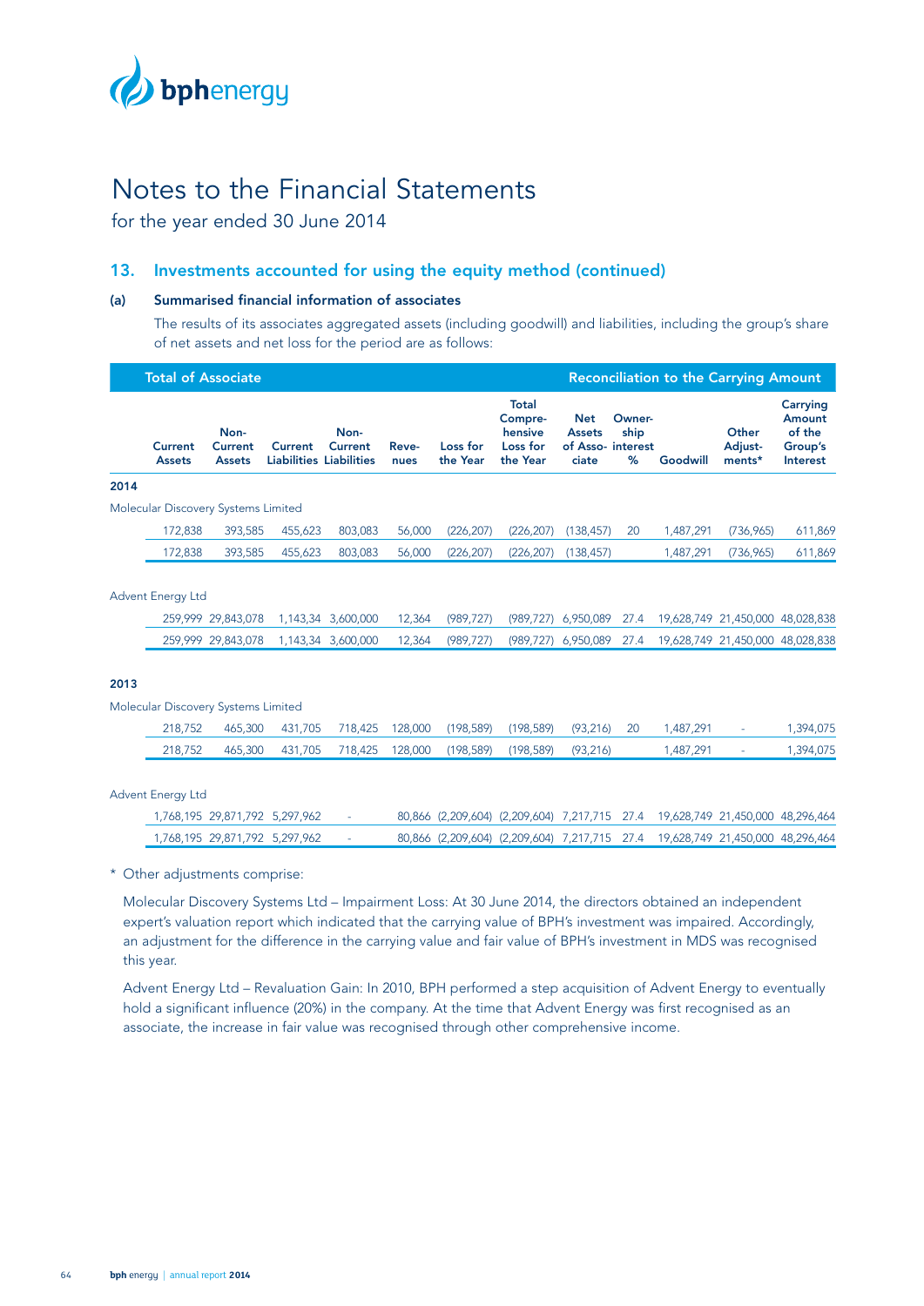# Notes to the Financial Statements

for the year ended 30 June 2014

## 13. Investments accounted for using the equity method (continued)

### (a) Summarised financial information of associates

The results of its associates aggregated assets (including goodwill) and liabilities, including the group's share of net assets and net loss for the period are as follows:

| | Total of Associate | | | | | | | Reconciliation to the Carrying Amount | | | | |
|---|---|---|---|---|---|---|---|---|---|---|---|---|
| | Current Assets | Non-Current Assets | Current Liabilities | Non-Current Liabilities | Revenues | Loss for the Year | Total Comprehensive Loss for the Year | Net Assets of Associate | Ownership interest % | Goodwill | Other Adjustments* | Carrying Amount of the Group's Interest |
| **2014** | | | | | | | | | | | | |
| Molecular Discovery Systems Limited | | | | | | | | | | | | |
| | 172,838 | 393,585 | 455,623 | 803,083 | 56,000 | (226,207) | (226,207) | (138,457) | 20 | 1,487,291 | (736,965) | 611,869 |
| | 172,838 | 393,585 | 455,623 | 803,083 | 56,000 | (226,207) | (226,207) | (138,457) | | 1,487,291 | (736,965) | 611,869 |
| Advent Energy Ltd | | | | | | | | | | | | |
| | 259,999 | 29,843,078 | 1,143,34 | 3,600,000 | 12,364 | (989,727) | (989,727) | 6,950,089 | 27.4 | 19,628,749 | 21,450,000 | 48,028,838 |
| | 259,999 | 29,843,078 | 1,143,34 | 3,600,000 | 12,364 | (989,727) | (989,727) | 6,950,089 | 27.4 | 19,628,749 | 21,450,000 | 48,028,838 |
| **2013** | | | | | | | | | | | | |
| Molecular Discovery Systems Limited | | | | | | | | | | | | |
| | 218,752 | 465,300 | 431,705 | 718,425 | 128,000 | (198,589) | (198,589) | (93,216) | 20 | 1,487,291 | - | 1,394,075 |
| | 218,752 | 465,300 | 431,705 | 718,425 | 128,000 | (198,589) | (198,589) | (93,216) | | 1,487,291 | - | 1,394,075 |
| Advent Energy Ltd | | | | | | | | | | | | |
| | 1,768,195 | 29,871,792 | 5,297,962 | - | 80,866 | (2,209,604) | (2,209,604) | 7,217,715 | 27.4 | 19,628,749 | 21,450,000 | 48,296,464 |
| | 1,768,195 | 29,871,792 | 5,297,962 | - | 80,866 | (2,209,604) | (2,209,604) | 7,217,715 | 27.4 | 19,628,749 | 21,450,000 | 48,296,464 |

\* Other adjustments comprise:

Molecular Discovery Systems Ltd – Impairment Loss: At 30 June 2014, the directors obtained an independent expert's valuation report which indicated that the carrying value of BPH's investment was impaired. Accordingly, an adjustment for the difference in the carrying value and fair value of BPH's investment in MDS was recognised this year.

Advent Energy Ltd – Revaluation Gain: In 2010, BPH performed a step acquisition of Advent Energy to eventually hold a significant influence (20%) in the company. At the time that Advent Energy was first recognised as an associate, the increase in fair value was recognised through other comprehensive income.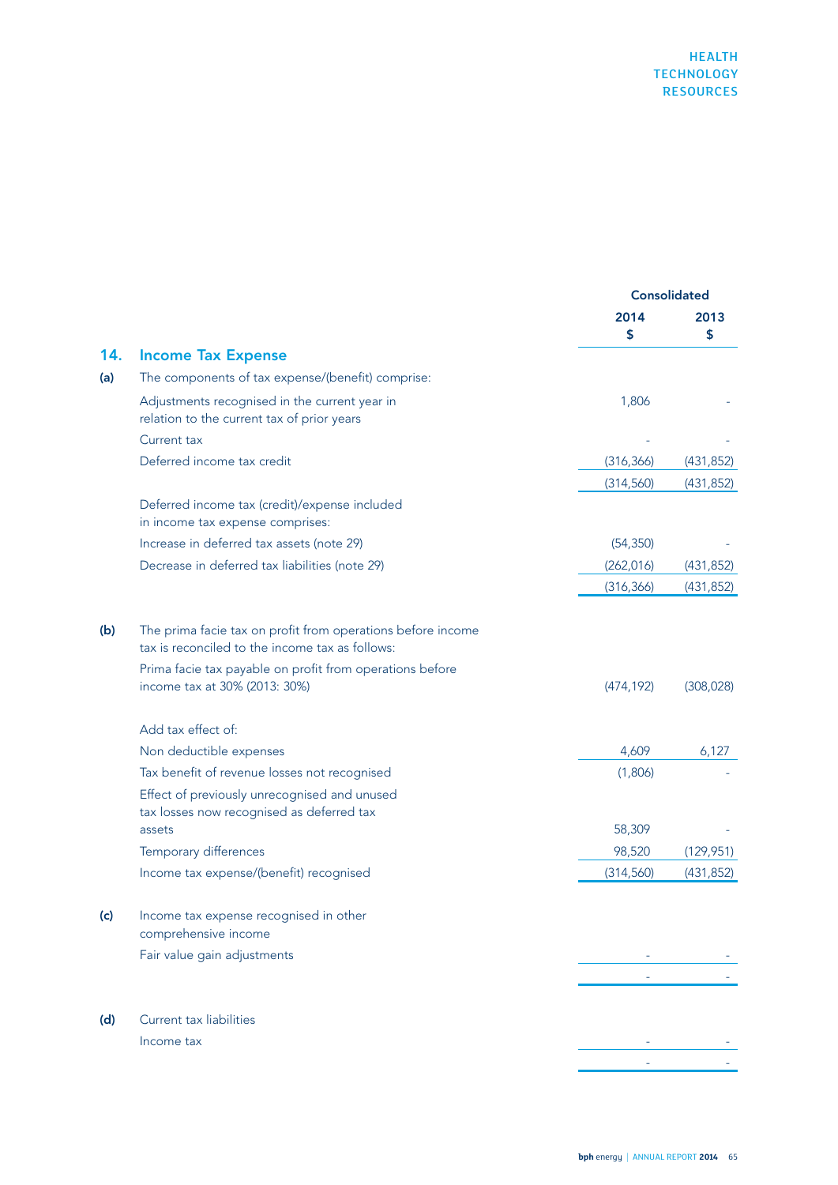## 14. Income Tax Expense

| | | Consolidated | |
|---|---|---|---|
| | | **2014** **$** | **2013** **$** |
| **(a)** | The components of tax expense/(benefit) comprise: | | |
| | Adjustments recognised in the current year in relation to the current tax of prior years | 1,806 | - |
| | Current tax | - | - |
| | Deferred income tax credit | (316,366) | (431,852) |
| | | (314,560) | (431,852) |
| | Deferred income tax (credit)/expense included in income tax expense comprises: | | |
| | Increase in deferred tax assets (note 29) | (54,350) | - |
| | Decrease in deferred tax liabilities (note 29) | (262,016) | (431,852) |
| | | (316,366) | (431,852) |
| **(b)** | The prima facie tax on profit from operations before income tax is reconciled to the income tax as follows: | | |
| | Prima facie tax payable on profit from operations before income tax at 30% (2013: 30%) | (474,192) | (308,028) |
| | Add tax effect of: | | |
| | Non deductible expenses | 4,609 | 6,127 |
| | Tax benefit of revenue losses not recognised | (1,806) | - |
| | Effect of previously unrecognised and unused tax losses now recognised as deferred tax assets | 58,309 | - |
| | Temporary differences | 98,520 | (129,951) |
| | Income tax expense/(benefit) recognised | (314,560) | (431,852) |
| **(c)** | Income tax expense recognised in other comprehensive income | | |
| | Fair value gain adjustments | - | - |
| | | - | - |
| **(d)** | Current tax liabilities | | |
| | Income tax | - | - |
| | | - | - |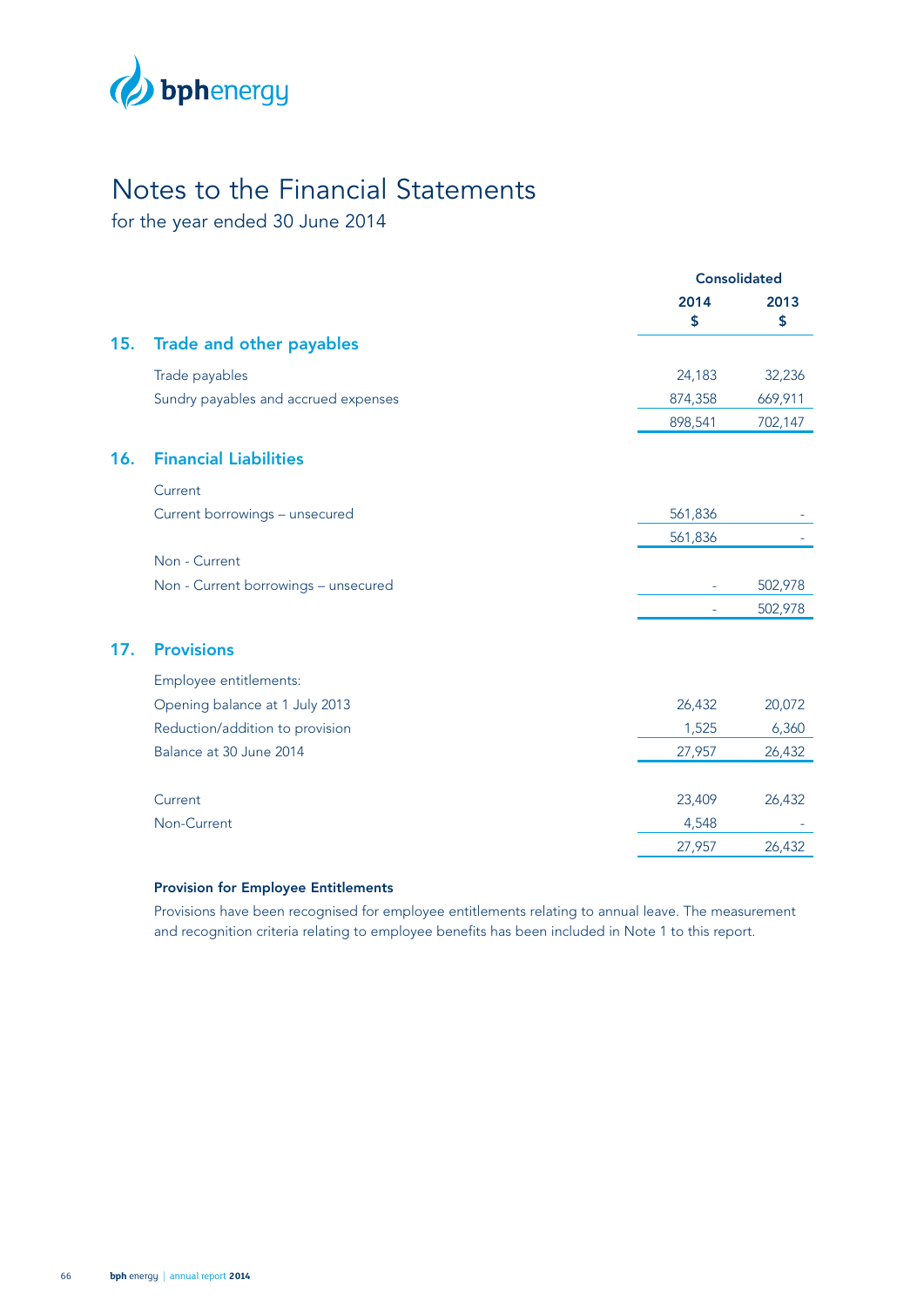# Notes to the Financial Statements

for the year ended 30 June 2014

| | Consolidated | |
|---|---|---|
| | 2014 $ | 2013 $ |

## 15. Trade and other payables

| | 2014 $ | 2013 $ |
|---|---|---|
| Trade payables | 24,183 | 32,236 |
| Sundry payables and accrued expenses | 874,358 | 669,911 |
| | 898,541 | 702,147 |

## 16. Financial Liabilities

| | 2014 $ | 2013 $ |
|---|---|---|
| Current | | |
| Current borrowings – unsecured | 561,836 | - |
| | 561,836 | - |
| Non - Current | | |
| Non - Current borrowings – unsecured | - | 502,978 |
| | - | 502,978 |

## 17. Provisions

| | 2014 $ | 2013 $ |
|---|---|---|
| Employee entitlements: | | |
| Opening balance at 1 July 2013 | 26,432 | 20,072 |
| Reduction/addition to provision | 1,525 | 6,360 |
| Balance at 30 June 2014 | 27,957 | 26,432 |
| | | |
| Current | 23,409 | 26,432 |
| Non-Current | 4,548 | - |
| | 27,957 | 26,432 |

**Provision for Employee Entitlements**

Provisions have been recognised for employee entitlements relating to annual leave. The measurement and recognition criteria relating to employee benefits has been included in Note 1 to this report.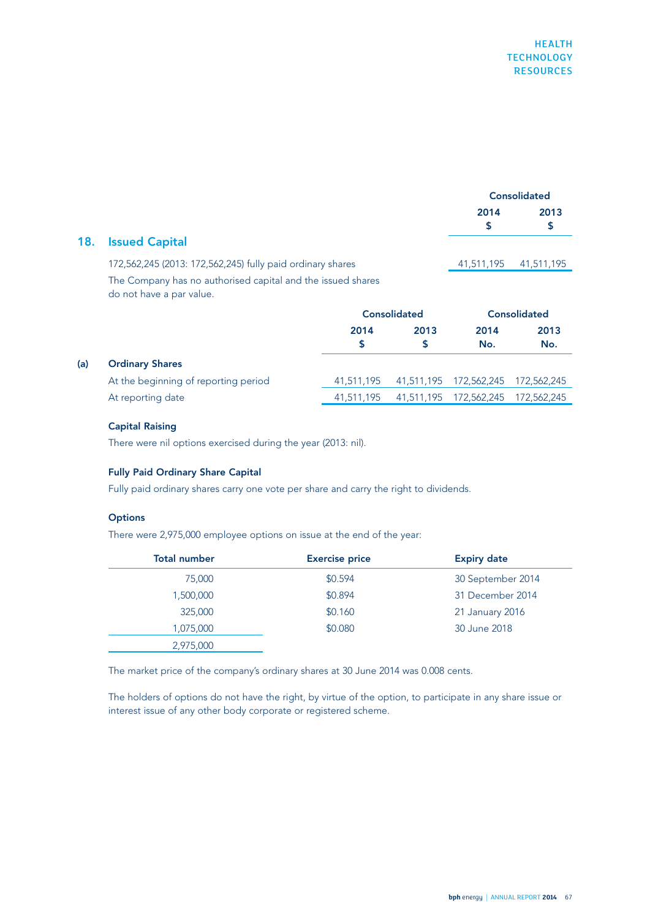## 18. Issued Capital

| | Consolidated | |
|---|---|---|
| | 2014 $ | 2013 $ |
| 172,562,245 (2013: 172,562,245) fully paid ordinary shares | 41,511,195 | 41,511,195 |

The Company has no authorised capital and the issued shares do not have a par value.

| | Consolidated | | Consolidated | |
|---|---|---|---|---|
| | 2014 $ | 2013 $ | 2014 No. | 2013 No. |
| **(a) Ordinary Shares** | | | | |
| At the beginning of reporting period | 41,511,195 | 41,511,195 | 172,562,245 | 172,562,245 |
| At reporting date | 41,511,195 | 41,511,195 | 172,562,245 | 172,562,245 |

### Capital Raising

There were nil options exercised during the year (2013: nil).

### Fully Paid Ordinary Share Capital

Fully paid ordinary shares carry one vote per share and carry the right to dividends.

### Options

There were 2,975,000 employee options on issue at the end of the year:

| Total number | Exercise price | Expiry date |
|---|---|---|
| 75,000 | $0.594 | 30 September 2014 |
| 1,500,000 | $0.894 | 31 December 2014 |
| 325,000 | $0.160 | 21 January 2016 |
| 1,075,000 | $0.080 | 30 June 2018 |
| 2,975,000 | | |

The market price of the company's ordinary shares at 30 June 2014 was 0.008 cents.

The holders of options do not have the right, by virtue of the option, to participate in any share issue or interest issue of any other body corporate or registered scheme.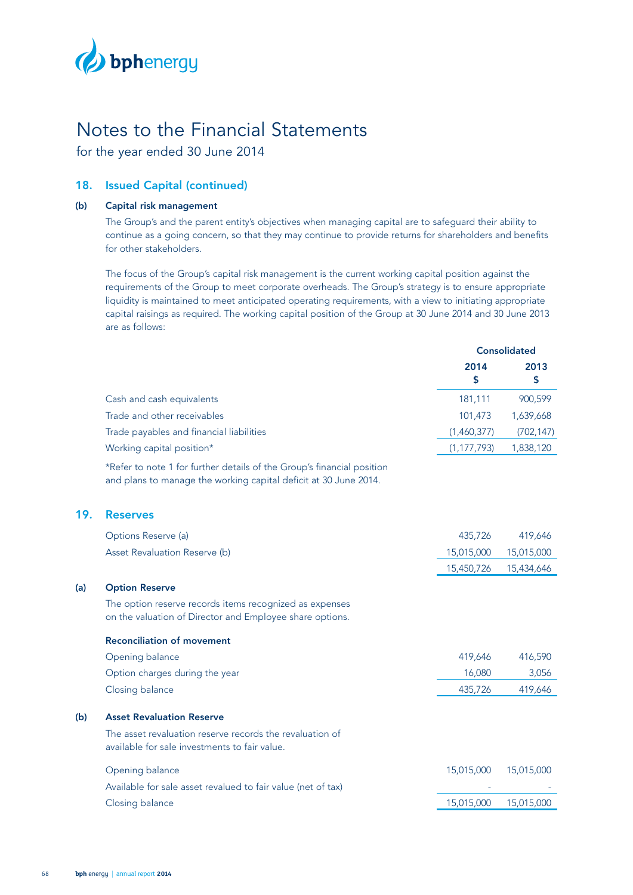# Notes to the Financial Statements

for the year ended 30 June 2014

## 18. Issued Capital (continued)

### (b) Capital risk management

The Group's and the parent entity's objectives when managing capital are to safeguard their ability to continue as a going concern, so that they may continue to provide returns for shareholders and benefits for other stakeholders.

The focus of the Group's capital risk management is the current working capital position against the requirements of the Group to meet corporate overheads. The Group's strategy is to ensure appropriate liquidity is maintained to meet anticipated operating requirements, with a view to initiating appropriate capital raisings as required. The working capital position of the Group at 30 June 2014 and 30 June 2013 are as follows:

| | Consolidated | |
|---|---|---|
| | 2014 $ | 2013 $ |
| Cash and cash equivalents | 181,111 | 900,599 |
| Trade and other receivables | 101,473 | 1,639,668 |
| Trade payables and financial liabilities | (1,460,377) | (702,147) |
| Working capital position* | (1,177,793) | 1,838,120 |

*Refer to note 1 for further details of the Group's financial position and plans to manage the working capital deficit at 30 June 2014.

## 19. Reserves

| | 2014 | 2013 |
|---|---|---|
| Options Reserve (a) | 435,726 | 419,646 |
| Asset Revaluation Reserve (b) | 15,015,000 | 15,015,000 |
| | 15,450,726 | 15,434,646 |

### (a) Option Reserve

The option reserve records items recognized as expenses on the valuation of Director and Employee share options.

**Reconciliation of movement**

| | 2014 | 2013 |
|---|---|---|
| Opening balance | 419,646 | 416,590 |
| Option charges during the year | 16,080 | 3,056 |
| Closing balance | 435,726 | 419,646 |

### (b) Asset Revaluation Reserve

The asset revaluation reserve records the revaluation of available for sale investments to fair value.

| | 2014 | 2013 |
|---|---|---|
| Opening balance | 15,015,000 | 15,015,000 |
| Available for sale asset revalued to fair value (net of tax) | - | - |
| Closing balance | 15,015,000 | 15,015,000 |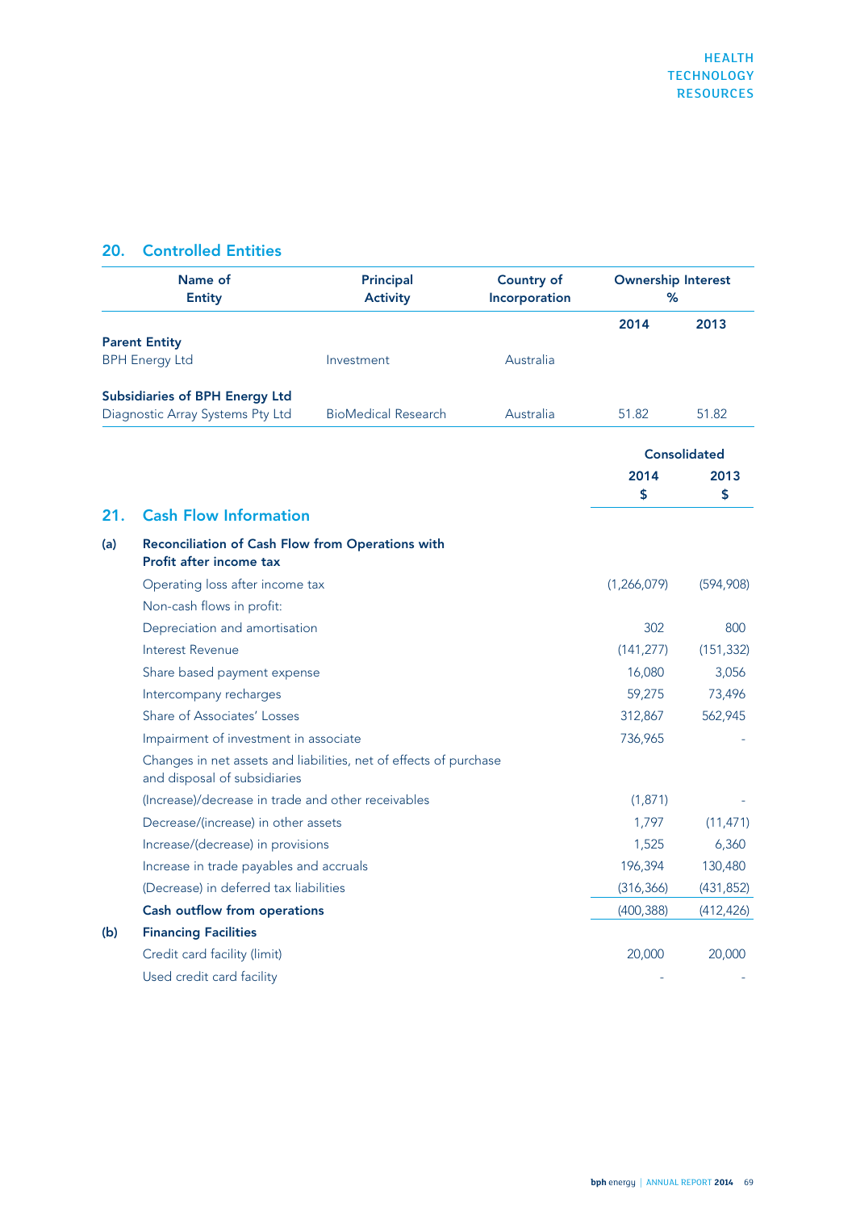## 20. Controlled Entities

| Name of Entity | Principal Activity | Country of Incorporation | Ownership Interest % | |
|---|---|---|---|---|
| | | | 2014 | 2013 |
| **Parent Entity** | | | | |
| BPH Energy Ltd | Investment | Australia | | |
| **Subsidiaries of BPH Energy Ltd** | | | | |
| Diagnostic Array Systems Pty Ltd | BioMedical Research | Australia | 51.82 | 51.82 |

## 21. Cash Flow Information

| | | Consolidated | |
|---|---|---|---|
| | | 2014 $ | 2013 $ |
| **(a)** | **Reconciliation of Cash Flow from Operations with Profit after income tax** | | |
| | Operating loss after income tax | (1,266,079) | (594,908) |
| | Non-cash flows in profit: | | |
| | Depreciation and amortisation | 302 | 800 |
| | Interest Revenue | (141,277) | (151,332) |
| | Share based payment expense | 16,080 | 3,056 |
| | Intercompany recharges | 59,275 | 73,496 |
| | Share of Associates' Losses | 312,867 | 562,945 |
| | Impairment of investment in associate | 736,965 | - |
| | Changes in net assets and liabilities, net of effects of purchase and disposal of subsidiaries | | |
| | (Increase)/decrease in trade and other receivables | (1,871) | - |
| | Decrease/(increase) in other assets | 1,797 | (11,471) |
| | Increase/(decrease) in provisions | 1,525 | 6,360 |
| | Increase in trade payables and accruals | 196,394 | 130,480 |
| | (Decrease) in deferred tax liabilities | (316,366) | (431,852) |
| | **Cash outflow from operations** | (400,388) | (412,426) |
| **(b)** | **Financing Facilities** | | |
| | Credit card facility (limit) | 20,000 | 20,000 |
| | Used credit card facility | - | - |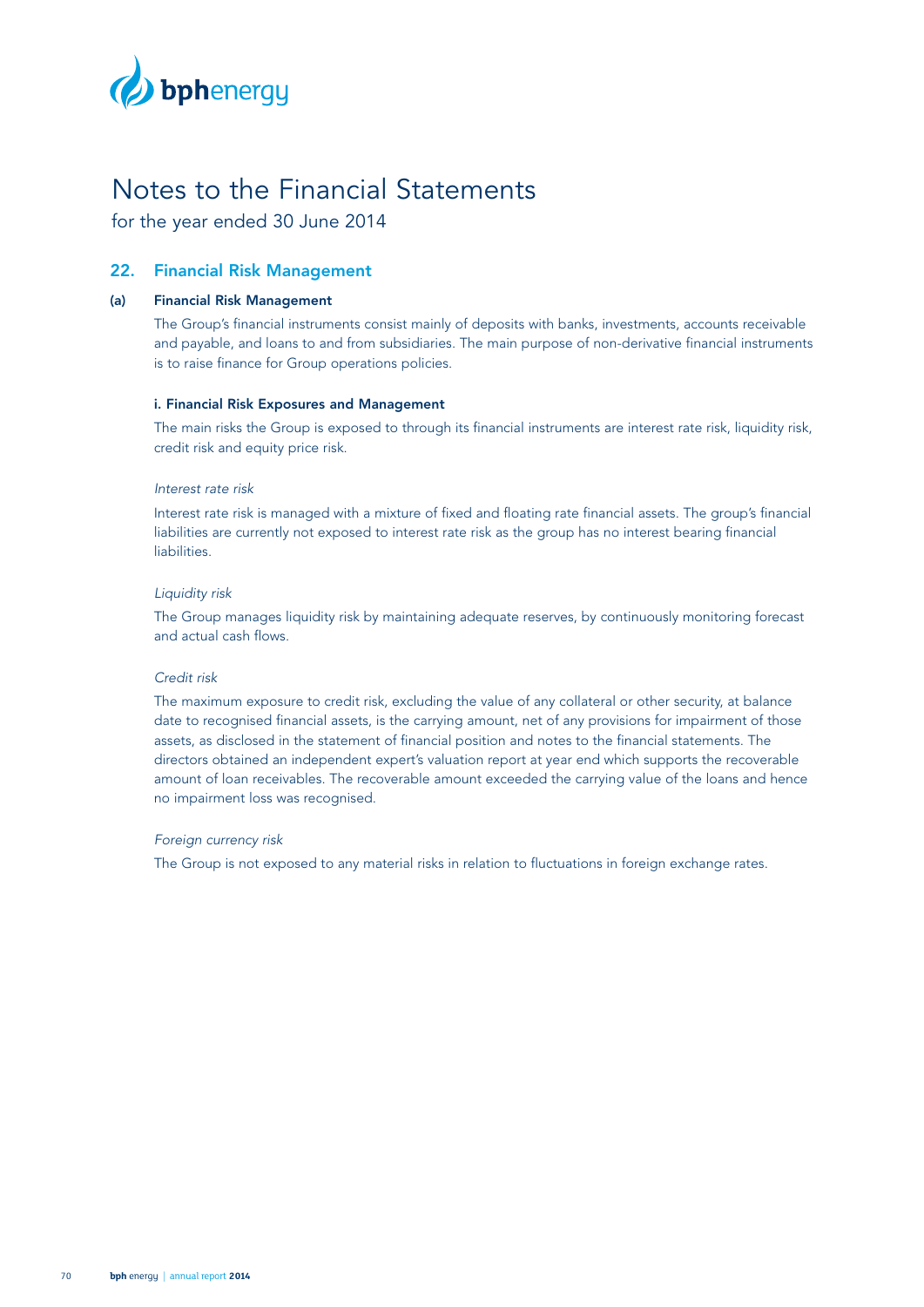# Notes to the Financial Statements

for the year ended 30 June 2014

## 22. Financial Risk Management

### (a) Financial Risk Management

The Group's financial instruments consist mainly of deposits with banks, investments, accounts receivable and payable, and loans to and from subsidiaries. The main purpose of non-derivative financial instruments is to raise finance for Group operations policies.

#### i. Financial Risk Exposures and Management

The main risks the Group is exposed to through its financial instruments are interest rate risk, liquidity risk, credit risk and equity price risk.

*Interest rate risk*

Interest rate risk is managed with a mixture of fixed and floating rate financial assets. The group's financial liabilities are currently not exposed to interest rate risk as the group has no interest bearing financial liabilities.

*Liquidity risk*

The Group manages liquidity risk by maintaining adequate reserves, by continuously monitoring forecast and actual cash flows.

*Credit risk*

The maximum exposure to credit risk, excluding the value of any collateral or other security, at balance date to recognised financial assets, is the carrying amount, net of any provisions for impairment of those assets, as disclosed in the statement of financial position and notes to the financial statements. The directors obtained an independent expert's valuation report at year end which supports the recoverable amount of loan receivables. The recoverable amount exceeded the carrying value of the loans and hence no impairment loss was recognised.

*Foreign currency risk*

The Group is not exposed to any material risks in relation to fluctuations in foreign exchange rates.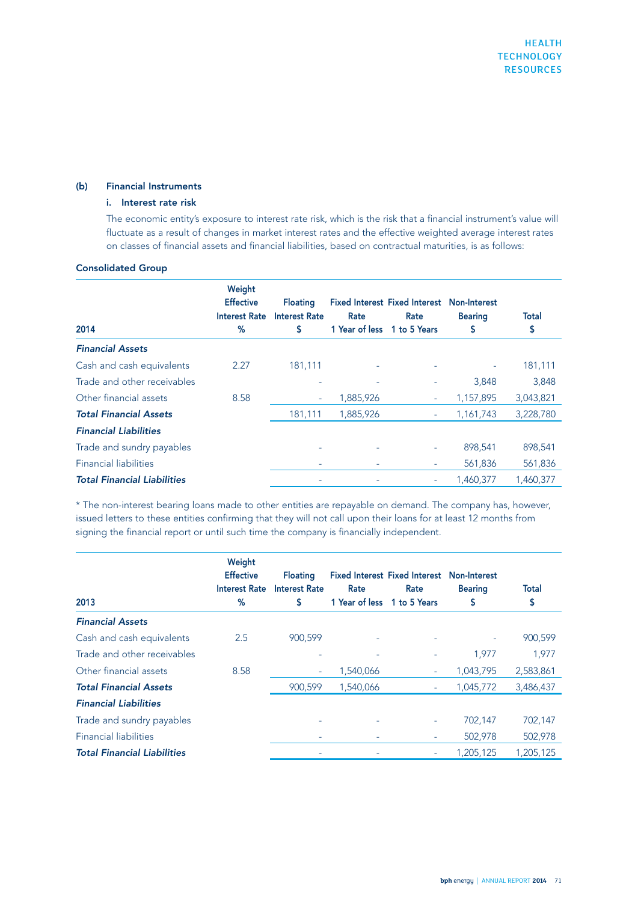### (b) Financial Instruments

#### i. Interest rate risk

The economic entity's exposure to interest rate risk, which is the risk that a financial instrument's value will fluctuate as a result of changes in market interest rates and the effective weighted average interest rates on classes of financial assets and financial liabilities, based on contractual maturities, is as follows:

**Consolidated Group**

| 2014 | Weight Effective Interest Rate % | Floating Interest Rate $ | Fixed Interest Rate 1 Year of less | Fixed Interest Rate 1 to 5 Years | Non-Interest Bearing $ | Total $ |
|---|---|---|---|---|---|---|
| ***Financial Assets*** | | | | | | |
| Cash and cash equivalents | 2.27 | 181,111 | - | - | - | 181,111 |
| Trade and other receivables | | - | - | - | 3,848 | 3,848 |
| Other financial assets | 8.58 | - | 1,885,926 | - | 1,157,895 | 3,043,821 |
| ***Total Financial Assets*** | | 181,111 | 1,885,926 | - | 1,161,743 | 3,228,780 |
| ***Financial Liabilities*** | | | | | | |
| Trade and sundry payables | | - | - | - | 898,541 | 898,541 |
| Financial liabilities | | - | - | - | 561,836 | 561,836 |
| ***Total Financial Liabilities*** | | - | - | - | 1,460,377 | 1,460,377 |

* The non-interest bearing loans made to other entities are repayable on demand. The company has, however, issued letters to these entities confirming that they will not call upon their loans for at least 12 months from signing the financial report or until such time the company is financially independent.

| 2013 | Weight Effective Interest Rate % | Floating Interest Rate $ | Fixed Interest Rate 1 Year of less | Fixed Interest Rate 1 to 5 Years | Non-Interest Bearing $ | Total $ |
|---|---|---|---|---|---|---|
| ***Financial Assets*** | | | | | | |
| Cash and cash equivalents | 2.5 | 900,599 | - | - | - | 900,599 |
| Trade and other receivables | | - | - | - | 1,977 | 1,977 |
| Other financial assets | 8.58 | - | 1,540,066 | - | 1,043,795 | 2,583,861 |
| ***Total Financial Assets*** | | 900,599 | 1,540,066 | - | 1,045,772 | 3,486,437 |
| ***Financial Liabilities*** | | | | | | |
| Trade and sundry payables | | - | - | - | 702,147 | 702,147 |
| Financial liabilities | | - | - | - | 502,978 | 502,978 |
| ***Total Financial Liabilities*** | | - | - | - | 1,205,125 | 1,205,125 |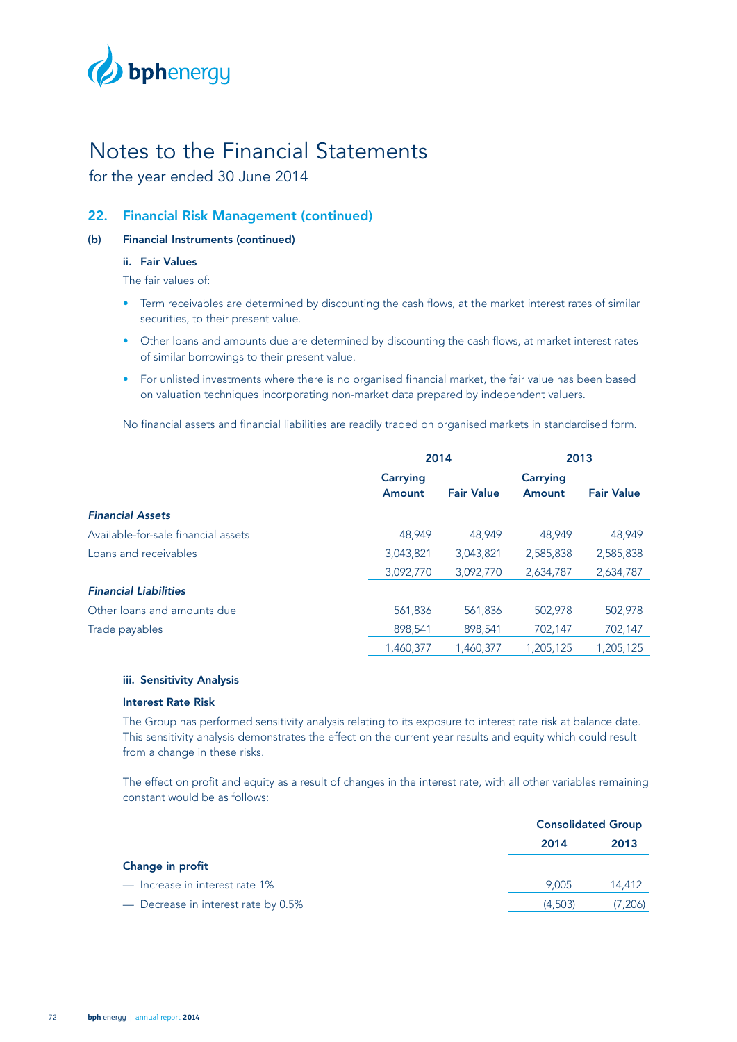# Notes to the Financial Statements

for the year ended 30 June 2014

## 22. Financial Risk Management (continued)

### (b) Financial Instruments (continued)

#### ii. Fair Values

The fair values of:

- Term receivables are determined by discounting the cash flows, at the market interest rates of similar securities, to their present value.
- Other loans and amounts due are determined by discounting the cash flows, at market interest rates of similar borrowings to their present value.
- For unlisted investments where there is no organised financial market, the fair value has been based on valuation techniques incorporating non-market data prepared by independent valuers.

No financial assets and financial liabilities are readily traded on organised markets in standardised form.

| | 2014 | | 2013 | |
|---|---|---|---|---|
| | Carrying Amount | Fair Value | Carrying Amount | Fair Value |
| ***Financial Assets*** | | | | |
| Available-for-sale financial assets | 48,949 | 48,949 | 48,949 | 48,949 |
| Loans and receivables | 3,043,821 | 3,043,821 | 2,585,838 | 2,585,838 |
| | 3,092,770 | 3,092,770 | 2,634,787 | 2,634,787 |
| ***Financial Liabilities*** | | | | |
| Other loans and amounts due | 561,836 | 561,836 | 502,978 | 502,978 |
| Trade payables | 898,541 | 898,541 | 702,147 | 702,147 |
| | 1,460,377 | 1,460,377 | 1,205,125 | 1,205,125 |

#### iii. Sensitivity Analysis

**Interest Rate Risk**

The Group has performed sensitivity analysis relating to its exposure to interest rate risk at balance date. This sensitivity analysis demonstrates the effect on the current year results and equity which could result from a change in these risks.

The effect on profit and equity as a result of changes in the interest rate, with all other variables remaining constant would be as follows:

| | Consolidated Group | |
|---|---|---|
| | 2014 | 2013 |
| **Change in profit** | | |
| — Increase in interest rate 1% | 9,005 | 14,412 |
| — Decrease in interest rate by 0.5% | (4,503) | (7,206) |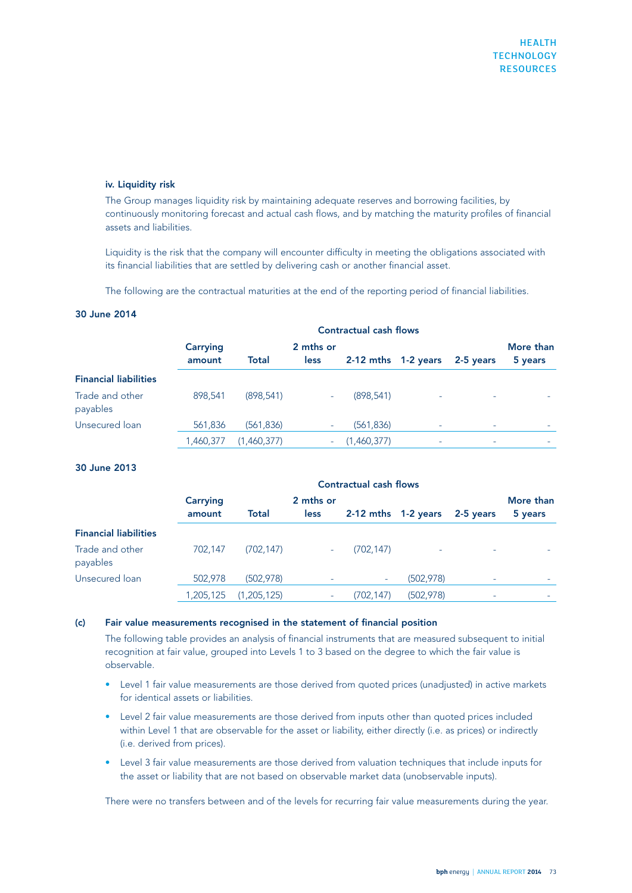#### iv. Liquidity risk

The Group manages liquidity risk by maintaining adequate reserves and borrowing facilities, by continuously monitoring forecast and actual cash flows, and by matching the maturity profiles of financial assets and liabilities.

Liquidity is the risk that the company will encounter difficulty in meeting the obligations associated with its financial liabilities that are settled by delivering cash or another financial asset.

The following are the contractual maturities at the end of the reporting period of financial liabilities.

**30 June 2014**

| | | Contractual cash flows | | | | | |
|---|---|---|---|---|---|---|---|
| | Carrying amount | Total | 2 mths or less | 2-12 mths | 1-2 years | 2-5 years | More than 5 years |
| **Financial liabilities** | | | | | | | |
| Trade and other payables | 898,541 | (898,541) | - | (898,541) | - | - | - |
| Unsecured loan | 561,836 | (561,836) | - | (561,836) | - | - | - |
| | 1,460,377 | (1,460,377) | - | (1,460,377) | - | - | - |

**30 June 2013**

| | | Contractual cash flows | | | | | |
|---|---|---|---|---|---|---|---|
| | Carrying amount | Total | 2 mths or less | 2-12 mths | 1-2 years | 2-5 years | More than 5 years |
| **Financial liabilities** | | | | | | | |
| Trade and other payables | 702,147 | (702,147) | - | (702,147) | - | - | - |
| Unsecured loan | 502,978 | (502,978) | - | - | (502,978) | - | - |
| | 1,205,125 | (1,205,125) | - | (702,147) | (502,978) | - | - |

#### (c) Fair value measurements recognised in the statement of financial position

The following table provides an analysis of financial instruments that are measured subsequent to initial recognition at fair value, grouped into Levels 1 to 3 based on the degree to which the fair value is observable.

- Level 1 fair value measurements are those derived from quoted prices (unadjusted) in active markets for identical assets or liabilities.
- Level 2 fair value measurements are those derived from inputs other than quoted prices included within Level 1 that are observable for the asset or liability, either directly (i.e. as prices) or indirectly (i.e. derived from prices).
- Level 3 fair value measurements are those derived from valuation techniques that include inputs for the asset or liability that are not based on observable market data (unobservable inputs).

There were no transfers between and of the levels for recurring fair value measurements during the year.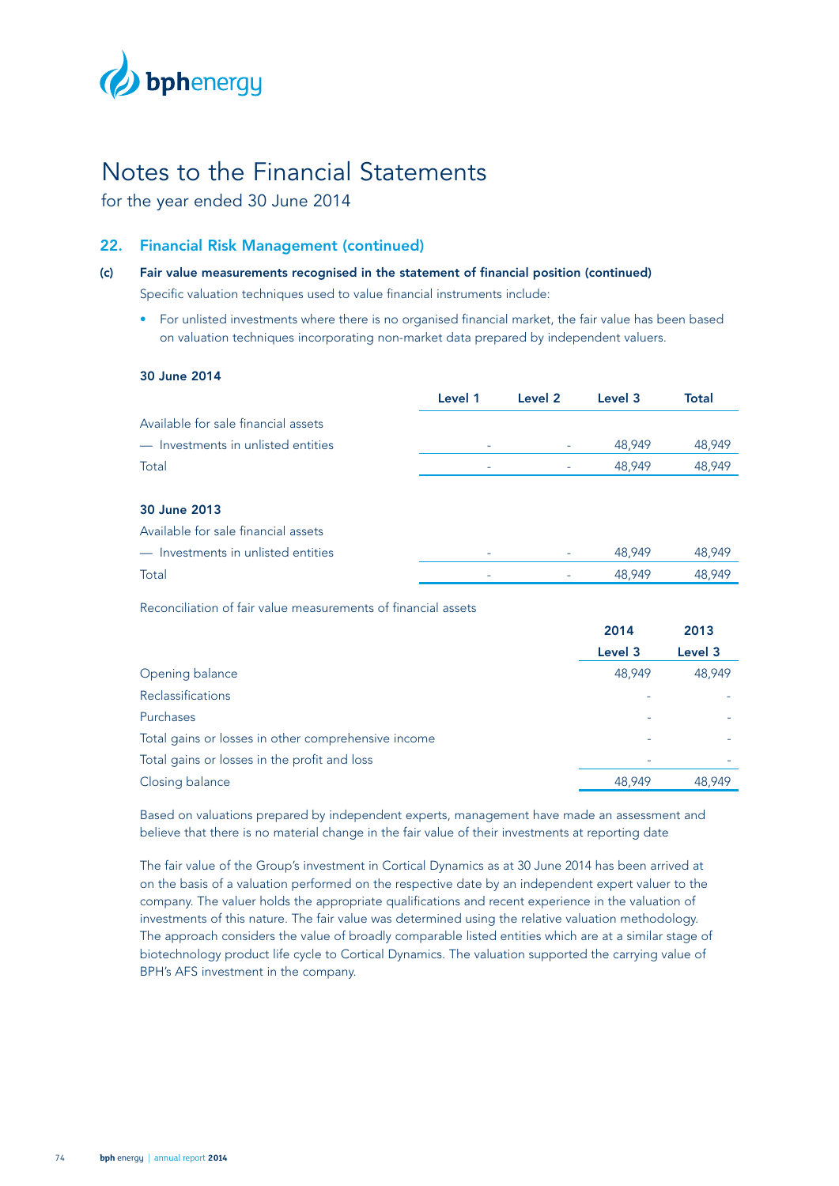# Notes to the Financial Statements

for the year ended 30 June 2014

## 22. Financial Risk Management (continued)

### (c) Fair value measurements recognised in the statement of financial position (continued)

Specific valuation techniques used to value financial instruments include:

- For unlisted investments where there is no organised financial market, the fair value has been based on valuation techniques incorporating non-market data prepared by independent valuers.

**30 June 2014**

| | Level 1 | Level 2 | Level 3 | Total |
|---|---|---|---|---|
| Available for sale financial assets | | | | |
| — Investments in unlisted entities | - | - | 48,949 | 48,949 |
| Total | - | - | 48,949 | 48,949 |

**30 June 2013**

| | Level 1 | Level 2 | Level 3 | Total |
|---|---|---|---|---|
| Available for sale financial assets | | | | |
| — Investments in unlisted entities | - | - | 48,949 | 48,949 |
| Total | - | - | 48,949 | 48,949 |

Reconciliation of fair value measurements of financial assets

| | 2014 | 2013 |
|---|---|---|
| | Level 3 | Level 3 |
| Opening balance | 48,949 | 48,949 |
| Reclassifications | - | - |
| Purchases | - | - |
| Total gains or losses in other comprehensive income | - | - |
| Total gains or losses in the profit and loss | - | - |
| Closing balance | 48,949 | 48,949 |

Based on valuations prepared by independent experts, management have made an assessment and believe that there is no material change in the fair value of their investments at reporting date

The fair value of the Group's investment in Cortical Dynamics as at 30 June 2014 has been arrived at on the basis of a valuation performed on the respective date by an independent expert valuer to the company. The valuer holds the appropriate qualifications and recent experience in the valuation of investments of this nature. The fair value was determined using the relative valuation methodology. The approach considers the value of broadly comparable listed entities which are at a similar stage of biotechnology product life cycle to Cortical Dynamics. The valuation supported the carrying value of BPH's AFS investment in the company.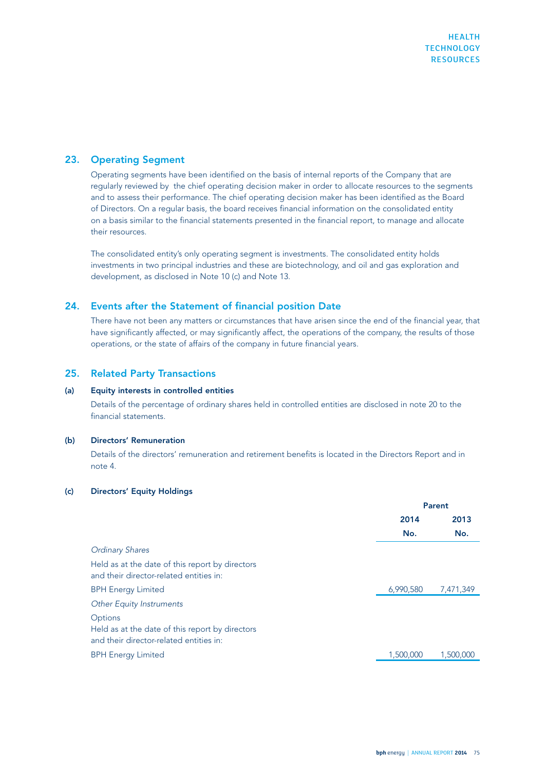## 23. Operating Segment

Operating segments have been identified on the basis of internal reports of the Company that are regularly reviewed by the chief operating decision maker in order to allocate resources to the segments and to assess their performance. The chief operating decision maker has been identified as the Board of Directors. On a regular basis, the board receives financial information on the consolidated entity on a basis similar to the financial statements presented in the financial report, to manage and allocate their resources.

The consolidated entity's only operating segment is investments. The consolidated entity holds investments in two principal industries and these are biotechnology, and oil and gas exploration and development, as disclosed in Note 10 (c) and Note 13.

## 24. Events after the Statement of financial position Date

There have not been any matters or circumstances that have arisen since the end of the financial year, that have significantly affected, or may significantly affect, the operations of the company, the results of those operations, or the state of affairs of the company in future financial years.

## 25. Related Party Transactions

### (a) Equity interests in controlled entities

Details of the percentage of ordinary shares held in controlled entities are disclosed in note 20 to the financial statements.

### (b) Directors' Remuneration

Details of the directors' remuneration and retirement benefits is located in the Directors Report and in note 4.

### (c) Directors' Equity Holdings

| | Parent | |
|---|---|---|
| | **2014** | **2013** |
| | **No.** | **No.** |
| *Ordinary Shares* | | |
| Held as at the date of this report by directors and their director-related entities in: | | |
| BPH Energy Limited | 6,990,580 | 7,471,349 |
| *Other Equity Instruments* | | |
| Options<br>Held as at the date of this report by directors and their director-related entities in: | | |
| BPH Energy Limited | 1,500,000 | 1,500,000 |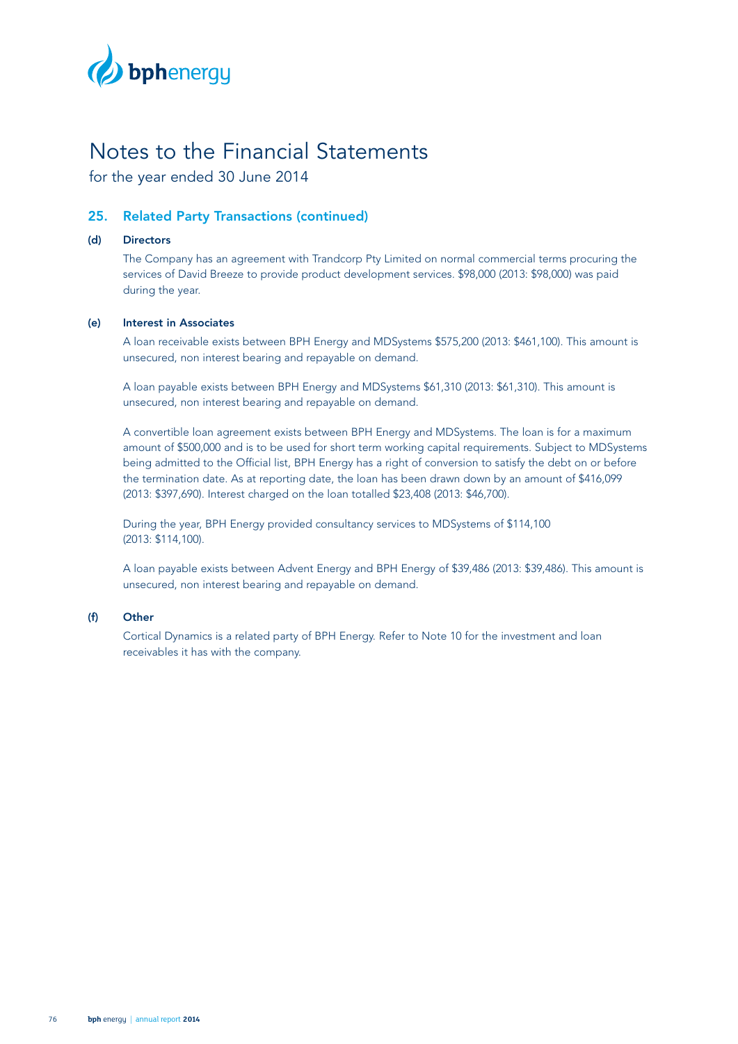# Notes to the Financial Statements

for the year ended 30 June 2014

## 25. Related Party Transactions (continued)

### (d) Directors

The Company has an agreement with Trandcorp Pty Limited on normal commercial terms procuring the services of David Breeze to provide product development services. $98,000 (2013: $98,000) was paid during the year.

### (e) Interest in Associates

A loan receivable exists between BPH Energy and MDSystems $575,200 (2013: $461,100). This amount is unsecured, non interest bearing and repayable on demand.

A loan payable exists between BPH Energy and MDSystems $61,310 (2013: $61,310). This amount is unsecured, non interest bearing and repayable on demand.

A convertible loan agreement exists between BPH Energy and MDSystems. The loan is for a maximum amount of $500,000 and is to be used for short term working capital requirements. Subject to MDSystems being admitted to the Official list, BPH Energy has a right of conversion to satisfy the debt on or before the termination date. As at reporting date, the loan has been drawn down by an amount of $416,099 (2013: $397,690). Interest charged on the loan totalled $23,408 (2013: $46,700).

During the year, BPH Energy provided consultancy services to MDSystems of $114,100 (2013: $114,100).

A loan payable exists between Advent Energy and BPH Energy of $39,486 (2013: $39,486). This amount is unsecured, non interest bearing and repayable on demand.

### (f) Other

Cortical Dynamics is a related party of BPH Energy. Refer to Note 10 for the investment and loan receivables it has with the company.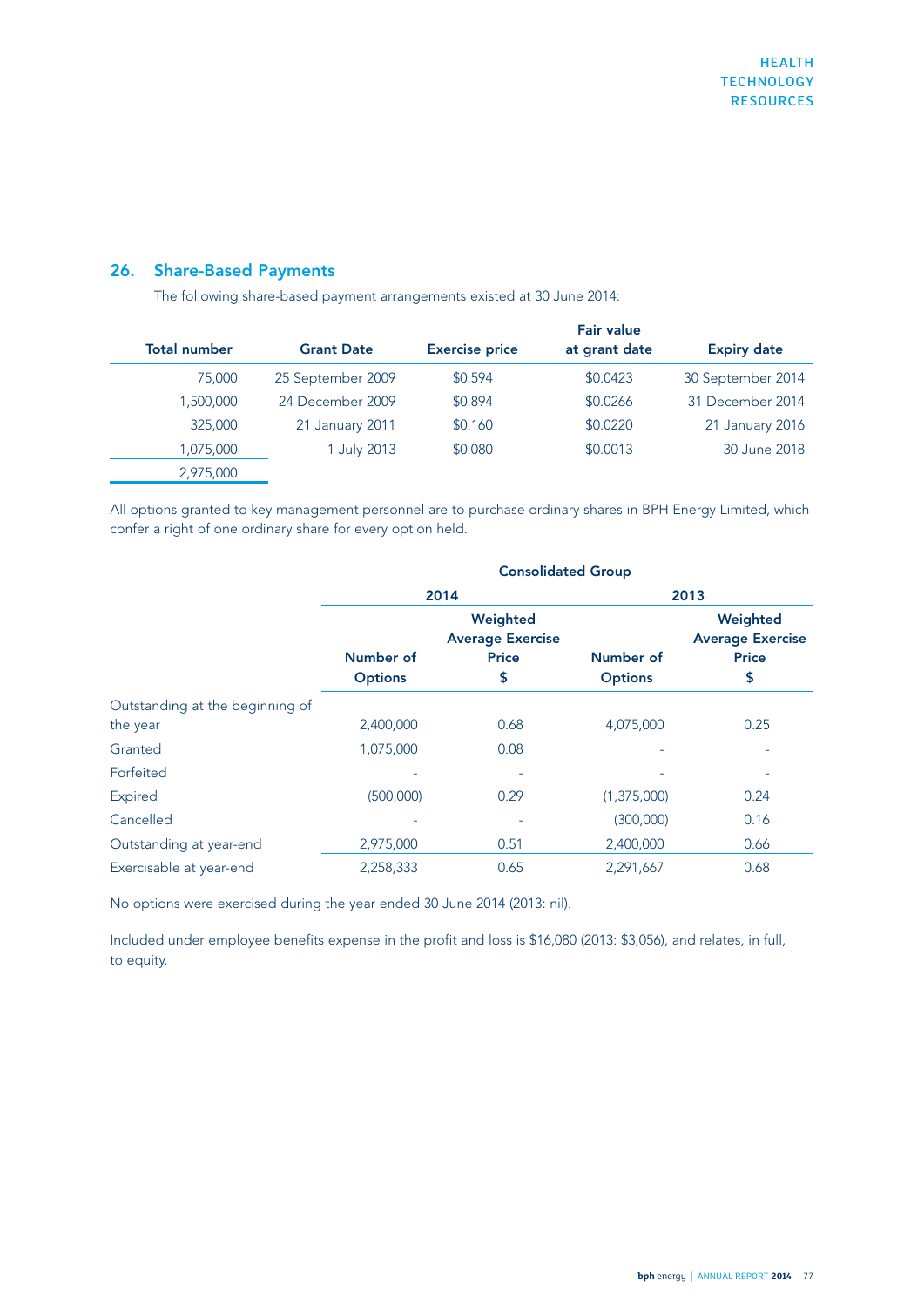## 26. Share-Based Payments

The following share-based payment arrangements existed at 30 June 2014:

| Total number | Grant Date | Exercise price | Fair value at grant date | Expiry date |
|---|---|---|---|---|
| 75,000 | 25 September 2009 | $0.594 | $0.0423 | 30 September 2014 |
| 1,500,000 | 24 December 2009 | $0.894 | $0.0266 | 31 December 2014 |
| 325,000 | 21 January 2011 | $0.160 | $0.0220 | 21 January 2016 |
| 1,075,000 | 1 July 2013 | $0.080 | $0.0013 | 30 June 2018 |
| 2,975,000 | | | | |

All options granted to key management personnel are to purchase ordinary shares in BPH Energy Limited, which confer a right of one ordinary share for every option held.

| | Consolidated Group | | | |
|---|---|---|---|---|
| | 2014 | | 2013 | |
| | Number of Options | Weighted Average Exercise Price $ | Number of Options | Weighted Average Exercise Price $ |
| Outstanding at the beginning of the year | 2,400,000 | 0.68 | 4,075,000 | 0.25 |
| Granted | 1,075,000 | 0.08 | - | - |
| Forfeited | - | - | - | - |
| Expired | (500,000) | 0.29 | (1,375,000) | 0.24 |
| Cancelled | - | - | (300,000) | 0.16 |
| Outstanding at year-end | 2,975,000 | 0.51 | 2,400,000 | 0.66 |
| Exercisable at year-end | 2,258,333 | 0.65 | 2,291,667 | 0.68 |

No options were exercised during the year ended 30 June 2014 (2013: nil).

Included under employee benefits expense in the profit and loss is $16,080 (2013: $3,056), and relates, in full, to equity.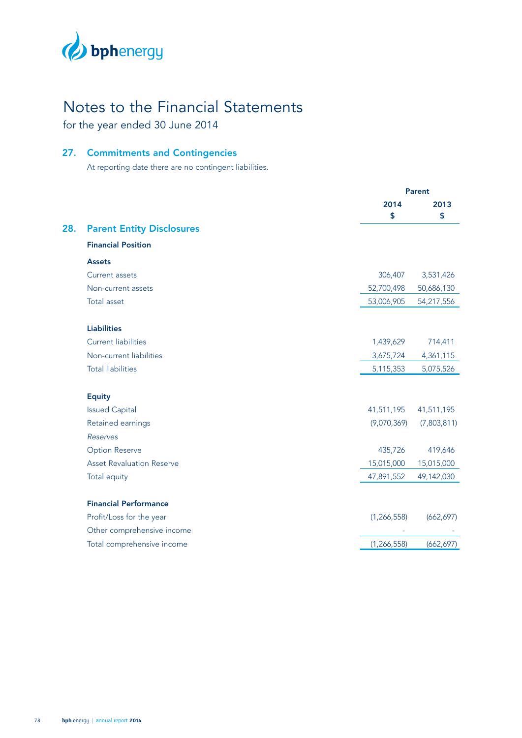# Notes to the Financial Statements

for the year ended 30 June 2014

## 27. Commitments and Contingencies

At reporting date there are no contingent liabilities.

## 28. Parent Entity Disclosures

| | Parent 2014 $ | Parent 2013 $ |
|---|---|---|
| **Financial Position** | | |
| **Assets** | | |
| Current assets | 306,407 | 3,531,426 |
| Non-current assets | 52,700,498 | 50,686,130 |
| Total asset | 53,006,905 | 54,217,556 |
| **Liabilities** | | |
| Current liabilities | 1,439,629 | 714,411 |
| Non-current liabilities | 3,675,724 | 4,361,115 |
| Total liabilities | 5,115,353 | 5,075,526 |
| **Equity** | | |
| Issued Capital | 41,511,195 | 41,511,195 |
| Retained earnings | (9,070,369) | (7,803,811) |
| *Reserves* | | |
| Option Reserve | 435,726 | 419,646 |
| Asset Revaluation Reserve | 15,015,000 | 15,015,000 |
| Total equity | 47,891,552 | 49,142,030 |
| **Financial Performance** | | |
| Profit/Loss for the year | (1,266,558) | (662,697) |
| Other comprehensive income | - | - |
| Total comprehensive income | (1,266,558) | (662,697) |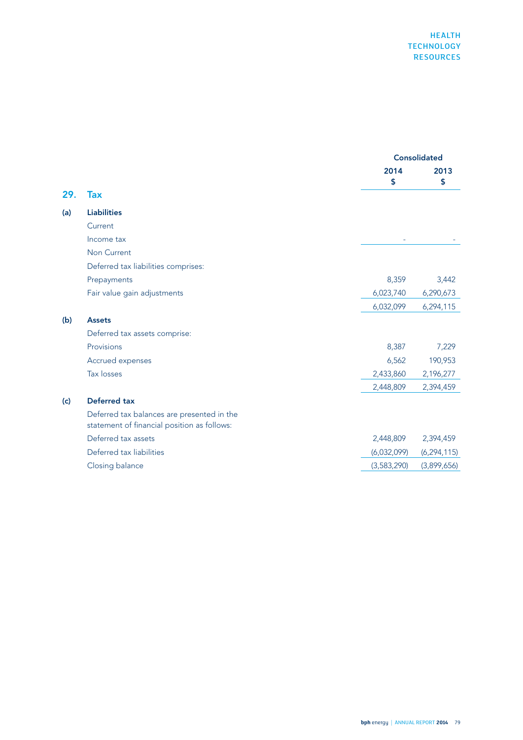## 29. Tax

| | Consolidated | |
|---|---|---|
| | 2014 $ | 2013 $ |
| **(a) Liabilities** | | |
| Current | | |
| Income tax | - | - |
| Non Current | | |
| Deferred tax liabilities comprises: | | |
| Prepayments | 8,359 | 3,442 |
| Fair value gain adjustments | 6,023,740 | 6,290,673 |
| | 6,032,099 | 6,294,115 |
| **(b) Assets** | | |
| Deferred tax assets comprise: | | |
| Provisions | 8,387 | 7,229 |
| Accrued expenses | 6,562 | 190,953 |
| Tax losses | 2,433,860 | 2,196,277 |
| | 2,448,809 | 2,394,459 |
| **(c) Deferred tax** | | |
| Deferred tax balances are presented in the statement of financial position as follows: | | |
| Deferred tax assets | 2,448,809 | 2,394,459 |
| Deferred tax liabilities | (6,032,099) | (6,294,115) |
| Closing balance | (3,583,290) | (3,899,656) |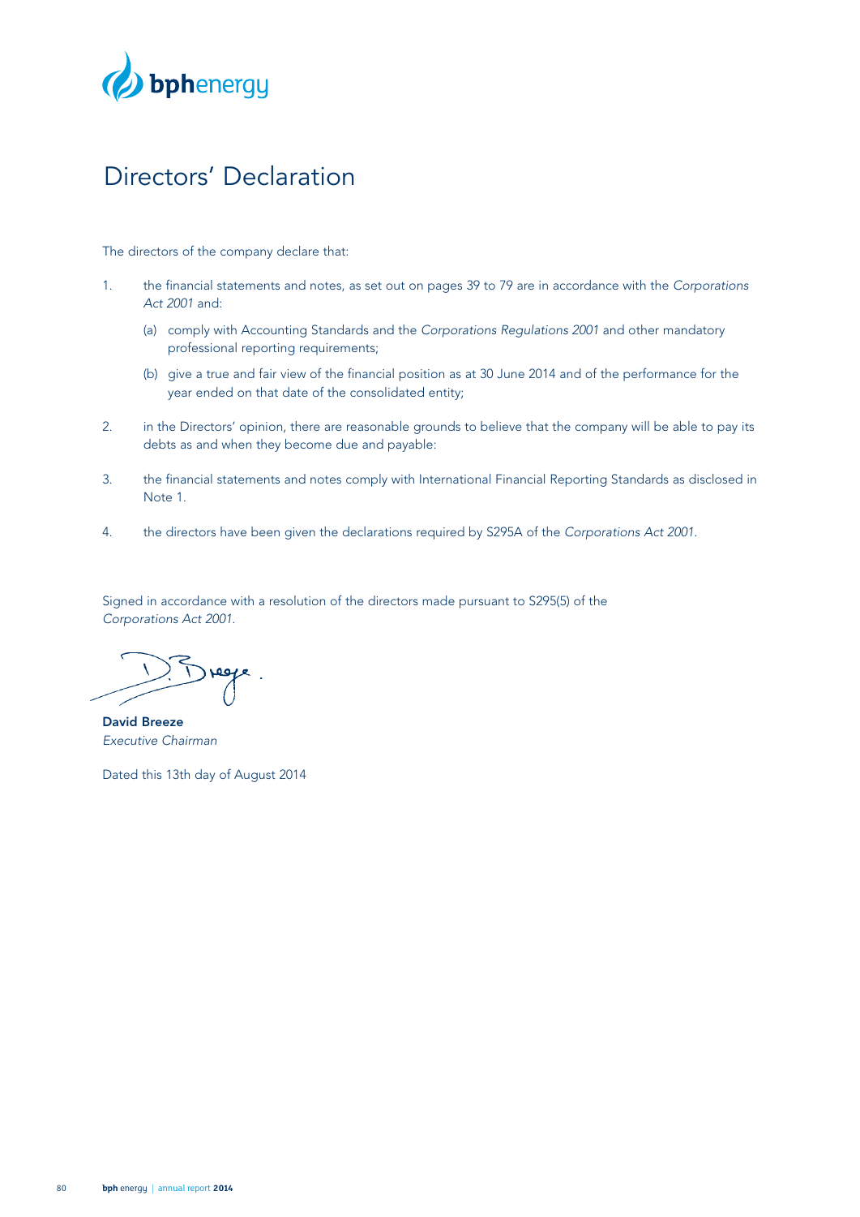# Directors' Declaration

The directors of the company declare that:

1. the financial statements and notes, as set out on pages 39 to 79 are in accordance with the *Corporations Act 2001* and:

   (a) comply with Accounting Standards and the *Corporations Regulations 2001* and other mandatory professional reporting requirements;

   (b) give a true and fair view of the financial position as at 30 June 2014 and of the performance for the year ended on that date of the consolidated entity;

2. in the Directors' opinion, there are reasonable grounds to believe that the company will be able to pay its debts as and when they become due and payable:

3. the financial statements and notes comply with International Financial Reporting Standards as disclosed in Note 1.

4. the directors have been given the declarations required by S295A of the *Corporations Act 2001.*

Signed in accordance with a resolution of the directors made pursuant to S295(5) of the *Corporations Act 2001.*

**David Breeze**
*Executive Chairman*

Dated this 13th day of August 2014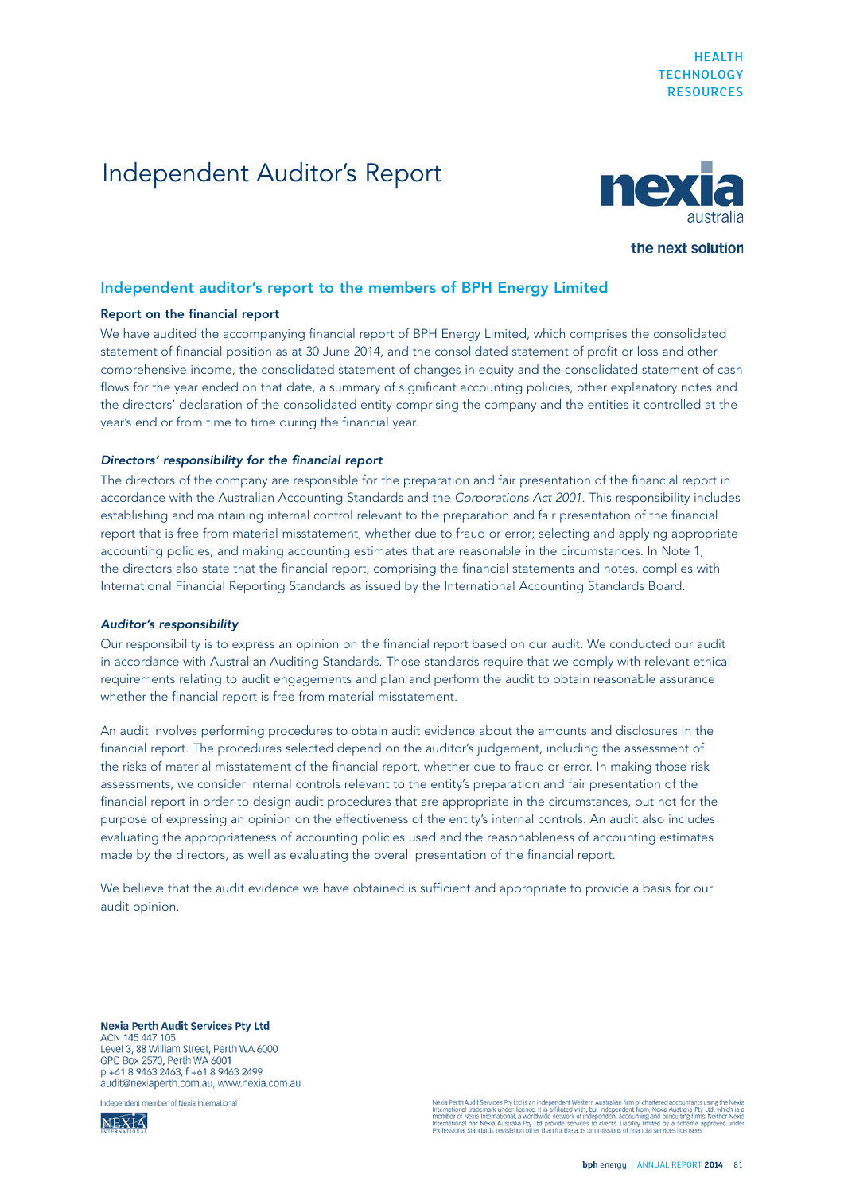HEALTH
TECHNOLOGY
RESOURCES

# Independent Auditor's Report

nexia
australia

the next solution

## Independent auditor's report to the members of BPH Energy Limited

### Report on the financial report

We have audited the accompanying financial report of BPH Energy Limited, which comprises the consolidated statement of financial position as at 30 June 2014, and the consolidated statement of profit or loss and other comprehensive income, the consolidated statement of changes in equity and the consolidated statement of cash flows for the year ended on that date, a summary of significant accounting policies, other explanatory notes and the directors' declaration of the consolidated entity comprising the company and the entities it controlled at the year's end or from time to time during the financial year.

#### *Directors' responsibility for the financial report*

The directors of the company are responsible for the preparation and fair presentation of the financial report in accordance with the Australian Accounting Standards and the *Corporations Act 2001*. This responsibility includes establishing and maintaining internal control relevant to the preparation and fair presentation of the financial report that is free from material misstatement, whether due to fraud or error; selecting and applying appropriate accounting policies; and making accounting estimates that are reasonable in the circumstances. In Note 1, the directors also state that the financial report, comprising the financial statements and notes, complies with International Financial Reporting Standards as issued by the International Accounting Standards Board.

#### *Auditor's responsibility*

Our responsibility is to express an opinion on the financial report based on our audit. We conducted our audit in accordance with Australian Auditing Standards. Those standards require that we comply with relevant ethical requirements relating to audit engagements and plan and perform the audit to obtain reasonable assurance whether the financial report is free from material misstatement.

An audit involves performing procedures to obtain audit evidence about the amounts and disclosures in the financial report. The procedures selected depend on the auditor's judgement, including the assessment of the risks of material misstatement of the financial report, whether due to fraud or error. In making those risk assessments, we consider internal controls relevant to the entity's preparation and fair presentation of the financial report in order to design audit procedures that are appropriate in the circumstances, but not for the purpose of expressing an opinion on the effectiveness of the entity's internal controls. An audit also includes evaluating the appropriateness of accounting policies used and the reasonableness of accounting estimates made by the directors, as well as evaluating the overall presentation of the financial report.

We believe that the audit evidence we have obtained is sufficient and appropriate to provide a basis for our audit opinion.

**Nexia Perth Audit Services Pty Ltd**
ACN 145 447 105
Level 3, 88 William Street, Perth WA 6000
GPO Box 2570, Perth WA 6001
p +61 8 9463 2463, f +61 8 9463 2499
audit@nexiaperth.com.au, www.nexia.com.au

Independent member of Nexia International

Nexia Perth Audit Services Pty Ltd is an independent Western Australian firm of chartered accountants using the Nexia International trademark under licence. It is affiliated with, but independent from, Nexia Australia Pty Ltd, which is a member of Nexia International, a worldwide network of independent accounting and consulting firms. Neither Nexia International nor Nexia Australia Pty Ltd provide services to clients. Liability limited by a scheme approved under Professional Standards Legislation other than for the acts or omissions of financial services licensees.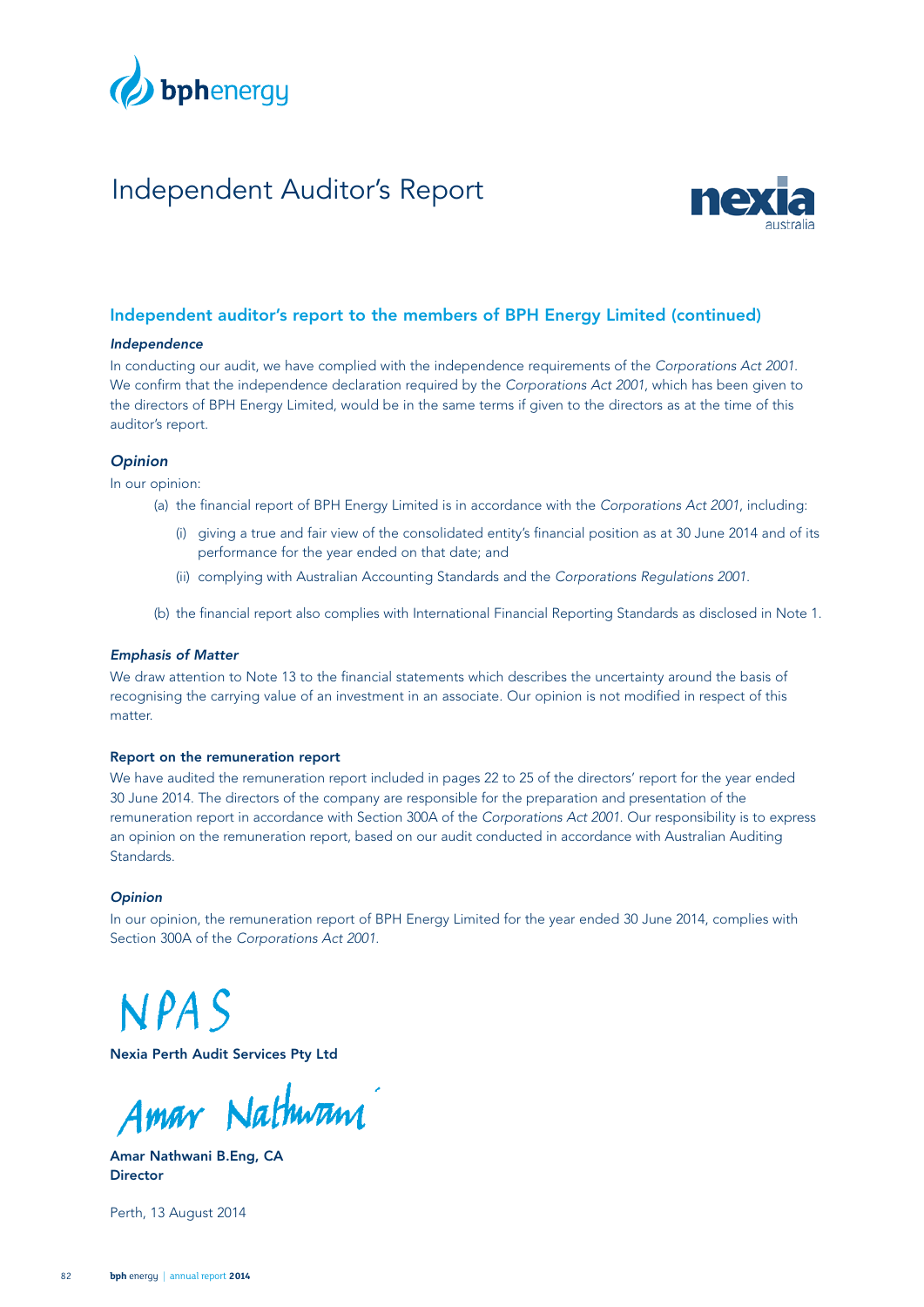# Independent Auditor's Report

## Independent auditor's report to the members of BPH Energy Limited (continued)

### *Independence*

In conducting our audit, we have complied with the independence requirements of the *Corporations Act 2001*. We confirm that the independence declaration required by the *Corporations Act 2001*, which has been given to the directors of BPH Energy Limited, would be in the same terms if given to the directors as at the time of this auditor's report.

### *Opinion*

In our opinion:

(a) the financial report of BPH Energy Limited is in accordance with the *Corporations Act 2001*, including:

(i) giving a true and fair view of the consolidated entity's financial position as at 30 June 2014 and of its performance for the year ended on that date; and

(ii) complying with Australian Accounting Standards and the *Corporations Regulations 2001*.

(b) the financial report also complies with International Financial Reporting Standards as disclosed in Note 1.

### *Emphasis of Matter*

We draw attention to Note 13 to the financial statements which describes the uncertainty around the basis of recognising the carrying value of an investment in an associate. Our opinion is not modified in respect of this matter.

### Report on the remuneration report

We have audited the remuneration report included in pages 22 to 25 of the directors' report for the year ended 30 June 2014. The directors of the company are responsible for the preparation and presentation of the remuneration report in accordance with Section 300A of the *Corporations Act 2001*. Our responsibility is to express an opinion on the remuneration report, based on our audit conducted in accordance with Australian Auditing Standards.

### *Opinion*

In our opinion, the remuneration report of BPH Energy Limited for the year ended 30 June 2014, complies with Section 300A of the *Corporations Act 2001*.

NPAS

**Nexia Perth Audit Services Pty Ltd**

Amar Nathwani

**Amar Nathwani B.Eng, CA**
**Director**

Perth, 13 August 2014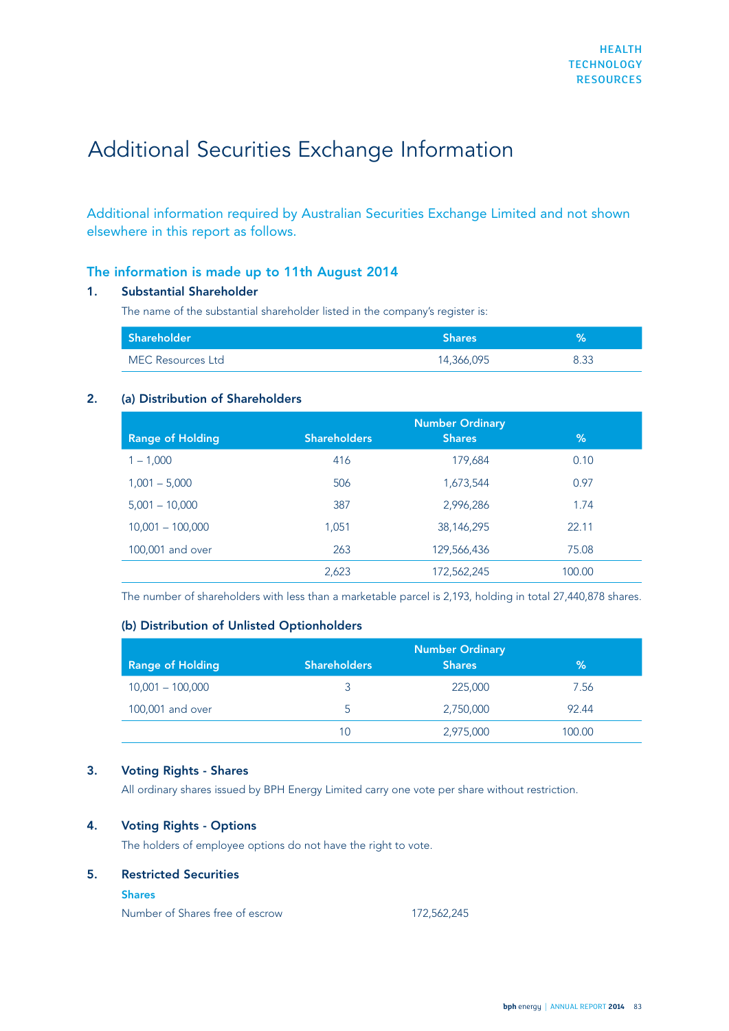# Additional Securities Exchange Information

Additional information required by Australian Securities Exchange Limited and not shown elsewhere in this report as follows.

## The information is made up to 11th August 2014

### 1. Substantial Shareholder

The name of the substantial shareholder listed in the company's register is:

| Shareholder | Shares | % |
|---|---|---|
| MEC Resources Ltd | 14,366,095 | 8.33 |

### 2. (a) Distribution of Shareholders

| Range of Holding | Shareholders | Number Ordinary Shares | % |
|---|---|---|---|
| 1 – 1,000 | 416 | 179,684 | 0.10 |
| 1,001 – 5,000 | 506 | 1,673,544 | 0.97 |
| 5,001 – 10,000 | 387 | 2,996,286 | 1.74 |
| 10,001 – 100,000 | 1,051 | 38,146,295 | 22.11 |
| 100,001 and over | 263 | 129,566,436 | 75.08 |
| | 2,623 | 172,562,245 | 100.00 |

The number of shareholders with less than a marketable parcel is 2,193, holding in total 27,440,878 shares.

#### (b) Distribution of Unlisted Optionholders

| Range of Holding | Shareholders | Number Ordinary Shares | % |
|---|---|---|---|
| 10,001 – 100,000 | 3 | 225,000 | 7.56 |
| 100,001 and over | 5 | 2,750,000 | 92.44 |
| | 10 | 2,975,000 | 100.00 |

### 3. Voting Rights - Shares

All ordinary shares issued by BPH Energy Limited carry one vote per share without restriction.

### 4. Voting Rights - Options

The holders of employee options do not have the right to vote.

### 5. Restricted Securities

**Shares**

Number of Shares free of escrow 172,562,245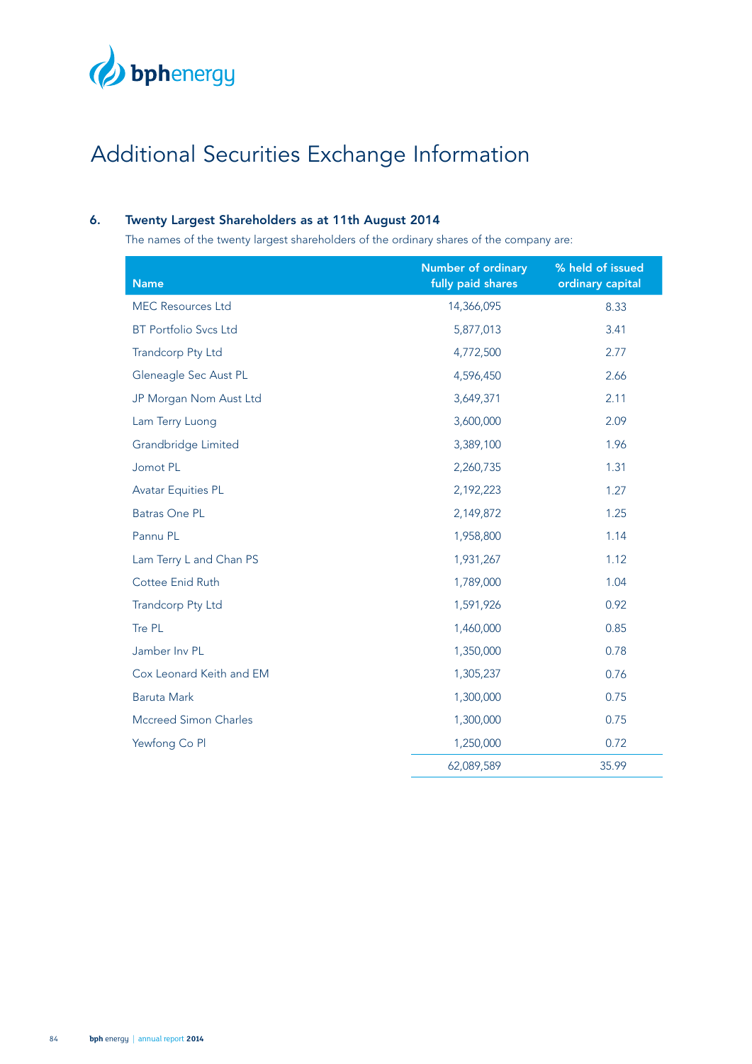# Additional Securities Exchange Information

## 6. Twenty Largest Shareholders as at 11th August 2014

The names of the twenty largest shareholders of the ordinary shares of the company are:

| Name | Number of ordinary fully paid shares | % held of issued ordinary capital |
|---|---|---|
| MEC Resources Ltd | 14,366,095 | 8.33 |
| BT Portfolio Svcs Ltd | 5,877,013 | 3.41 |
| Trandcorp Pty Ltd | 4,772,500 | 2.77 |
| Gleneagle Sec Aust PL | 4,596,450 | 2.66 |
| JP Morgan Nom Aust Ltd | 3,649,371 | 2.11 |
| Lam Terry Luong | 3,600,000 | 2.09 |
| Grandbridge Limited | 3,389,100 | 1.96 |
| Jomot PL | 2,260,735 | 1.31 |
| Avatar Equities PL | 2,192,223 | 1.27 |
| Batras One PL | 2,149,872 | 1.25 |
| Pannu PL | 1,958,800 | 1.14 |
| Lam Terry L and Chan PS | 1,931,267 | 1.12 |
| Cottee Enid Ruth | 1,789,000 | 1.04 |
| Trandcorp Pty Ltd | 1,591,926 | 0.92 |
| Tre PL | 1,460,000 | 0.85 |
| Jamber Inv PL | 1,350,000 | 0.78 |
| Cox Leonard Keith and EM | 1,305,237 | 0.76 |
| Baruta Mark | 1,300,000 | 0.75 |
| Mccreed Simon Charles | 1,300,000 | 0.75 |
| Yewfong Co Pl | 1,250,000 | 0.72 |
| | 62,089,589 | 35.99 |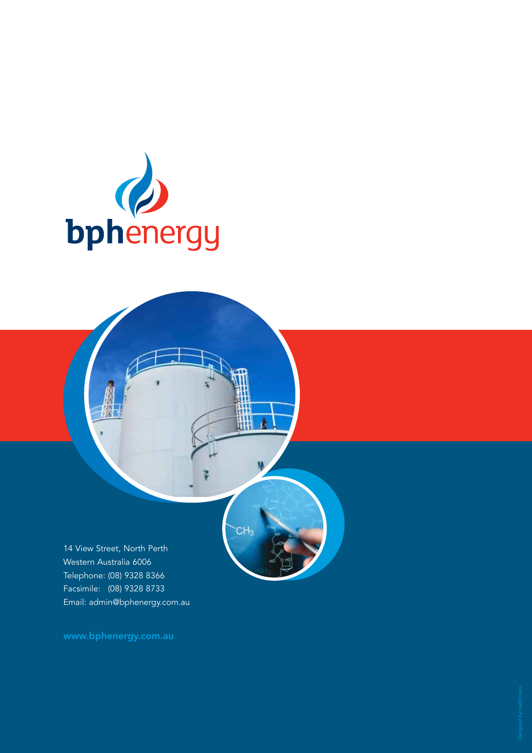bphenergy

14 View Street, North Perth
Western Australia 6006
Telephone: (08) 9328 8366
Facsimile: (08) 9328 8733
Email: admin@bphenergy.com.au

www.bphenergy.com.au

Designed by cre8tif.com